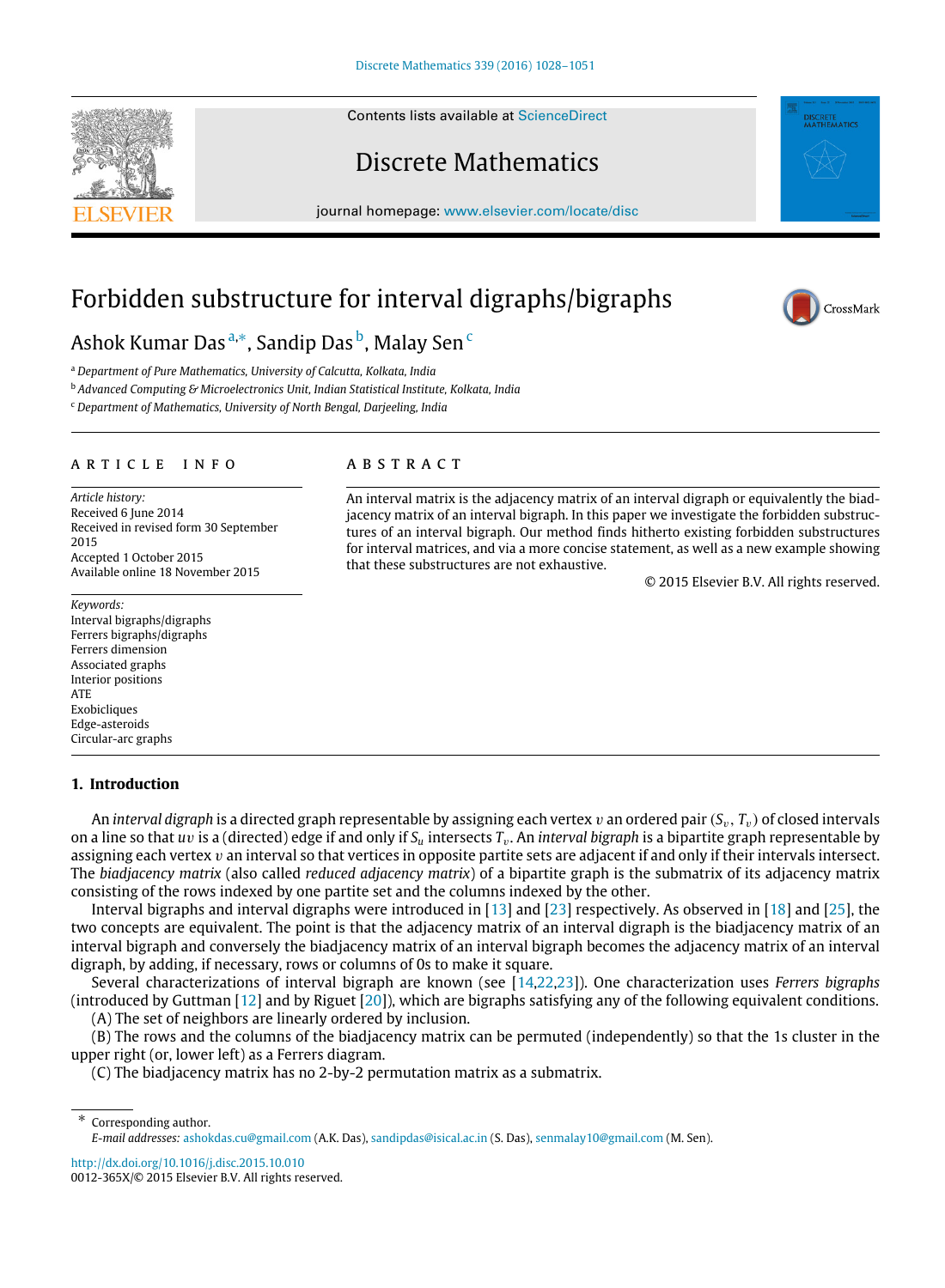# Forbidden substructure for interval digraphs/bigraphs

Ashok Kumar Das [a,*], Sandip Das [b], Malay Sen [c]

[a] Department of Pure Mathematics, University of Calcutta, Kolkata, India

[b] Advanced Computing & Microelectronics Unit, Indian Statistical Institute, Kolkata, India

[c] Department of Mathematics, University of North Bengal, Darjeeling, India

## ARTICLE INFO

*Article history:*
Received 6 June 2014
Received in revised form 30 September 2015
Accepted 1 October 2015
Available online 18 November 2015

*Keywords:*
Interval bigraphs/digraphs
Ferrers bigraphs/digraphs
Ferrers dimension
Associated graphs
Interior positions
ATE
Exobicliques
Edge-asteroids
Circular-arc graphs

## ABSTRACT

An interval matrix is the adjacency matrix of an interval digraph or equivalently the biadjacency matrix of an interval bigraph. In this paper we investigate the forbidden substructures of an interval bigraph. Our method finds hitherto existing forbidden substructures for interval matrices, and via a more concise statement, as well as a new example showing that these substructures are not exhaustive.

© 2015 Elsevier B.V. All rights reserved.

## 1. Introduction

An *interval digraph* is a directed graph representable by assigning each vertex $v$ an ordered pair $(S_v, T_v)$ of closed intervals on a line so that $uv$ is a (directed) edge if and only if $S_u$ intersects $T_v$. An *interval bigraph* is a bipartite graph representable by assigning each vertex $v$ an interval so that vertices in opposite partite sets are adjacent if and only if their intervals intersect. The *biadjacency matrix* (also called *reduced adjacency matrix*) of a bipartite graph is the submatrix of its adjacency matrix consisting of the rows indexed by one partite set and the columns indexed by the other.

Interval bigraphs and interval digraphs were introduced in [13] and [23] respectively. As observed in [18] and [25], the two concepts are equivalent. The point is that the adjacency matrix of an interval digraph is the biadjacency matrix of an interval bigraph and conversely the biadjacency matrix of an interval bigraph becomes the adjacency matrix of an interval digraph, by adding, if necessary, rows or columns of 0s to make it square.

Several characterizations of interval bigraph are known (see [14,22,23]). One characterization uses *Ferrers bigraphs* (introduced by Guttman [12] and by Riguet [20]), which are bigraphs satisfying any of the following equivalent conditions.

(A) The set of neighbors are linearly ordered by inclusion.

(B) The rows and the columns of the biadjacency matrix can be permuted (independently) so that the 1s cluster in the upper right (or, lower left) as a Ferrers diagram.

(C) The biadjacency matrix has no 2-by-2 permutation matrix as a submatrix.

* Corresponding author.
*E-mail addresses:* ashokdas.cu@gmail.com (A.K. Das), sandipdas@isical.ac.in (S. Das), senmalay10@gmail.com (M. Sen).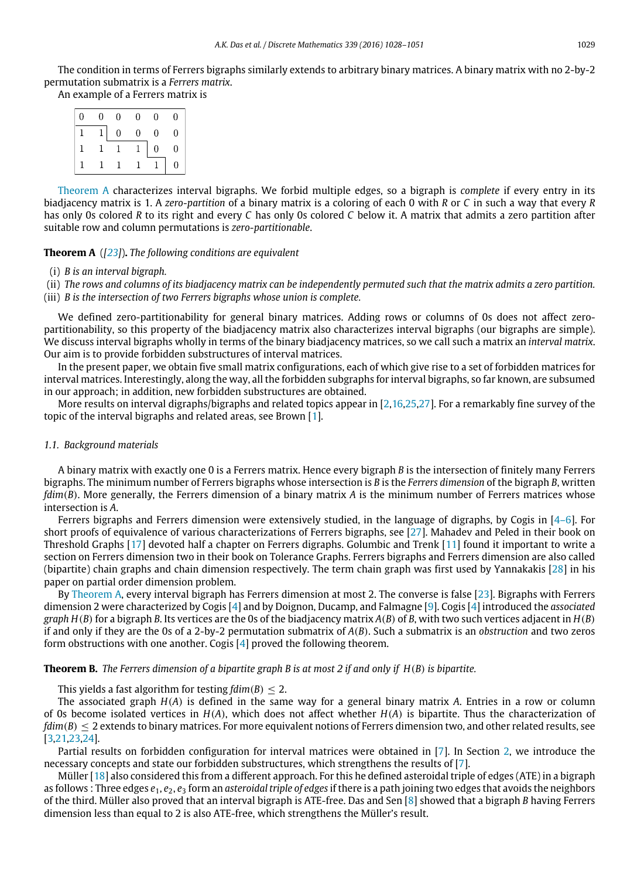The condition in terms of Ferrers bigraphs similarly extends to arbitrary binary matrices. A binary matrix with no 2-by-2 permutation submatrix is a *Ferrers matrix*.

An example of a Ferrers matrix is

| | | | | | |
|---|---|---|---|---|---|
| 0 | 0 | 0 | 0 | 0 | 0 |
| 1 | 1 | 0 | 0 | 0 | 0 |
| 1 | 1 | 1 | 1 | 0 | 0 |
| 1 | 1 | 1 | 1 | 1 | 0 |

Theorem A characterizes interval bigraphs. We forbid multiple edges, so a bigraph is *complete* if every entry in its biadjacency matrix is 1. A *zero-partition* of a binary matrix is a coloring of each 0 with $R$ or $C$ in such a way that every $R$ has only 0s colored $R$ to its right and every $C$ has only 0s colored $C$ below it. A matrix that admits a zero partition after suitable row and column permutations is *zero-partitionable*.

**Theorem A** ([23]). *The following conditions are equivalent*

(i) *B is an interval bigraph.*
(ii) *The rows and columns of its biadjacency matrix can be independently permuted such that the matrix admits a zero partition.*
(iii) *B is the intersection of two Ferrers bigraphs whose union is complete.*

We defined zero-partitionability for general binary matrices. Adding rows or columns of 0s does not affect zero-partitionability, so this property of the biadjacency matrix also characterizes interval bigraphs (our bigraphs are simple). We discuss interval bigraphs wholly in terms of the binary biadjacency matrices, so we call such a matrix an *interval matrix*. Our aim is to provide forbidden substructures of interval matrices.

In the present paper, we obtain five small matrix configurations, each of which give rise to a set of forbidden matrices for interval matrices. Interestingly, along the way, all the forbidden subgraphs for interval bigraphs, so far known, are subsumed in our approach; in addition, new forbidden substructures are obtained.

More results on interval digraphs/bigraphs and related topics appear in [2,16,25,27]. For a remarkably fine survey of the topic of the interval bigraphs and related areas, see Brown [1].

### 1.1. Background materials

A binary matrix with exactly one 0 is a Ferrers matrix. Hence every bigraph $B$ is the intersection of finitely many Ferrers bigraphs. The minimum number of Ferrers bigraphs whose intersection is $B$ is the *Ferrers dimension* of the bigraph $B$, written $fdim(B)$. More generally, the Ferrers dimension of a binary matrix $A$ is the minimum number of Ferrers matrices whose intersection is $A$.

Ferrers bigraphs and Ferrers dimension were extensively studied, in the language of digraphs, by Cogis in [4–6]. For short proofs of equivalence of various characterizations of Ferrers bigraphs, see [27]. Mahadev and Peled in their book on Threshold Graphs [17] devoted half a chapter on Ferrers digraphs. Golumbic and Trenk [11] found it important to write a section on Ferrers dimension two in their book on Tolerance Graphs. Ferrers bigraphs and Ferrers dimension are also called (bipartite) chain graphs and chain dimension respectively. The term chain graph was first used by Yannakakis [28] in his paper on partial order dimension problem.

By Theorem A, every interval bigraph has Ferrers dimension at most 2. The converse is false [23]. Bigraphs with Ferrers dimension 2 were characterized by Cogis [4] and by Doignon, Ducamp, and Falmagne [9]. Cogis [4] introduced the *associated graph* $H(B)$ for a bigraph $B$. Its vertices are the 0s of the biadjacency matrix $A(B)$ of $B$, with two such vertices adjacent in $H(B)$ if and only if they are the 0s of a 2-by-2 permutation submatrix of $A(B)$. Such a submatrix is an *obstruction* and two zeros form obstructions with one another. Cogis [4] proved the following theorem.

**Theorem B.** *The Ferrers dimension of a bipartite graph B is at most 2 if and only if $H(B)$ is bipartite.*

This yields a fast algorithm for testing $fdim(B) \leq 2$.

The associated graph $H(A)$ is defined in the same way for a general binary matrix $A$. Entries in a row or column of 0s become isolated vertices in $H(A)$, which does not affect whether $H(A)$ is bipartite. Thus the characterization of $fdim(B) \leq 2$ extends to binary matrices. For more equivalent notions of Ferrers dimension two, and other related results, see [3,21,23,24].

Partial results on forbidden configuration for interval matrices were obtained in [7]. In Section 2, we introduce the necessary concepts and state our forbidden substructures, which strengthens the results of [7].

Müller [18] also considered this from a different approach. For this he defined asteroidal triple of edges (ATE) in a bigraph as follows : Three edges $e_1, e_2, e_3$ form an *asteroidal triple of edges* if there is a path joining two edges that avoids the neighbors of the third. Müller also proved that an interval bigraph is ATE-free. Das and Sen [8] showed that a bigraph $B$ having Ferrers dimension less than equal to 2 is also ATE-free, which strengthens the Müller's result.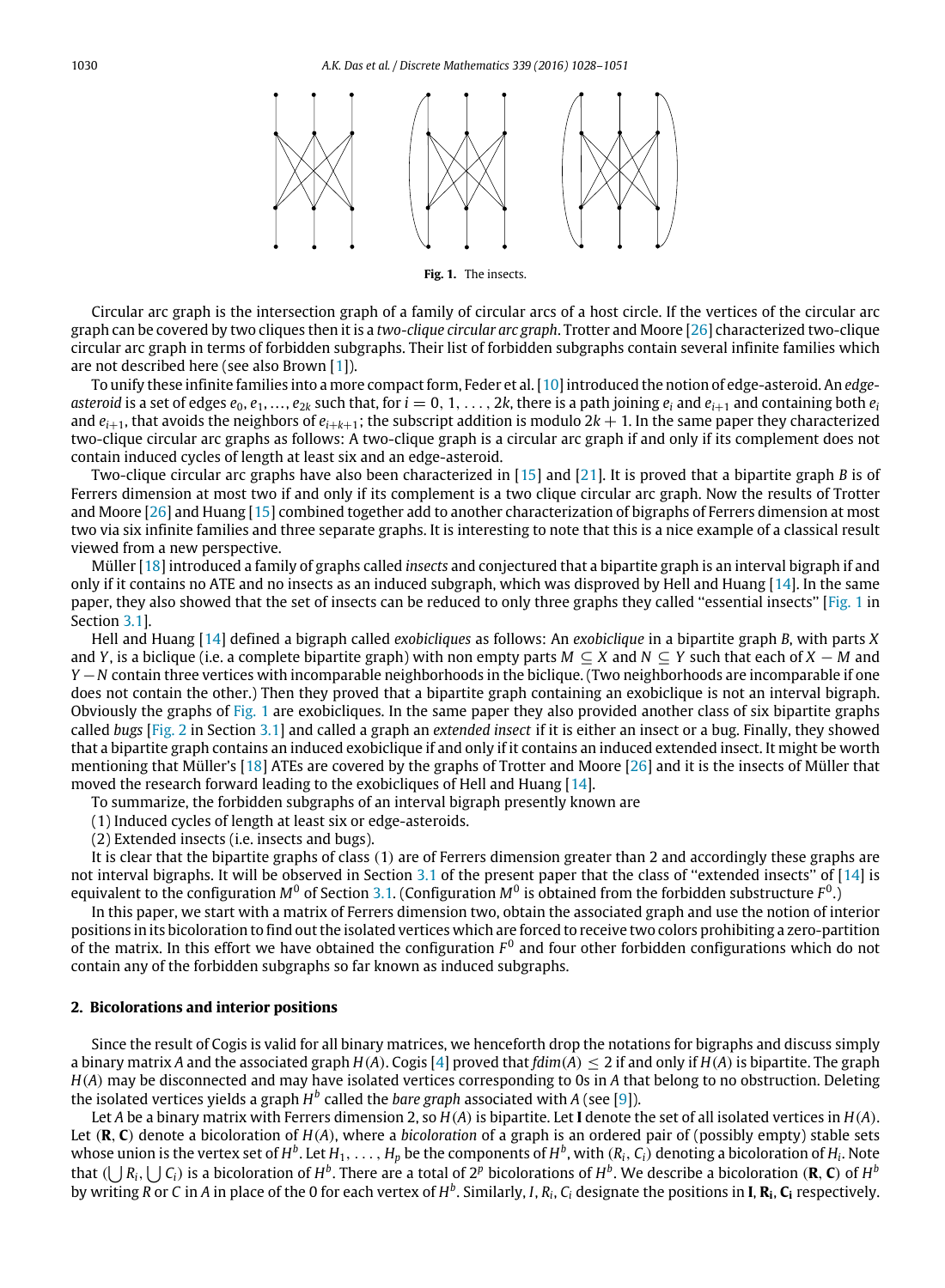**Fig. 1.** The insects.

Circular arc graph is the intersection graph of a family of circular arcs of a host circle. If the vertices of the circular arc graph can be covered by two cliques then it is a *two-clique circular arc graph*. Trotter and Moore [26] characterized two-clique circular arc graph in terms of forbidden subgraphs. Their list of forbidden subgraphs contain several infinite families which are not described here (see also Brown [1]).

To unify these infinite families into a more compact form, Feder et al. [10] introduced the notion of edge-asteroid. An *edge-asteroid* is a set of edges $e_0, e_1, \ldots, e_{2k}$ such that, for $i = 0, 1, \ldots, 2k$, there is a path joining $e_i$ and $e_{i+1}$ and containing both $e_i$ and $e_{i+1}$, that avoids the neighbors of $e_{i+k+1}$; the subscript addition is modulo $2k+1$. In the same paper they characterized two-clique circular arc graphs as follows: A two-clique graph is a circular arc graph if and only if its complement does not contain induced cycles of length at least six and an edge-asteroid.

Two-clique circular arc graphs have also been characterized in [15] and [21]. It is proved that a bipartite graph $B$ is of Ferrers dimension at most two if and only if its complement is a two clique circular arc graph. Now the results of Trotter and Moore [26] and Huang [15] combined together add to another characterization of bigraphs of Ferrers dimension at most two via six infinite families and three separate graphs. It is interesting to note that this is a nice example of a classical result viewed from a new perspective.

Müller [18] introduced a family of graphs called *insects* and conjectured that a bipartite graph is an interval bigraph if and only if it contains no ATE and no insects as an induced subgraph, which was disproved by Hell and Huang [14]. In the same paper, they also showed that the set of insects can be reduced to only three graphs they called "essential insects" [Fig. 1 in Section 3.1].

Hell and Huang [14] defined a bigraph called *exobicliques* as follows: An *exobiclique* in a bipartite graph $B$, with parts $X$ and $Y$, is a biclique (i.e. a complete bipartite graph) with non empty parts $M \subseteq X$ and $N \subseteq Y$ such that each of $X - M$ and $Y - N$ contain three vertices with incomparable neighborhoods in the biclique. (Two neighborhoods are incomparable if one does not contain the other.) Then they proved that a bipartite graph containing an exobiclique is not an interval bigraph. Obviously the graphs of Fig. 1 are exobicliques. In the same paper they also provided another class of six bipartite graphs called *bugs* [Fig. 2 in Section 3.1] and called a graph an *extended insect* if it is either an insect or a bug. Finally, they showed that a bipartite graph contains an induced exobiclique if and only if it contains an induced extended insect. It might be worth mentioning that Müller's [18] ATEs are covered by the graphs of Trotter and Moore [26] and it is the insects of Müller that moved the research forward leading to the exobicliques of Hell and Huang [14].

To summarize, the forbidden subgraphs of an interval bigraph presently known are

(1) Induced cycles of length at least six or edge-asteroids.

(2) Extended insects (i.e. insects and bugs).

It is clear that the bipartite graphs of class (1) are of Ferrers dimension greater than 2 and accordingly these graphs are not interval bigraphs. It will be observed in Section 3.1 of the present paper that the class of "extended insects" of [14] is equivalent to the configuration $M^0$ of Section 3.1. (Configuration $M^0$ is obtained from the forbidden substructure $F^0$.)

In this paper, we start with a matrix of Ferrers dimension two, obtain the associated graph and use the notion of interior positions in its bicoloration to find out the isolated vertices which are forced to receive two colors prohibiting a zero-partition of the matrix. In this effort we have obtained the configuration $F^0$ and four other forbidden configurations which do not contain any of the forbidden subgraphs so far known as induced subgraphs.

## 2. Bicolorations and interior positions

Since the result of Cogis is valid for all binary matrices, we henceforth drop the notations for bigraphs and discuss simply a binary matrix $A$ and the associated graph $H(A)$. Cogis [4] proved that $fdim(A) \leq 2$ if and only if $H(A)$ is bipartite. The graph $H(A)$ may be disconnected and may have isolated vertices corresponding to 0s in $A$ that belong to no obstruction. Deleting the isolated vertices yields a graph $H^b$ called the *bare graph* associated with $A$ (see [9]).

Let $A$ be a binary matrix with Ferrers dimension 2, so $H(A)$ is bipartite. Let $\mathbf{I}$ denote the set of all isolated vertices in $H(A)$. Let $(\mathbf{R}, \mathbf{C})$ denote a bicoloration of $H(A)$, where a *bicoloration* of a graph is an ordered pair of (possibly empty) stable sets whose union is the vertex set of $H^b$. Let $H_1, \ldots, H_p$ be the components of $H^b$, with $(R_i, C_i)$ denoting a bicoloration of $H_i$. Note that $(\bigcup R_i, \bigcup C_i)$ is a bicoloration of $H^b$. There are a total of $2^p$ bicolorations of $H^b$. We describe a bicoloration $(\mathbf{R}, \mathbf{C})$ of $H^b$ by writing $R$ or $C$ in $A$ in place of the 0 for each vertex of $H^b$. Similarly, $I, R_i, C_i$ designate the positions in $\mathbf{I}, \mathbf{R_i}, \mathbf{C_i}$ respectively.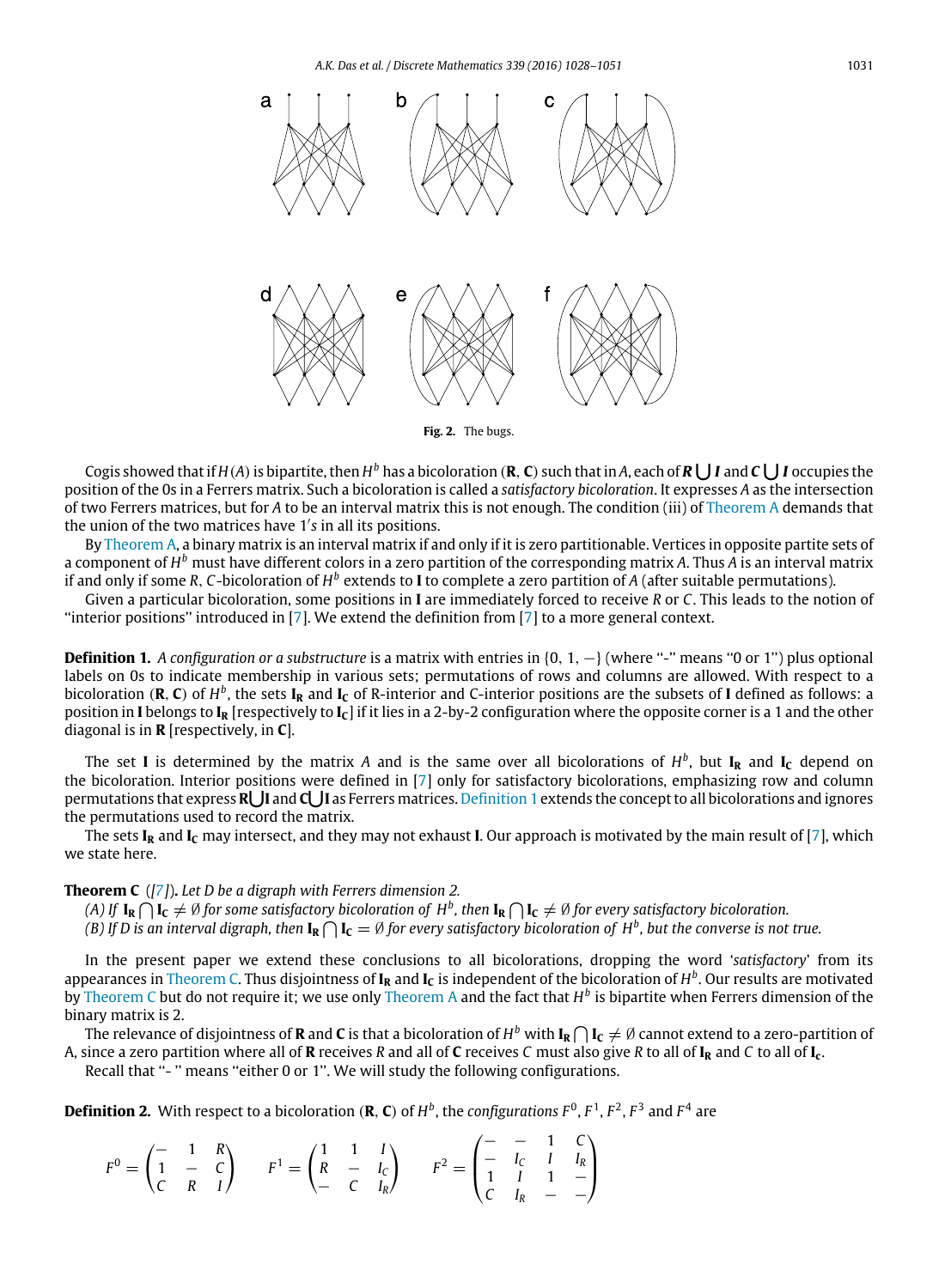**Fig. 2.** The bugs.

Cogis showed that if $H(A)$ is bipartite, then $H^b$ has a bicoloration $(\mathbf{R}, \mathbf{C})$ such that in $A$, each of $\boldsymbol{R} \bigcup \boldsymbol{I}$ and $\boldsymbol{C} \bigcup \boldsymbol{I}$ occupies the position of the 0s in a Ferrers matrix. Such a bicoloration is called a *satisfactory bicoloration*. It expresses $A$ as the intersection of two Ferrers matrices, but for $A$ to be an interval matrix this is not enough. The condition (iii) of Theorem A demands that the union of the two matrices have $1's$ in all its positions.

By Theorem A, a binary matrix is an interval matrix if and only if it is zero partitionable. Vertices in opposite partite sets of a component of $H^b$ must have different colors in a zero partition of the corresponding matrix $A$. Thus $A$ is an interval matrix if and only if some $R$, $C$-bicoloration of $H^b$ extends to $\mathbf{I}$ to complete a zero partition of $A$ (after suitable permutations).

Given a particular bicoloration, some positions in $\mathbf{I}$ are immediately forced to receive $R$ or $C$. This leads to the notion of "interior positions" introduced in [7]. We extend the definition from [7] to a more general context.

**Definition 1.** *A configuration or a substructure* is a matrix with entries in $\{0, 1, -\}$ (where "-" means "0 or 1") plus optional labels on 0s to indicate membership in various sets; permutations of rows and columns are allowed. With respect to a bicoloration $(\mathbf{R}, \mathbf{C})$ of $H^b$, the sets $\mathbf{I_R}$ and $\mathbf{I_C}$ of R-interior and C-interior positions are the subsets of $\mathbf{I}$ defined as follows: a position in $\mathbf{I}$ belongs to $\mathbf{I_R}$ [respectively to $\mathbf{I_C}$] if it lies in a 2-by-2 configuration where the opposite corner is a 1 and the other diagonal is in $\mathbf{R}$ [respectively, in $\mathbf{C}$].

The set $\mathbf{I}$ is determined by the matrix $A$ and is the same over all bicolorations of $H^b$, but $\mathbf{I_R}$ and $\mathbf{I_C}$ depend on the bicoloration. Interior positions were defined in [7] only for satisfactory bicolorations, emphasizing row and column permutations that express $\mathbf{R}\bigcup\mathbf{I}$ and $\mathbf{C}\bigcup\mathbf{I}$ as Ferrers matrices. Definition 1 extends the concept to all bicolorations and ignores the permutations used to record the matrix.

The sets $\mathbf{I_R}$ and $\mathbf{I_C}$ may intersect, and they may not exhaust $\mathbf{I}$. Our approach is motivated by the main result of [7], which we state here.

**Theorem C** ([7]). *Let $D$ be a digraph with Ferrers dimension 2.*
*(A) If $\mathbf{I_R} \bigcap \mathbf{I_C} \neq \emptyset$ for some satisfactory bicoloration of $H^b$, then $\mathbf{I_R} \bigcap \mathbf{I_C} \neq \emptyset$ for every satisfactory bicoloration.*
*(B) If $D$ is an interval digraph, then $\mathbf{I_R} \bigcap \mathbf{I_C} = \emptyset$ for every satisfactory bicoloration of $H^b$, but the converse is not true.*

In the present paper we extend these conclusions to all bicolorations, dropping the word '*satisfactory*' from its appearances in Theorem C. Thus disjointness of $\mathbf{I_R}$ and $\mathbf{I_C}$ is independent of the bicoloration of $H^b$. Our results are motivated by Theorem C but do not require it; we use only Theorem A and the fact that $H^b$ is bipartite when Ferrers dimension of the binary matrix is 2.

The relevance of disjointness of $\mathbf{R}$ and $\mathbf{C}$ is that a bicoloration of $H^b$ with $\mathbf{I_R} \bigcap \mathbf{I_C} \neq \emptyset$ cannot extend to a zero-partition of A, since a zero partition where all of $\mathbf{R}$ receives $R$ and all of $\mathbf{C}$ receives $C$ must also give $R$ to all of $\mathbf{I_R}$ and $C$ to all of $\mathbf{I_c}$.

Recall that "- " means "either 0 or 1". We will study the following configurations.

**Definition 2.** With respect to a bicoloration $(\mathbf{R}, \mathbf{C})$ of $H^b$, the *configurations* $F^0, F^1, F^2, F^3$ and $F^4$ are

$$F^0 = \begin{pmatrix} - & 1 & R \\ 1 & - & C \\ C & R & I \end{pmatrix} \qquad F^1 = \begin{pmatrix} 1 & 1 & I \\ R & - & I_C \\ - & C & I_R \end{pmatrix} \qquad F^2 = \begin{pmatrix} - & - & 1 & C \\ - & I_C & I & I_R \\ 1 & I & 1 & - \\ C & I_R & - & - \end{pmatrix}$$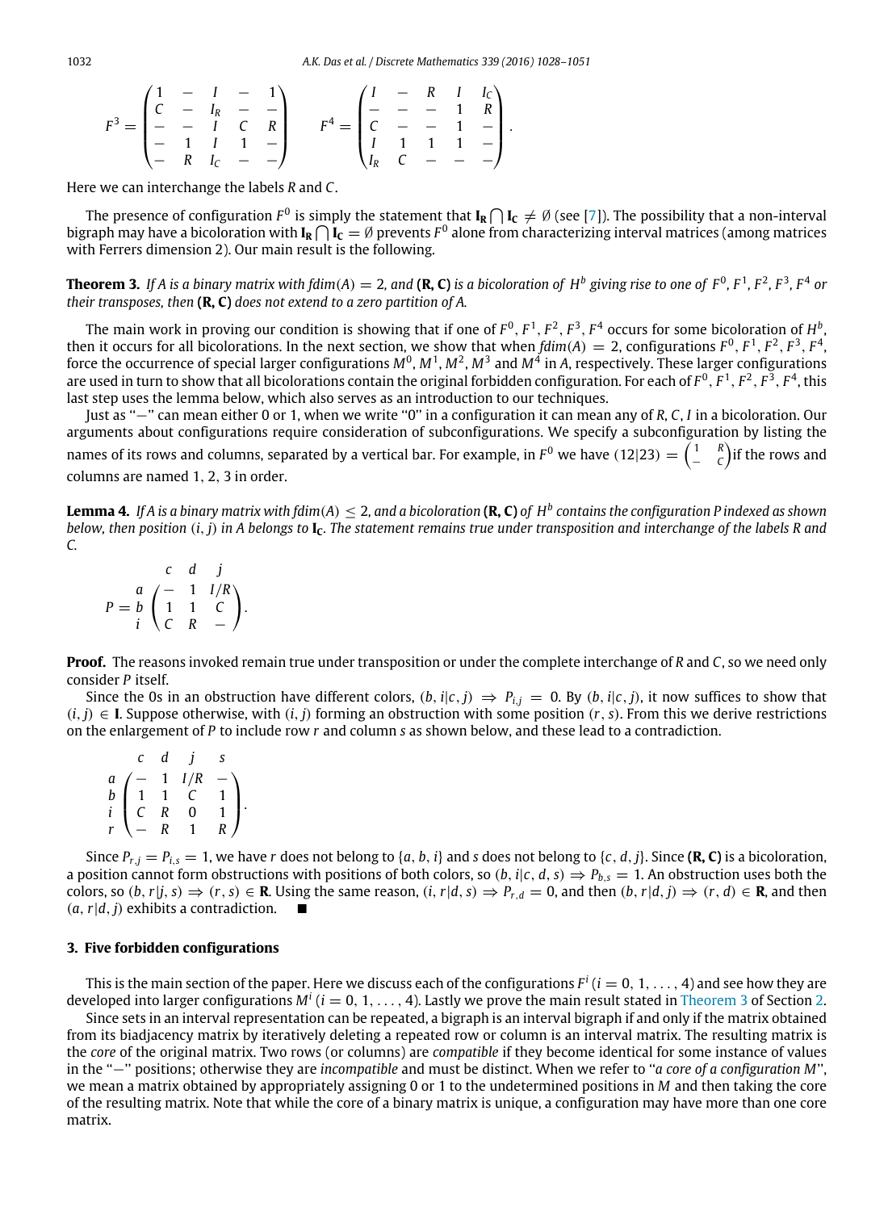$$F^3 = \begin{pmatrix} 1 & - & I & - & 1 \\ C & - & I_R & - & - \\ - & - & I & C & R \\ - & 1 & I & 1 & - \\ - & R & I_C & - & - \end{pmatrix} \qquad F^4 = \begin{pmatrix} I & - & R & I & I_C \\ - & - & - & 1 & R \\ C & - & - & 1 & - \\ I & 1 & 1 & 1 & - \\ I_R & C & - & - & - \end{pmatrix}.$$

Here we can interchange the labels $R$ and $C$.

The presence of configuration $F^0$ is simply the statement that $\mathbf{I_R} \bigcap \mathbf{I_C} \neq \emptyset$ (see [7]). The possibility that a non-interval bigraph may have a bicoloration with $\mathbf{I_R} \bigcap \mathbf{I_C} = \emptyset$ prevents $F^0$ alone from characterizing interval matrices (among matrices with Ferrers dimension 2). Our main result is the following.

**Theorem 3.** *If $A$ is a binary matrix with $fdim(A) = 2$, and* **(R, C)** *is a bicoloration of $H^b$ giving rise to one of $F^0, F^1, F^2, F^3, F^4$ or their transposes, then* **(R, C)** *does not extend to a zero partition of $A$.*

The main work in proving our condition is showing that if one of $F^0, F^1, F^2, F^3, F^4$ occurs for some bicoloration of $H^b$, then it occurs for all bicolorations. In the next section, we show that when $fdim(A) = 2$, configurations $F^0, F^1, F^2, F^3, F^4$, force the occurrence of special larger configurations $M^0, M^1, M^2, M^3$ and $M^4$ in $A$, respectively. These larger configurations are used in turn to show that all bicolorations contain the original forbidden configuration. For each of $F^0, F^1, F^2, F^3, F^4$, this last step uses the lemma below, which also serves as an introduction to our techniques.

Just as "$-$" can mean either 0 or 1, when we write "0" in a configuration it can mean any of $R, C, I$ in a bicoloration. Our arguments about configurations require consideration of subconfigurations. We specify a subconfiguration by listing the names of its rows and columns, separated by a vertical bar. For example, in $F^0$ we have $(12|23) = \begin{pmatrix} 1 & R \\ - & C \end{pmatrix}$ if the rows and columns are named 1, 2, 3 in order.

**Lemma 4.** *If $A$ is a binary matrix with $fdim(A) \leq 2$, and a bicoloration* **(R, C)** *of $H^b$ contains the configuration $P$ indexed as shown below, then position $(i, j)$ in $A$ belongs to $\mathbf{I_C}$. The statement remains true under transposition and interchange of the labels $R$ and $C$.*

$$P = \begin{array}{c} \\ a \\ b \\ i \end{array} \begin{array}{c} \begin{array}{ccc} c & d & j \end{array} \\ \begin{pmatrix} - & 1 & I/R \\ 1 & 1 & C \\ C & R & - \end{pmatrix} \end{array}.$$

**Proof.** The reasons invoked remain true under transposition or under the complete interchange of $R$ and $C$, so we need only consider $P$ itself.

Since the 0s in an obstruction have different colors, $(b, i|c, j) \Rightarrow P_{i,j} = 0$. By $(b, i|c, j)$, it now suffices to show that $(i, j) \in \mathbf{I}$. Suppose otherwise, with $(i, j)$ forming an obstruction with some position $(r, s)$. From this we derive restrictions on the enlargement of $P$ to include row $r$ and column $s$ as shown below, and these lead to a contradiction.

$$\begin{array}{c} \\ a \\ b \\ i \\ r \end{array} \begin{array}{c} \begin{array}{cccc} c & d & j & s \end{array} \\ \begin{pmatrix} - & 1 & I/R & - \\ 1 & 1 & C & 1 \\ C & R & 0 & 1 \\ - & R & 1 & R \end{pmatrix} \end{array}.$$

Since $P_{r,j} = P_{i,s} = 1$, we have $r$ does not belong to $\{a, b, i\}$ and $s$ does not belong to $\{c, d, j\}$. Since **(R, C)** is a bicoloration, a position cannot form obstructions with positions of both colors, so $(b, i|c, d, s) \Rightarrow P_{b,s} = 1$. An obstruction uses both the colors, so $(b, r|j, s) \Rightarrow (r, s) \in \mathbf{R}$. Using the same reason, $(i, r|d, s) \Rightarrow P_{r,d} = 0$, and then $(b, r|d, j) \Rightarrow (r, d) \in \mathbf{R}$, and then $(a, r|d, j)$ exhibits a contradiction. ∎

## 3. Five forbidden configurations

This is the main section of the paper. Here we discuss each of the configurations $F^i$ $(i = 0, 1, \ldots, 4)$ and see how they are developed into larger configurations $M^i$ $(i = 0, 1, \ldots, 4)$. Lastly we prove the main result stated in Theorem 3 of Section 2.

Since sets in an interval representation can be repeated, a bigraph is an interval bigraph if and only if the matrix obtained from its biadjacency matrix by iteratively deleting a repeated row or column is an interval matrix. The resulting matrix is the *core* of the original matrix. Two rows (or columns) are *compatible* if they become identical for some instance of values in the "$-$" positions; otherwise they are *incompatible* and must be distinct. When we refer to "*a core of a configuration M*", we mean a matrix obtained by appropriately assigning 0 or 1 to the undetermined positions in $M$ and then taking the core of the resulting matrix. Note that while the core of a binary matrix is unique, a configuration may have more than one core matrix.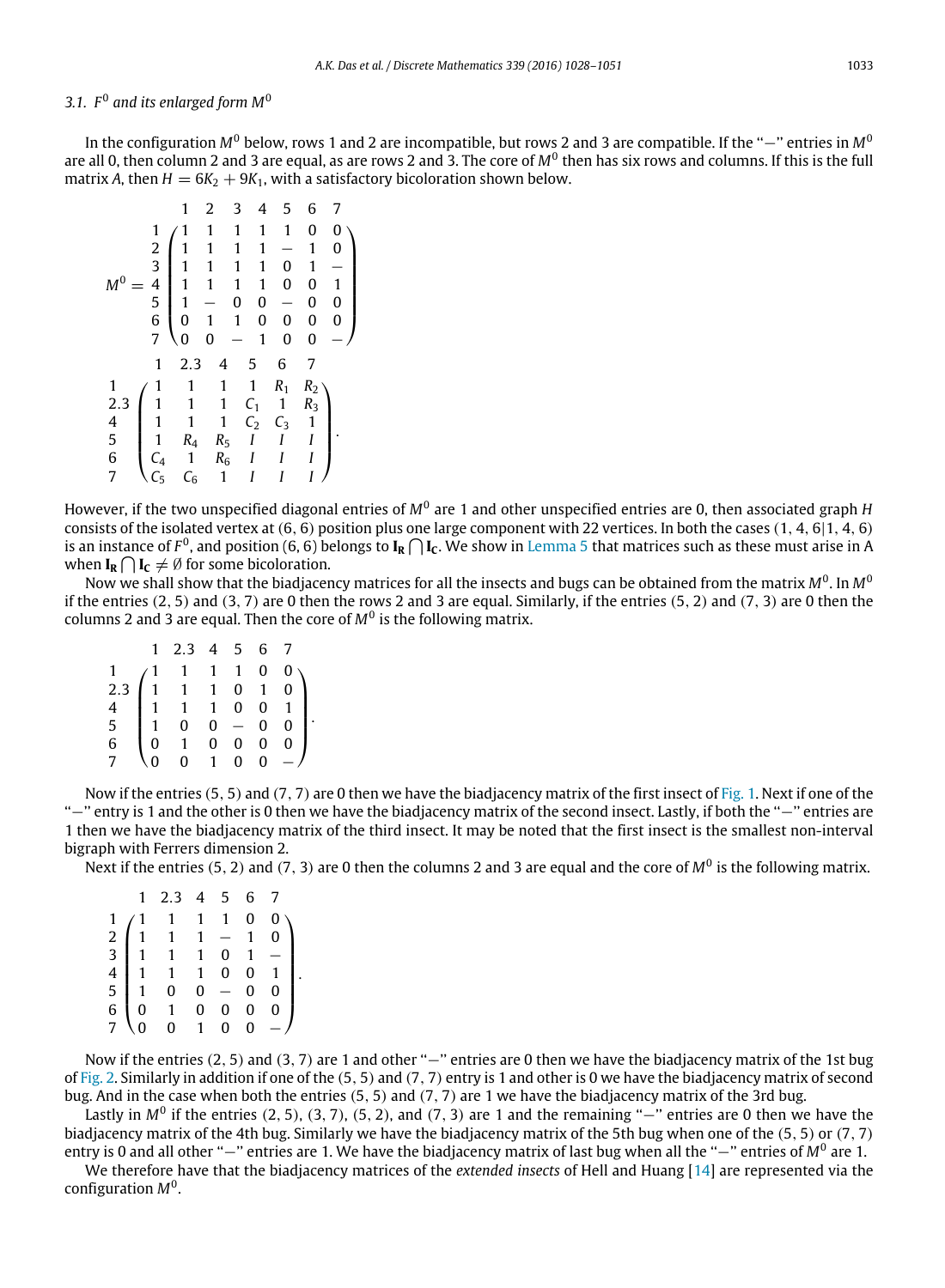### 3.1. $F^0$ and its enlarged form $M^0$

In the configuration $M^0$ below, rows 1 and 2 are incompatible, but rows 2 and 3 are compatible. If the "−" entries in $M^0$ are all 0, then column 2 and 3 are equal, as are rows 2 and 3. The core of $M^0$ then has six rows and columns. If this is the full matrix $A$, then $H = 6K_2 + 9K_1$, with a satisfactory bicoloration shown below.

$$
M^0 = \begin{array}{c} 1 \\ 2 \\ 3 \\ 4 \\ 5 \\ 6 \\ 7 \end{array}
\overset{\begin{array}{ccccccc} 1 & 2 & 3 & 4 & 5 & 6 & 7 \end{array}}{\begin{pmatrix}
1 & 1 & 1 & 1 & 1 & 0 & 0 \\
1 & 1 & 1 & 1 & - & 1 & 0 \\
1 & 1 & 1 & 1 & 0 & 1 & - \\
1 & 1 & 1 & 1 & 0 & 0 & 1 \\
1 & - & 0 & 0 & - & 0 & 0 \\
0 & 1 & 1 & 0 & 0 & 0 & 0 \\
0 & 0 & - & 1 & 0 & 0 & -
\end{pmatrix}}
$$

$$
\begin{array}{c} 1 \\ 2.3 \\ 4 \\ 5 \\ 6 \\ 7 \end{array}
\overset{\begin{array}{cccccc} 1 & 2.3 & 4 & 5 & 6 & 7 \end{array}}{\begin{pmatrix}
1 & 1 & 1 & 1 & R_1 & R_2 \\
1 & 1 & 1 & C_1 & 1 & R_3 \\
1 & 1 & 1 & C_2 & C_3 & 1 \\
1 & R_4 & R_5 & I & I & I \\
C_4 & 1 & R_6 & I & I & I \\
C_5 & C_6 & 1 & I & I & I
\end{pmatrix}}.
$$

However, if the two unspecified diagonal entries of $M^0$ are 1 and other unspecified entries are 0, then associated graph $H$ consists of the isolated vertex at $(6, 6)$ position plus one large component with 22 vertices. In both the cases $(1, 4, 6|1, 4, 6)$ is an instance of $F^0$, and position $(6, 6)$ belongs to $\mathbf{I_R} \bigcap \mathbf{I_C}$. We show in Lemma 5 that matrices such as these must arise in A when $\mathbf{I_R} \bigcap \mathbf{I_C} \neq \emptyset$ for some bicoloration.

Now we shall show that the biadjacency matrices for all the insects and bugs can be obtained from the matrix $M^0$. In $M^0$ if the entries $(2, 5)$ and $(3, 7)$ are 0 then the rows 2 and 3 are equal. Similarly, if the entries $(5, 2)$ and $(7, 3)$ are 0 then the columns 2 and 3 are equal. Then the core of $M^0$ is the following matrix.

$$
\begin{array}{c} 1 \\ 2.3 \\ 4 \\ 5 \\ 6 \\ 7 \end{array}
\overset{\begin{array}{cccccc} 1 & 2.3 & 4 & 5 & 6 & 7 \end{array}}{\begin{pmatrix}
1 & 1 & 1 & 1 & 0 & 0 \\
1 & 1 & 1 & 0 & 1 & 0 \\
1 & 1 & 1 & 0 & 0 & 1 \\
1 & 0 & 0 & - & 0 & 0 \\
0 & 1 & 0 & 0 & 0 & 0 \\
0 & 0 & 1 & 0 & 0 & -
\end{pmatrix}}.
$$

Now if the entries $(5, 5)$ and $(7, 7)$ are 0 then we have the biadjacency matrix of the first insect of Fig. 1. Next if one of the "−" entry is 1 and the other is 0 then we have the biadjacency matrix of the second insect. Lastly, if both the "−" entries are 1 then we have the biadjacency matrix of the third insect. It may be noted that the first insect is the smallest non-interval bigraph with Ferrers dimension 2.

Next if the entries $(5, 2)$ and $(7, 3)$ are 0 then the columns 2 and 3 are equal and the core of $M^0$ is the following matrix.

$$
\begin{array}{c} 1 \\ 2 \\ 3 \\ 4 \\ 5 \\ 6 \\ 7 \end{array}
\overset{\begin{array}{cccccc} 1 & 2.3 & 4 & 5 & 6 & 7 \end{array}}{\begin{pmatrix}
1 & 1 & 1 & 1 & 0 & 0 \\
1 & 1 & 1 & - & 1 & 0 \\
1 & 1 & 1 & 0 & 1 & - \\
1 & 1 & 1 & 0 & 0 & 1 \\
1 & 0 & 0 & - & 0 & 0 \\
0 & 1 & 0 & 0 & 0 & 0 \\
0 & 0 & 1 & 0 & 0 & -
\end{pmatrix}}.
$$

Now if the entries $(2, 5)$ and $(3, 7)$ are 1 and other "−" entries are 0 then we have the biadjacency matrix of the 1st bug of Fig. 2. Similarly in addition if one of the $(5, 5)$ and $(7, 7)$ entry is 1 and other is 0 we have the biadjacency matrix of second bug. And in the case when both the entries $(5, 5)$ and $(7, 7)$ are 1 we have the biadjacency matrix of the 3rd bug.

Lastly in $M^0$ if the entries $(2, 5)$, $(3, 7)$, $(5, 2)$, and $(7, 3)$ are 1 and the remaining "−" entries are 0 then we have the biadjacency matrix of the 4th bug. Similarly we have the biadjacency matrix of the 5th bug when one of the $(5, 5)$ or $(7, 7)$ entry is 0 and all other "−" entries are 1. We have the biadjacency matrix of last bug when all the "−" entries of $M^0$ are 1.

We therefore have that the biadjacency matrices of the *extended insects* of Hell and Huang [14] are represented via the configuration $M^0$.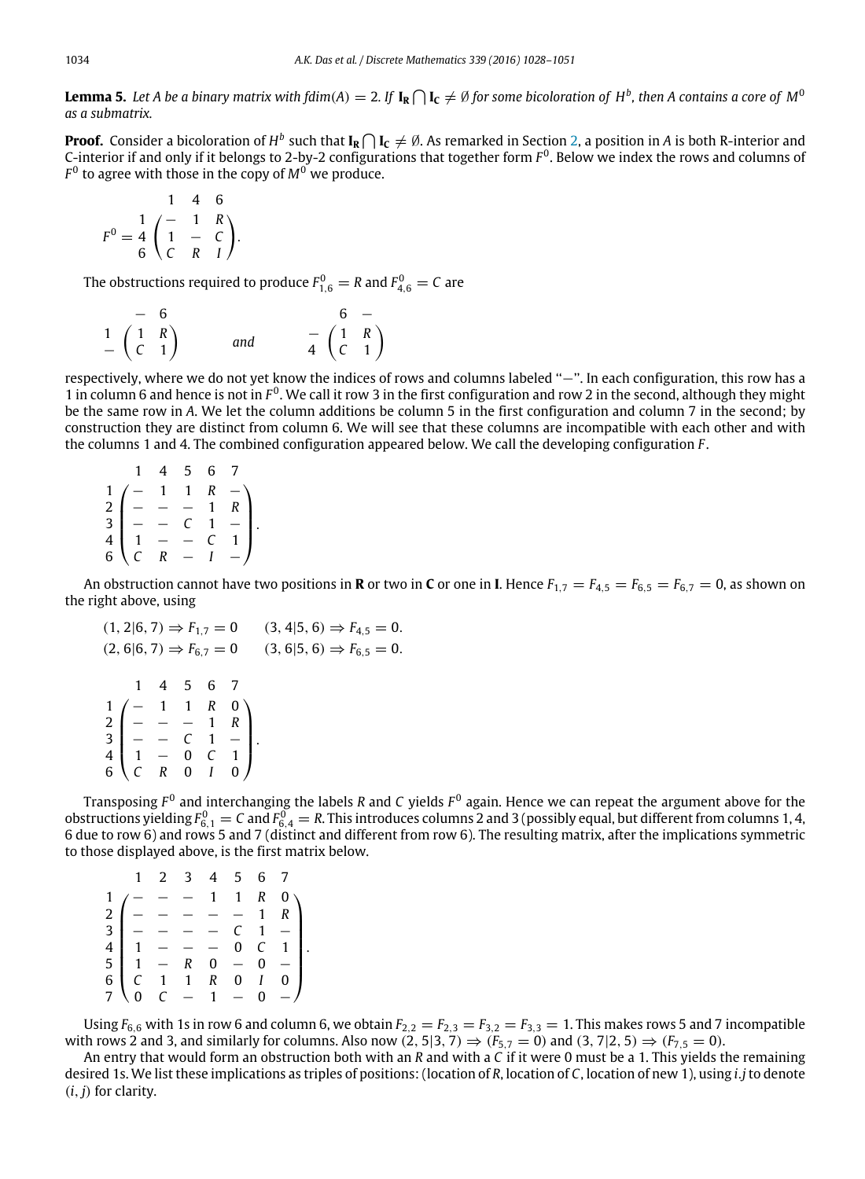**Lemma 5.** *Let $A$ be a binary matrix with $fdim(A) = 2$. If $\mathbf{I_R} \bigcap \mathbf{I_C} \neq \emptyset$ for some bicoloration of $H^b$, then $A$ contains a core of $M^0$ as a submatrix.*

**Proof.** Consider a bicoloration of $H^b$ such that $\mathbf{I_R} \bigcap \mathbf{I_C} \neq \emptyset$. As remarked in Section 2, a position in $A$ is both R-interior and C-interior if and only if it belongs to 2-by-2 configurations that together form $F^0$. Below we index the rows and columns of $F^0$ to agree with those in the copy of $M^0$ we produce.

$$F^0 = \begin{array}{c} \\ 1 \\ 4 \\ 6 \end{array} \begin{array}{c} \begin{array}{ccc} 1 & 4 & 6 \end{array} \\ \begin{pmatrix} - & 1 & R \\ 1 & - & C \\ C & R & I \end{pmatrix} \end{array}.$$

The obstructions required to produce $F^0_{1,6} = R$ and $F^0_{4,6} = C$ are

$$\begin{array}{c} \\ 1 \\ - \end{array} \begin{array}{c} \begin{array}{cc} - & 6 \end{array} \\ \begin{pmatrix} 1 & R \\ C & 1 \end{pmatrix} \end{array} \qquad \textit{and} \qquad \begin{array}{c} \\ - \\ 4 \end{array} \begin{array}{c} \begin{array}{cc} 6 & - \end{array} \\ \begin{pmatrix} 1 & R \\ C & 1 \end{pmatrix} \end{array}$$

respectively, where we do not yet know the indices of rows and columns labeled "−". In each configuration, this row has a 1 in column 6 and hence is not in $F^0$. We call it row 3 in the first configuration and row 2 in the second, although they might be the same row in $A$. We let the column additions be column 5 in the first configuration and column 7 in the second; by construction they are distinct from column 6. We will see that these columns are incompatible with each other and with the columns 1 and 4. The combined configuration appeared below. We call the developing configuration $F$.

$$\begin{array}{c} \\ 1 \\ 2 \\ 3 \\ 4 \\ 6 \end{array} \begin{array}{c} \begin{array}{ccccc} 1 & 4 & 5 & 6 & 7 \end{array} \\ \begin{pmatrix} - & 1 & 1 & R & - \\ - & - & - & 1 & R \\ - & - & C & 1 & - \\ 1 & - & - & C & 1 \\ C & R & - & I & - \end{pmatrix} \end{array}.$$

An obstruction cannot have two positions in $\mathbf{R}$ or two in $\mathbf{C}$ or one in $\mathbf{I}$. Hence $F_{1,7} = F_{4,5} = F_{6,5} = F_{6,7} = 0$, as shown on the right above, using

$$(1, 2|6, 7) \Rightarrow F_{1,7} = 0 \qquad (3, 4|5, 6) \Rightarrow F_{4,5} = 0.$$
$$(2, 6|6, 7) \Rightarrow F_{6,7} = 0 \qquad (3, 6|5, 6) \Rightarrow F_{6,5} = 0.$$

$$\begin{array}{c} \\ 1 \\ 2 \\ 3 \\ 4 \\ 6 \end{array} \begin{array}{c} \begin{array}{ccccc} 1 & 4 & 5 & 6 & 7 \end{array} \\ \begin{pmatrix} - & 1 & 1 & R & 0 \\ - & - & - & 1 & R \\ - & - & C & 1 & - \\ 1 & - & 0 & C & 1 \\ C & R & 0 & I & 0 \end{pmatrix} \end{array}.$$

Transposing $F^0$ and interchanging the labels $R$ and $C$ yields $F^0$ again. Hence we can repeat the argument above for the obstructions yielding $F^0_{6,1} = C$ and $F^0_{6,4} = R$. This introduces columns 2 and 3 (possibly equal, but different from columns 1, 4, 6 due to row 6) and rows 5 and 7 (distinct and different from row 6). The resulting matrix, after the implications symmetric to those displayed above, is the first matrix below.

$$\begin{array}{c} \\ 1 \\ 2 \\ 3 \\ 4 \\ 5 \\ 6 \\ 7 \end{array} \begin{array}{c} \begin{array}{ccccccc} 1 & 2 & 3 & 4 & 5 & 6 & 7 \end{array} \\ \begin{pmatrix} - & - & - & 1 & 1 & R & 0 \\ - & - & - & - & - & 1 & R \\ - & - & - & - & C & 1 & - \\ 1 & - & - & - & 0 & C & 1 \\ 1 & - & R & 0 & - & 0 & - \\ C & 1 & 1 & R & 0 & I & 0 \\ 0 & C & - & 1 & - & 0 & - \end{pmatrix} \end{array}.$$

Using $F_{6,6}$ with 1s in row 6 and column 6, we obtain $F_{2,2} = F_{2,3} = F_{3,2} = F_{3,3} = 1$. This makes rows 5 and 7 incompatible with rows 2 and 3, and similarly for columns. Also now $(2, 5|3, 7) \Rightarrow (F_{5,7} = 0)$ and $(3, 7|2, 5) \Rightarrow (F_{7,5} = 0)$.

An entry that would form an obstruction both with an $R$ and with a $C$ if it were 0 must be a 1. This yields the remaining desired 1s. We list these implications as triples of positions: (location of $R$, location of $C$, location of new 1), using $i.j$ to denote $(i, j)$ for clarity.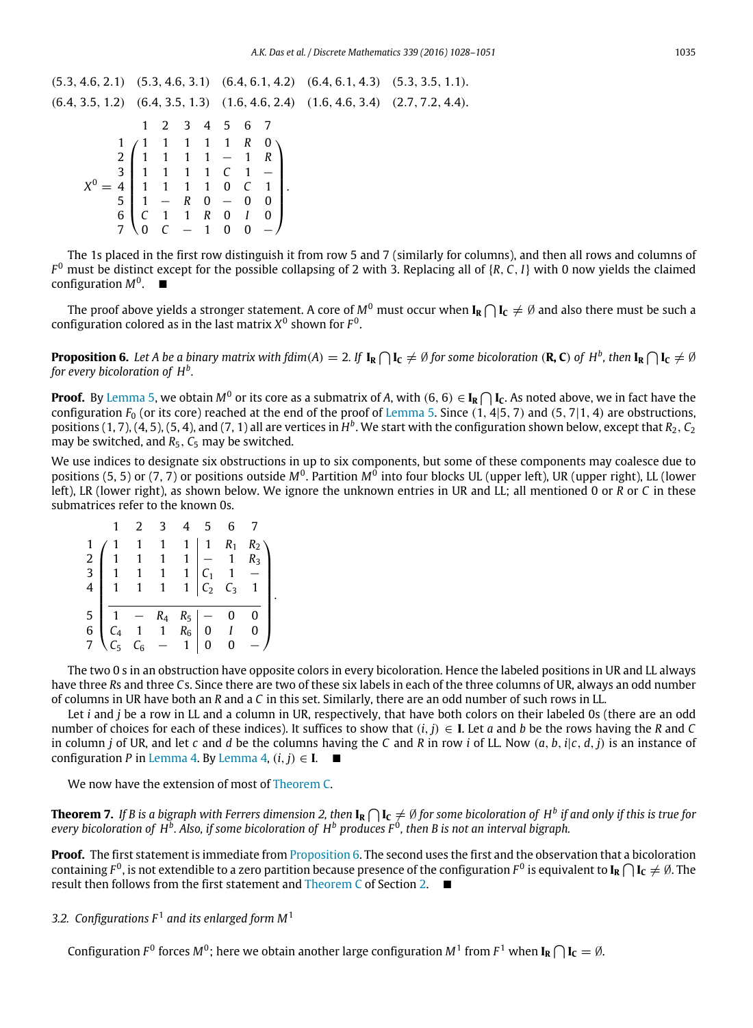(5.3, 4.6, 2.1)   (5.3, 4.6, 3.1)   (6.4, 6.1, 4.2)   (6.4, 6.1, 4.3)   (5.3, 3.5, 1.1).

(6.4, 3.5, 1.2)   (6.4, 3.5, 1.3)   (1.6, 4.6, 2.4)   (1.6, 4.6, 3.4)   (2.7, 7.2, 4.4).

$$X^0 = \begin{array}{c} \\ 1\\2\\3\\4\\5\\6\\7 \end{array}\begin{array}{c} \begin{array}{ccccccc} 1 & 2 & 3 & 4 & 5 & 6 & 7 \end{array} \\ \begin{pmatrix} 1 & 1 & 1 & 1 & 1 & R & 0 \\ 1 & 1 & 1 & 1 & - & 1 & R \\ 1 & 1 & 1 & 1 & C & 1 & - \\ 1 & 1 & 1 & 1 & 0 & C & 1 \\ 1 & - & R & 0 & - & 0 & 0 \\ C & 1 & 1 & R & 0 & I & 0 \\ 0 & C & - & 1 & 0 & 0 & - \end{pmatrix} \end{array}.$$

The 1s placed in the first row distinguish it from row 5 and 7 (similarly for columns), and then all rows and columns of $F^0$ must be distinct except for the possible collapsing of 2 with 3. Replacing all of $\{R, C, I\}$ with 0 now yields the claimed configuration $M^0$. ∎

The proof above yields a stronger statement. A core of $M^0$ must occur when $\mathbf{I_R} \bigcap \mathbf{I_C} \neq \emptyset$ and also there must be such a configuration colored as in the last matrix $X^0$ shown for $F^0$.

**Proposition 6.** *Let $A$ be a binary matrix with $fdim(A) = 2$. If $\mathbf{I_R} \bigcap \mathbf{I_C} \neq \emptyset$ for some bicoloration $(\mathbf{R}, \mathbf{C})$ of $H^b$, then $\mathbf{I_R} \bigcap \mathbf{I_C} \neq \emptyset$ for every bicoloration of $H^b$.*

**Proof.** By Lemma 5, we obtain $M^0$ or its core as a submatrix of $A$, with $(6, 6) \in \mathbf{I_R} \bigcap \mathbf{I_C}$. As noted above, we in fact have the configuration $F_0$ (or its core) reached at the end of the proof of Lemma 5. Since $(1, 4|5, 7)$ and $(5, 7|1, 4)$ are obstructions, positions $(1, 7), (4, 5), (5, 4)$, and $(7, 1)$ all are vertices in $H^b$. We start with the configuration shown below, except that $R_2, C_2$ may be switched, and $R_5, C_5$ may be switched.

We use indices to designate six obstructions in up to six components, but some of these components may coalesce due to positions (5, 5) or (7, 7) or positions outside $M^0$. Partition $M^0$ into four blocks UL (upper left), UR (upper right), LL (lower left), LR (lower right), as shown below. We ignore the unknown entries in UR and LL; all mentioned 0 or $R$ or $C$ in these submatrices refer to the known 0s.

$$\begin{array}{c} \\ 1\\2\\3\\4\\5\\6\\7 \end{array}\begin{array}{c} \begin{array}{ccccccc} 1 & 2 & 3 & 4 & 5 & 6 & 7 \end{array} \\ \left(\begin{array}{cccc|ccc} 1 & 1 & 1 & 1 & 1 & R_1 & R_2 \\ 1 & 1 & 1 & 1 & - & 1 & R_3 \\ 1 & 1 & 1 & 1 & C_1 & 1 & - \\ 1 & 1 & 1 & 1 & C_2 & C_3 & 1 \\ \hline 1 & - & R_4 & R_5 & - & 0 & 0 \\ C_4 & 1 & 1 & R_6 & 0 & I & 0 \\ C_5 & C_6 & - & 1 & 0 & 0 & - \end{array}\right) \end{array}.$$

The two 0 s in an obstruction have opposite colors in every bicoloration. Hence the labeled positions in UR and LL always have three $R$s and three $C$s. Since there are two of these six labels in each of the three columns of UR, always an odd number of columns in UR have both an $R$ and a $C$ in this set. Similarly, there are an odd number of such rows in LL.

Let $i$ and $j$ be a row in LL and a column in UR, respectively, that have both colors on their labeled 0s (there are an odd number of choices for each of these indices). It suffices to show that $(i, j) \in \mathbf{I}$. Let $a$ and $b$ be the rows having the $R$ and $C$ in column $j$ of UR, and let $c$ and $d$ be the columns having the $C$ and $R$ in row $i$ of LL. Now $(a, b, i|c, d, j)$ is an instance of configuration $P$ in Lemma 4. By Lemma 4, $(i, j) \in \mathbf{I}$. ∎

We now have the extension of most of Theorem C.

**Theorem 7.** *If $B$ is a bigraph with Ferrers dimension 2, then $\mathbf{I_R} \bigcap \mathbf{I_C} \neq \emptyset$ for some bicoloration of $H^b$ if and only if this is true for every bicoloration of $H^b$. Also, if some bicoloration of $H^b$ produces $F^0$, then $B$ is not an interval bigraph.*

**Proof.** The first statement is immediate from Proposition 6. The second uses the first and the observation that a bicoloration containing $F^0$, is not extendible to a zero partition because presence of the configuration $F^0$ is equivalent to $\mathbf{I_R} \bigcap \mathbf{I_C} \neq \emptyset$. The result then follows from the first statement and Theorem C of Section 2. ∎

### 3.2. Configurations $F^1$ and its enlarged form $M^1$

Configuration $F^0$ forces $M^0$; here we obtain another large configuration $M^1$ from $F^1$ when $\mathbf{I_R} \bigcap \mathbf{I_C} = \emptyset$.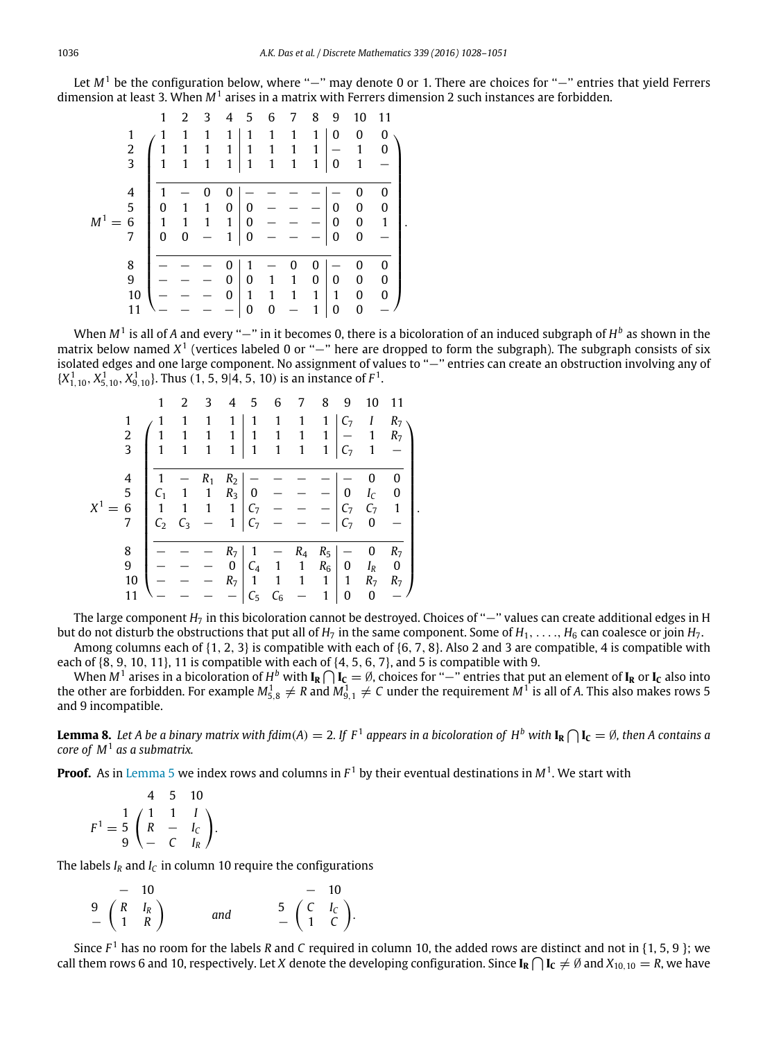Let $M^1$ be the configuration below, where "−" may denote 0 or 1. There are choices for "−" entries that yield Ferrers dimension at least 3. When $M^1$ arises in a matrix with Ferrers dimension 2 such instances are forbidden.

$$
M^1 = \begin{array}{c} \\ 1\\2\\3\\ \\4\\5\\6\\7\\ \\8\\9\\10\\11 \end{array}
\begin{array}{c}
\begin{array}{cccc|cccc|ccc} 1 & 2 & 3 & 4 & 5 & 6 & 7 & 8 & 9 & 10 & 11 \end{array}\\
\left(\begin{array}{cccc|cccc|ccc}
1 & 1 & 1 & 1 & 1 & 1 & 1 & 1 & 0 & 0 & 0\\
1 & 1 & 1 & 1 & 1 & 1 & 1 & 1 & - & 1 & 0\\
1 & 1 & 1 & 1 & 1 & 1 & 1 & 1 & 0 & 1 & -\\
\hline
1 & - & 0 & 0 & - & - & - & - & - & 0 & 0\\
0 & 1 & 1 & 0 & 0 & - & - & - & 0 & 0 & 0\\
1 & 1 & 1 & 1 & 0 & - & - & - & 0 & 0 & 1\\
0 & 0 & - & 1 & 0 & - & - & - & 0 & 0 & -\\
\hline
- & - & - & 0 & 1 & - & 0 & 0 & - & 0 & 0\\
- & - & - & 0 & 0 & 1 & 1 & 0 & 0 & 0 & 0\\
- & - & - & 0 & 1 & 1 & 1 & 1 & 1 & 0 & 0\\
- & - & - & - & 0 & 0 & - & 1 & 0 & 0 & -
\end{array}\right)
\end{array}.
$$

When $M^1$ is all of $A$ and every "−" in it becomes 0, there is a bicoloration of an induced subgraph of $H^b$ as shown in the matrix below named $X^1$ (vertices labeled 0 or "−" here are dropped to form the subgraph). The subgraph consists of six isolated edges and one large component. No assignment of values to "−" entries can create an obstruction involving any of $\{X^1_{1,10}, X^1_{5,10}, X^1_{9,10}\}$. Thus $(1, 5, 9|4, 5, 10)$ is an instance of $F^1$.

$$
X^1 = \begin{array}{c} \\ 1\\2\\3\\ \\4\\5\\6\\7\\ \\8\\9\\10\\11 \end{array}
\begin{array}{c}
\begin{array}{cccc|cccc|ccc} 1 & 2 & 3 & 4 & 5 & 6 & 7 & 8 & 9 & 10 & 11 \end{array}\\
\left(\begin{array}{cccc|cccc|ccc}
1 & 1 & 1 & 1 & 1 & 1 & 1 & 1 & C_7 & I & R_7\\
1 & 1 & 1 & 1 & 1 & 1 & 1 & 1 & - & 1 & R_7\\
1 & 1 & 1 & 1 & 1 & 1 & 1 & 1 & C_7 & 1 & -\\
\hline
1 & - & R_1 & R_2 & - & - & - & - & - & 0 & 0\\
C_1 & 1 & 1 & R_3 & 0 & - & - & - & 0 & I_C & 0\\
1 & 1 & 1 & 1 & C_7 & - & - & - & C_7 & C_7 & 1\\
C_2 & C_3 & - & 1 & C_7 & - & - & - & C_7 & 0 & -\\
\hline
- & - & - & R_7 & 1 & - & R_4 & R_5 & - & 0 & R_7\\
- & - & - & 0 & C_4 & 1 & 1 & R_6 & 0 & I_R & 0\\
- & - & - & R_7 & 1 & 1 & 1 & 1 & 1 & R_7 & R_7\\
- & - & - & - & C_5 & C_6 & - & 1 & 0 & 0 & -
\end{array}\right)
\end{array}.
$$

The large component $H_7$ in this bicoloration cannot be destroyed. Choices of "−" values can create additional edges in H but do not disturb the obstructions that put all of $H_7$ in the same component. Some of $H_1, \ldots, H_6$ can coalesce or join $H_7$.

Among columns each of $\{1, 2, 3\}$ is compatible with each of $\{6, 7, 8\}$. Also 2 and 3 are compatible, 4 is compatible with each of $\{8, 9, 10, 11\}$, 11 is compatible with each of $\{4, 5, 6, 7\}$, and 5 is compatible with 9.

When $M^1$ arises in a bicoloration of $H^b$ with $\mathbf{I_R} \bigcap \mathbf{I_C} = \emptyset$, choices for "−" entries that put an element of $\mathbf{I_R}$ or $\mathbf{I_C}$ also into the other are forbidden. For example $M^1_{5,8} \neq R$ and $M^1_{9,1} \neq C$ under the requirement $M^1$ is all of $A$. This also makes rows 5 and 9 incompatible.

**Lemma 8.** *Let $A$ be a binary matrix with $fdim(A) = 2$. If $F^1$ appears in a bicoloration of $H^b$ with $\mathbf{I_R} \bigcap \mathbf{I_C} = \emptyset$, then $A$ contains a core of $M^1$ as a submatrix.*

**Proof.** As in Lemma 5 we index rows and columns in $F^1$ by their eventual destinations in $M^1$. We start with

$$
F^1 = \begin{array}{c} \\ 1\\5\\9 \end{array}
\begin{array}{c}
\begin{array}{ccc} 4 & 5 & 10 \end{array}\\
\left(\begin{array}{ccc}
1 & 1 & I\\
R & - & I_C\\
- & C & I_R
\end{array}\right)
\end{array}.
$$

The labels $I_R$ and $I_C$ in column 10 require the configurations

$$
\begin{array}{c} \\ 9\\ - \end{array}
\begin{array}{c}
\begin{array}{cc} - & 10 \end{array}\\
\left(\begin{array}{cc}
R & I_R\\
1 & R
\end{array}\right)
\end{array}
\qquad \text{and} \qquad
\begin{array}{c} \\ 5\\ - \end{array}
\begin{array}{c}
\begin{array}{cc} - & 10 \end{array}\\
\left(\begin{array}{cc}
C & I_C\\
1 & C
\end{array}\right)
\end{array}.
$$

Since $F^1$ has no room for the labels $R$ and $C$ required in column 10, the added rows are distinct and not in $\{1, 5, 9\}$; we call them rows 6 and 10, respectively. Let $X$ denote the developing configuration. Since $\mathbf{I_R} \bigcap \mathbf{I_C} \neq \emptyset$ and $X_{10,10} = R$, we have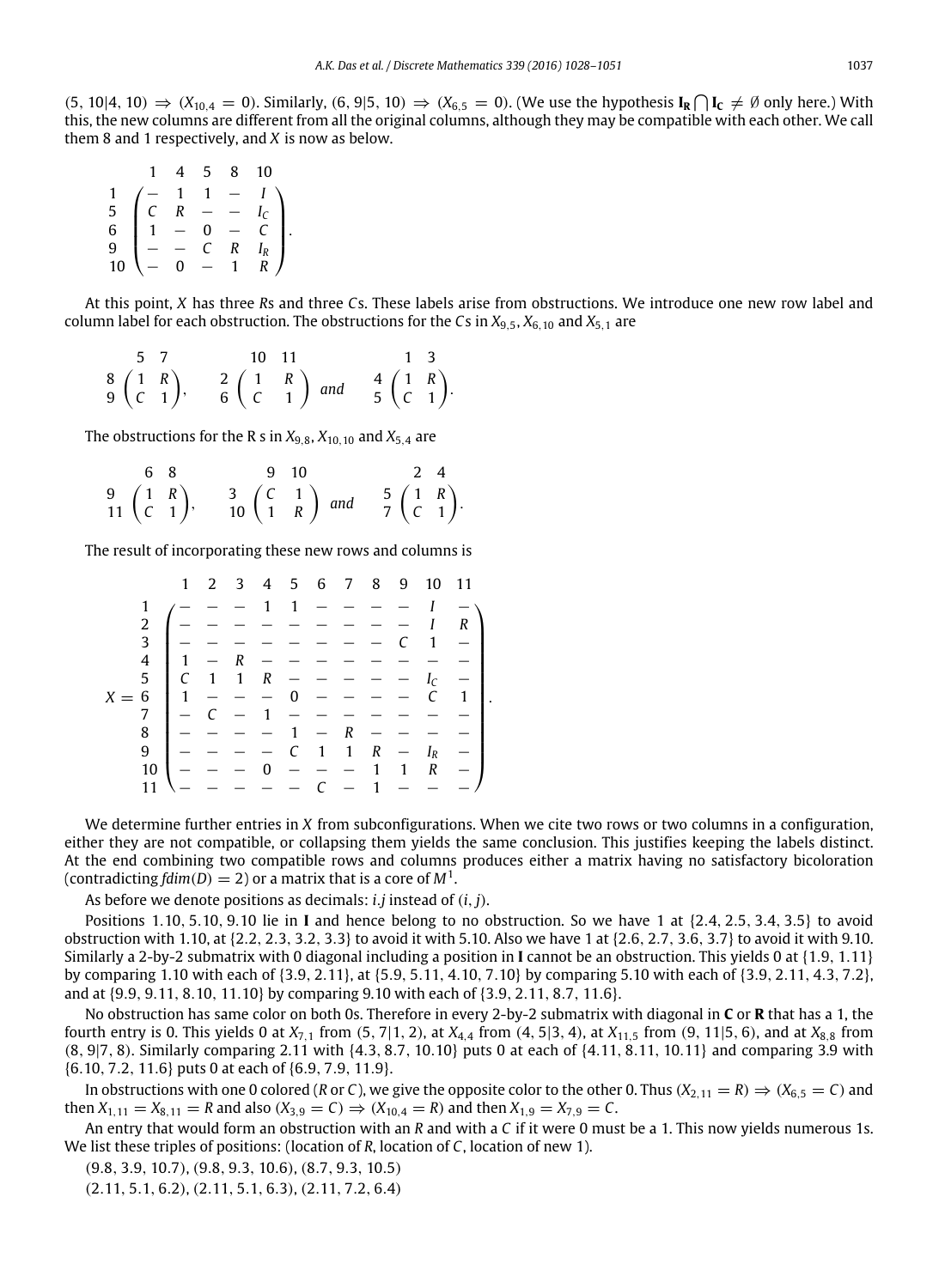$(5, 10|4, 10) \Rightarrow (X_{10,4} = 0)$. Similarly, $(6, 9|5, 10) \Rightarrow (X_{6,5} = 0)$. (We use the hypothesis $\mathbf{I_R} \bigcap \mathbf{I_C} \neq \emptyset$ only here.) With this, the new columns are different from all the original columns, although they may be compatible with each other. We call them 8 and 1 respectively, and $X$ is now as below.

$$\begin{array}{c} \\ 1 \\ 5 \\ 6 \\ 9 \\ 10 \end{array} \begin{array}{c} \begin{array}{ccccc} 1 & 4 & 5 & 8 & 10 \end{array} \\ \begin{pmatrix} - & 1 & 1 & - & I \\ C & R & - & - & I_C \\ 1 & - & 0 & - & C \\ - & - & C & R & I_R \\ - & 0 & - & 1 & R \end{pmatrix} \end{array}.$$

At this point, $X$ has three $R$s and three $C$s. These labels arise from obstructions. We introduce one new row label and column label for each obstruction. The obstructions for the $C$s in $X_{9,5}$, $X_{6,10}$ and $X_{5,1}$ are

$$\begin{array}{c} \\ 8 \\ 9 \end{array} \begin{array}{c} \begin{array}{cc} 5 & 7 \end{array} \\ \begin{pmatrix} 1 & R \\ C & 1 \end{pmatrix} \end{array}, \qquad \begin{array}{c} \\ 2 \\ 6 \end{array} \begin{array}{c} \begin{array}{cc} 10 & 11 \end{array} \\ \begin{pmatrix} 1 & R \\ C & 1 \end{pmatrix} \end{array} \text{ and } \qquad \begin{array}{c} \\ 4 \\ 5 \end{array} \begin{array}{c} \begin{array}{cc} 1 & 3 \end{array} \\ \begin{pmatrix} 1 & R \\ C & 1 \end{pmatrix} \end{array}.$$

The obstructions for the R s in $X_{9,8}$, $X_{10,10}$ and $X_{5,4}$ are

$$\begin{array}{c} \\ 9 \\ 11 \end{array} \begin{array}{c} \begin{array}{cc} 6 & 8 \end{array} \\ \begin{pmatrix} 1 & R \\ C & 1 \end{pmatrix} \end{array}, \qquad \begin{array}{c} \\ 3 \\ 10 \end{array} \begin{array}{c} \begin{array}{cc} 9 & 10 \end{array} \\ \begin{pmatrix} C & 1 \\ 1 & R \end{pmatrix} \end{array} \text{ and } \qquad \begin{array}{c} \\ 5 \\ 7 \end{array} \begin{array}{c} \begin{array}{cc} 2 & 4 \end{array} \\ \begin{pmatrix} 1 & R \\ C & 1 \end{pmatrix} \end{array}.$$

The result of incorporating these new rows and columns is

$$X = \begin{array}{c} \\ 1 \\ 2 \\ 3 \\ 4 \\ 5 \\ 6 \\ 7 \\ 8 \\ 9 \\ 10 \\ 11 \end{array} \begin{array}{c} \begin{array}{ccccccccccc} 1 & 2 & 3 & 4 & 5 & 6 & 7 & 8 & 9 & 10 & 11 \end{array} \\ \begin{pmatrix} - & - & - & 1 & 1 & - & - & - & - & I & - \\ - & - & - & - & - & - & - & - & - & I & R \\ - & - & - & - & - & - & - & - & C & 1 & - \\ 1 & - & R & - & - & - & - & - & - & - & - \\ C & 1 & 1 & R & - & - & - & - & - & I_C & - \\ 1 & - & - & - & 0 & - & - & - & - & C & 1 \\ - & C & - & 1 & - & - & - & - & - & - & - \\ - & - & - & - & 1 & - & R & - & - & - & - \\ - & - & - & - & C & 1 & 1 & R & - & I_R & - \\ - & - & - & 0 & - & - & - & 1 & 1 & R & - \\ - & - & - & - & - & C & - & 1 & - & - & - \end{pmatrix} \end{array}.$$

We determine further entries in $X$ from subconfigurations. When we cite two rows or two columns in a configuration, either they are not compatible, or collapsing them yields the same conclusion. This justifies keeping the labels distinct. At the end combining two compatible rows and columns produces either a matrix having no satisfactory bicoloration (contradicting $fdim(D) = 2$) or a matrix that is a core of $M^1$.

As before we denote positions as decimals: $i.j$ instead of $(i, j)$.

Positions 1.10, 5.10, 9.10 lie in **I** and hence belong to no obstruction. So we have 1 at {2.4, 2.5, 3.4, 3.5} to avoid obstruction with 1.10, at {2.2, 2.3, 3.2, 3.3} to avoid it with 5.10. Also we have 1 at {2.6, 2.7, 3.6, 3.7} to avoid it with 9.10. Similarly a 2-by-2 submatrix with 0 diagonal including a position in **I** cannot be an obstruction. This yields 0 at {1.9, 1.11} by comparing 1.10 with each of {3.9, 2.11}, at {5.9, 5.11, 4.10, 7.10} by comparing 5.10 with each of {3.9, 2.11, 4.3, 7.2}, and at {9.9, 9.11, 8.10, 11.10} by comparing 9.10 with each of {3.9, 2.11, 8.7, 11.6}.

No obstruction has same color on both 0s. Therefore in every 2-by-2 submatrix with diagonal in **C** or **R** that has a 1, the fourth entry is 0. This yields 0 at $X_{7,1}$ from $(5, 7|1, 2)$, at $X_{4,4}$ from $(4, 5|3, 4)$, at $X_{11,5}$ from $(9, 11|5, 6)$, and at $X_{8,8}$ from $(8, 9|7, 8)$. Similarly comparing 2.11 with {4.3, 8.7, 10.10} puts 0 at each of {4.11, 8.11, 10.11} and comparing 3.9 with {6.10, 7.2, 11.6} puts 0 at each of {6.9, 7.9, 11.9}.

In obstructions with one 0 colored ($R$ or $C$), we give the opposite color to the other 0. Thus $(X_{2,11} = R) \Rightarrow (X_{6,5} = C)$ and then $X_{1,11} = X_{8,11} = R$ and also $(X_{3,9} = C) \Rightarrow (X_{10,4} = R)$ and then $X_{1,9} = X_{7,9} = C$.

An entry that would form an obstruction with an $R$ and with a $C$ if it were 0 must be a 1. This now yields numerous 1s. We list these triples of positions: (location of $R$, location of $C$, location of new 1).

(9.8, 3.9, 10.7), (9.8, 9.3, 10.6), (8.7, 9.3, 10.5)

(2.11, 5.1, 6.2), (2.11, 5.1, 6.3), (2.11, 7.2, 6.4)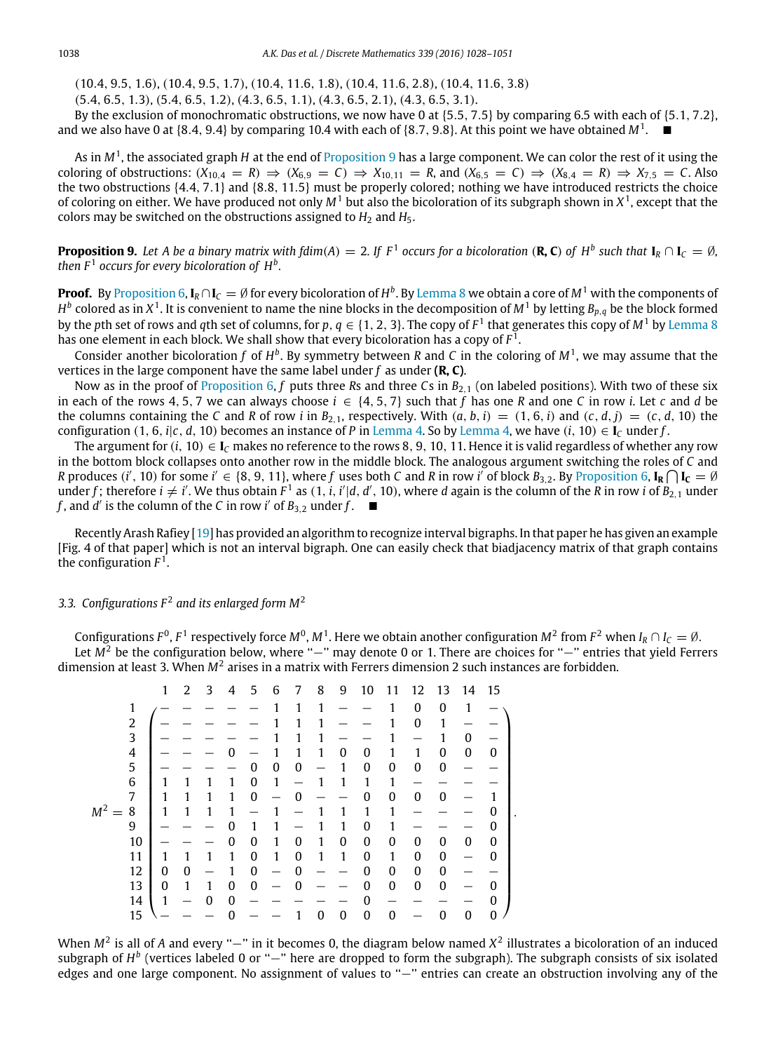(10.4, 9.5, 1.6), (10.4, 9.5, 1.7), (10.4, 11.6, 1.8), (10.4, 11.6, 2.8), (10.4, 11.6, 3.8)

(5.4, 6.5, 1.3), (5.4, 6.5, 1.2), (4.3, 6.5, 1.1), (4.3, 6.5, 2.1), (4.3, 6.5, 3.1).

By the exclusion of monochromatic obstructions, we now have 0 at {5.5, 7.5} by comparing 6.5 with each of {5.1, 7.2}, and we also have 0 at {8.4, 9.4} by comparing 10.4 with each of {8.7, 9.8}. At this point we have obtained $M^1$. ■

As in $M^1$, the associated graph $H$ at the end of Proposition 9 has a large component. We can color the rest of it using the coloring of obstructions: $(X_{10,4} = R) \Rightarrow (X_{6,9} = C) \Rightarrow X_{10,11} = R$, and $(X_{6,5} = C) \Rightarrow (X_{8,4} = R) \Rightarrow X_{7,5} = C$. Also the two obstructions {4.4, 7.1} and {8.8, 11.5} must be properly colored; nothing we have introduced restricts the choice of coloring on either. We have produced not only $M^1$ but also the bicoloration of its subgraph shown in $X^1$, except that the colors may be switched on the obstructions assigned to $H_2$ and $H_5$.

**Proposition 9.** *Let $A$ be a binary matrix with $fdim(A) = 2$. If $F^1$ occurs for a bicoloration $(\mathbf{R}, \mathbf{C})$ of $H^b$ such that $\mathbf{I}_R \cap \mathbf{I}_C = \emptyset$, then $F^1$ occurs for every bicoloration of $H^b$.*

**Proof.** By Proposition 6, $\mathbf{I}_R \cap \mathbf{I}_C = \emptyset$ for every bicoloration of $H^b$. By Lemma 8 we obtain a core of $M^1$ with the components of $H^b$ colored as in $X^1$. It is convenient to name the nine blocks in the decomposition of $M^1$ by letting $B_{p,q}$ be the block formed by the $p$th set of rows and $q$th set of columns, for $p, q \in \{1, 2, 3\}$. The copy of $F^1$ that generates this copy of $M^1$ by Lemma 8 has one element in each block. We shall show that every bicoloration has a copy of $F^1$.

Consider another bicoloration $f$ of $H^b$. By symmetry between $R$ and $C$ in the coloring of $M^1$, we may assume that the vertices in the large component have the same label under $f$ as under $(\mathbf{R}, \mathbf{C})$.

Now as in the proof of Proposition 6, $f$ puts three $R$s and three $C$s in $B_{2,1}$ (on labeled positions). With two of these six in each of the rows 4, 5, 7 we can always choose $i \in \{4, 5, 7\}$ such that $f$ has one $R$ and one $C$ in row $i$. Let $c$ and $d$ be the columns containing the $C$ and $R$ of row $i$ in $B_{2,1}$, respectively. With $(a, b, i) = (1, 6, i)$ and $(c, d, j) = (c, d, 10)$ the configuration $(1, 6, i|c, d, 10)$ becomes an instance of $P$ in Lemma 4. So by Lemma 4, we have $(i, 10) \in \mathbf{I}_C$ under $f$.

The argument for $(i, 10) \in \mathbf{I}_C$ makes no reference to the rows 8, 9, 10, 11. Hence it is valid regardless of whether any row in the bottom block collapses onto another row in the middle block. The analogous argument switching the roles of $C$ and $R$ produces $(i', 10)$ for some $i' \in \{8, 9, 11\}$, where $f$ uses both $C$ and $R$ in row $i'$ of block $B_{3,2}$. By Proposition 6, $\mathbf{I_R} \bigcap \mathbf{I_C} = \emptyset$ under $f$; therefore $i \neq i'$. We thus obtain $F^1$ as $(1, i, i'|d, d', 10)$, where $d$ again is the column of the $R$ in row $i$ of $B_{2,1}$ under $f$, and $d'$ is the column of the $C$ in row $i'$ of $B_{3,2}$ under $f$. ■

Recently Arash Rafiey [19] has provided an algorithm to recognize interval bigraphs. In that paper he has given an example [Fig. 4 of that paper] which is not an interval bigraph. One can easily check that biadjacency matrix of that graph contains the configuration $F^1$.

### 3.3. Configurations $F^2$ and its enlarged form $M^2$

Configurations $F^0$, $F^1$ respectively force $M^0$, $M^1$. Here we obtain another configuration $M^2$ from $F^2$ when $I_R \cap I_C = \emptyset$.

Let $M^2$ be the configuration below, where "−" may denote 0 or 1. There are choices for "−" entries that yield Ferrers dimension at least 3. When $M^2$ arises in a matrix with Ferrers dimension 2 such instances are forbidden.

$$
M^2 = \begin{array}{c} \\ 1 \\ 2 \\ 3 \\ 4 \\ 5 \\ 6 \\ 7 \\ 8 \\ 9 \\ 10 \\ 11 \\ 12 \\ 13 \\ 14 \\ 15 \end{array}
\begin{array}{c}
\begin{array}{ccccccccccccccc} 1 & 2 & 3 & 4 & 5 & 6 & 7 & 8 & 9 & 10 & 11 & 12 & 13 & 14 & 15 \end{array} \\
\begin{pmatrix}
- & - & - & - & - & 1 & 1 & 1 & - & - & 1 & 0 & 0 & 1 & - \\
- & - & - & - & - & - & 1 & 1 & 1 & - & - & 1 & 0 & 1 & - \\
- & - & - & - & - & 1 & 1 & 1 & - & - & 1 & - & 1 & 0 & - \\
- & - & - & 0 & - & 1 & 1 & 1 & 0 & 0 & 1 & 1 & 0 & 0 & 0 \\
- & - & - & - & 0 & 0 & 0 & - & 1 & 0 & 0 & 0 & 0 & - & - \\
1 & 1 & 1 & 1 & 0 & 1 & - & 1 & 1 & 1 & 1 & - & - & - & - \\
1 & 1 & 1 & 1 & 0 & - & 0 & - & - & 0 & 0 & 0 & 0 & - & 1 \\
1 & 1 & 1 & 1 & - & 1 & - & 1 & 1 & 1 & 1 & - & - & - & 0 \\
- & - & - & 0 & 1 & 1 & - & 1 & 1 & 0 & 1 & - & - & - & 0 \\
- & - & - & 0 & 0 & 1 & 0 & 1 & 0 & 0 & 0 & 0 & 0 & 0 & 0 \\
1 & 1 & 1 & 1 & 0 & 1 & 0 & 1 & 1 & 0 & 1 & 0 & 0 & - & 0 \\
0 & 0 & - & 1 & 0 & - & 0 & - & - & 0 & 0 & 0 & 0 & - & - \\
0 & 1 & 1 & 0 & 0 & - & 0 & - & - & 0 & 0 & 0 & 0 & - & 0 \\
1 & - & 0 & 0 & - & - & - & - & - & 0 & - & - & - & - & 0 \\
- & - & - & 0 & - & - & 1 & 0 & 0 & 0 & 0 & - & 0 & 0 & 0
\end{pmatrix}
\end{array}.
$$

When $M^2$ is all of $A$ and every "−" in it becomes 0, the diagram below named $X^2$ illustrates a bicoloration of an induced subgraph of $H^b$ (vertices labeled 0 or "−" here are dropped to form the subgraph). The subgraph consists of six isolated edges and one large component. No assignment of values to "−" entries can create an obstruction involving any of the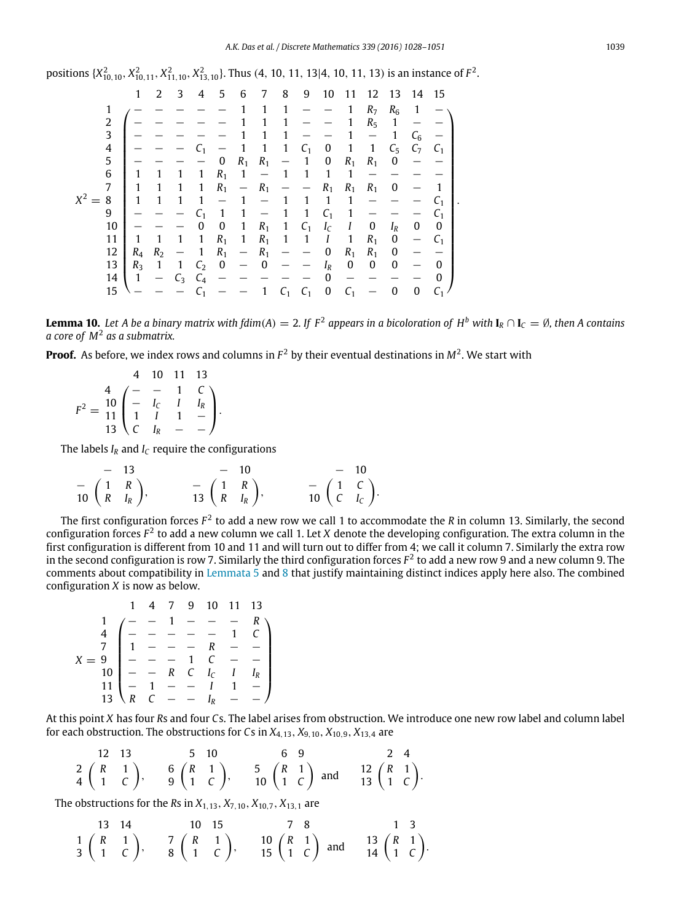positions $\{X^2_{10,10}, X^2_{10,11}, X^2_{11,10}, X^2_{13,10}\}$. Thus (4, 10, 11, 13|4, 10, 11, 13) is an instance of $F^2$.

$$
X^2 = \begin{array}{c} \\ 1\\2\\3\\4\\5\\6\\7\\8\\9\\10\\11\\12\\13\\14\\15 \end{array}
\begin{array}{c}
\begin{array}{ccccccccccccccc} 1 & 2 & 3 & 4 & 5 & 6 & 7 & 8 & 9 & 10 & 11 & 12 & 13 & 14 & 15 \end{array} \\
\left(\begin{array}{ccccccccccccccc}
- & - & - & - & - & - & 1 & 1 & 1 & - & - & 1 & R_7 & R_6 & 1 & - \\
- & - & - & - & - & - & 1 & 1 & 1 & - & - & 1 & R_5 & 1 & - & - \\
- & - & - & - & - & - & 1 & 1 & 1 & - & - & 1 & - & 1 & C_6 & - \\
- & - & - & C_1 & - & 1 & 1 & 1 & C_1 & 0 & 1 & 1 & C_5 & C_7 & C_1 \\
- & - & - & - & 0 & R_1 & R_1 & - & 1 & 0 & R_1 & R_1 & 0 & - & - \\
1 & 1 & 1 & 1 & R_1 & 1 & - & 1 & 1 & 1 & 1 & - & - & - & - \\
1 & 1 & 1 & 1 & R_1 & - & R_1 & - & - & R_1 & R_1 & R_1 & 0 & - & 1 \\
1 & 1 & 1 & 1 & - & 1 & - & 1 & 1 & 1 & 1 & - & - & - & C_1 \\
- & - & - & C_1 & 1 & 1 & - & 1 & 1 & C_1 & 1 & - & - & - & C_1 \\
- & - & - & 0 & 0 & 1 & R_1 & 1 & C_1 & I_C & I & 0 & I_R & 0 & 0 \\
1 & 1 & 1 & 1 & R_1 & 1 & R_1 & 1 & 1 & I & 1 & R_1 & 0 & - & C_1 \\
R_4 & R_2 & - & 1 & R_1 & - & R_1 & - & - & 0 & R_1 & R_1 & 0 & - & - \\
R_3 & 1 & 1 & C_2 & 0 & - & 0 & - & - & I_R & 0 & 0 & 0 & - & 0 \\
1 & - & C_3 & C_4 & - & - & - & - & - & 0 & - & - & - & - & 0 \\
- & - & - & C_1 & - & - & 1 & C_1 & C_1 & 0 & C_1 & - & 0 & 0 & C_1
\end{array}\right)
\end{array}.
$$

**Lemma 10.** *Let $A$ be a binary matrix with $fdim(A) = 2$. If $F^2$ appears in a bicoloration of $H^b$ with $\mathbf{I}_R \cap \mathbf{I}_C = \emptyset$, then $A$ contains a core of $M^2$ as a submatrix.*

**Proof.** As before, we index rows and columns in $F^2$ by their eventual destinations in $M^2$. We start with

$$
F^2 = \begin{array}{c} \\ 4 \\ 10 \\ 11 \\ 13 \end{array}
\begin{array}{c}
\begin{array}{cccc} 4 & 10 & 11 & 13 \end{array} \\
\left(\begin{array}{cccc}
- & - & 1 & C \\
- & I_C & I & I_R \\
1 & I & 1 & - \\
C & I_R & - & -
\end{array}\right)
\end{array}.
$$

The labels $I_R$ and $I_C$ require the configurations

$$
\begin{array}{c} \\ - \\ 10 \end{array}
\begin{array}{c} \begin{array}{cc} - & 13 \end{array} \\ \left(\begin{array}{cc} 1 & R \\ R & I_R \end{array}\right) \end{array},
\qquad
\begin{array}{c} \\ - \\ 13 \end{array}
\begin{array}{c} \begin{array}{cc} - & 10 \end{array} \\ \left(\begin{array}{cc} 1 & R \\ R & I_R \end{array}\right) \end{array},
\qquad
\begin{array}{c} \\ - \\ 10 \end{array}
\begin{array}{c} \begin{array}{cc} - & 10 \end{array} \\ \left(\begin{array}{cc} 1 & C \\ C & I_C \end{array}\right) \end{array}.
$$

The first configuration forces $F^2$ to add a new row we call 1 to accommodate the $R$ in column 13. Similarly, the second configuration forces $F^2$ to add a new column we call 1. Let $X$ denote the developing configuration. The extra column in the first configuration is different from 10 and 11 and will turn out to differ from 4; we call it column 7. Similarly the extra row in the second configuration is row 7. Similarly the third configuration forces $F^2$ to add a new row 9 and a new column 9. The comments about compatibility in Lemmata 5 and 8 that justify maintaining distinct indices apply here also. The combined configuration $X$ is now as below.

$$
X = \begin{array}{c} \\ 1 \\ 4 \\ 7 \\ 9 \\ 10 \\ 11 \\ 13 \end{array}
\begin{array}{c}
\begin{array}{ccccccc} 1 & 4 & 7 & 9 & 10 & 11 & 13 \end{array} \\
\left(\begin{array}{ccccccc}
- & - & 1 & - & - & - & R \\
- & - & - & - & - & 1 & C \\
1 & - & - & - & R & - & - \\
- & - & - & 1 & C & - & - \\
- & - & R & C & I_C & I & I_R \\
- & 1 & - & - & I & 1 & - \\
R & C & - & - & I_R & - & -
\end{array}\right)
\end{array}
$$

At this point $X$ has four $R$s and four $C$s. The label arises from obstruction. We introduce one new row label and column label for each obstruction. The obstructions for $C$s in $X_{4,13}$, $X_{9,10}$, $X_{10,9}$, $X_{13,4}$ are

$$
\begin{array}{c} \\ 2 \\ 4 \end{array}
\begin{array}{c} \begin{array}{cc} 12 & 13 \end{array} \\ \left(\begin{array}{cc} R & 1 \\ 1 & C \end{array}\right) \end{array},
\quad
\begin{array}{c} \\ 6 \\ 9 \end{array}
\begin{array}{c} \begin{array}{cc} 5 & 10 \end{array} \\ \left(\begin{array}{cc} R & 1 \\ 1 & C \end{array}\right) \end{array},
\quad
\begin{array}{c} \\ 5 \\ 10 \end{array}
\begin{array}{c} \begin{array}{cc} 6 & 9 \end{array} \\ \left(\begin{array}{cc} R & 1 \\ 1 & C \end{array}\right) \end{array}
\text{ and }
\begin{array}{c} \\ 12 \\ 13 \end{array}
\begin{array}{c} \begin{array}{cc} 2 & 4 \end{array} \\ \left(\begin{array}{cc} R & 1 \\ 1 & C \end{array}\right) \end{array}.
$$

The obstructions for the $R$s in $X_{1,13}$, $X_{7,10}$, $X_{10,7}$, $X_{13,1}$ are

$$
\begin{array}{c} \\ 1 \\ 3 \end{array}
\begin{array}{c} \begin{array}{cc} 13 & 14 \end{array} \\ \left(\begin{array}{cc} R & 1 \\ 1 & C \end{array}\right) \end{array},
\quad
\begin{array}{c} \\ 7 \\ 8 \end{array}
\begin{array}{c} \begin{array}{cc} 10 & 15 \end{array} \\ \left(\begin{array}{cc} R & 1 \\ 1 & C \end{array}\right) \end{array},
\quad
\begin{array}{c} \\ 10 \\ 15 \end{array}
\begin{array}{c} \begin{array}{cc} 7 & 8 \end{array} \\ \left(\begin{array}{cc} R & 1 \\ 1 & C \end{array}\right) \end{array}
\text{ and }
\begin{array}{c} \\ 13 \\ 14 \end{array}
\begin{array}{c} \begin{array}{cc} 1 & 3 \end{array} \\ \left(\begin{array}{cc} R & 1 \\ 1 & C \end{array}\right) \end{array}.
$$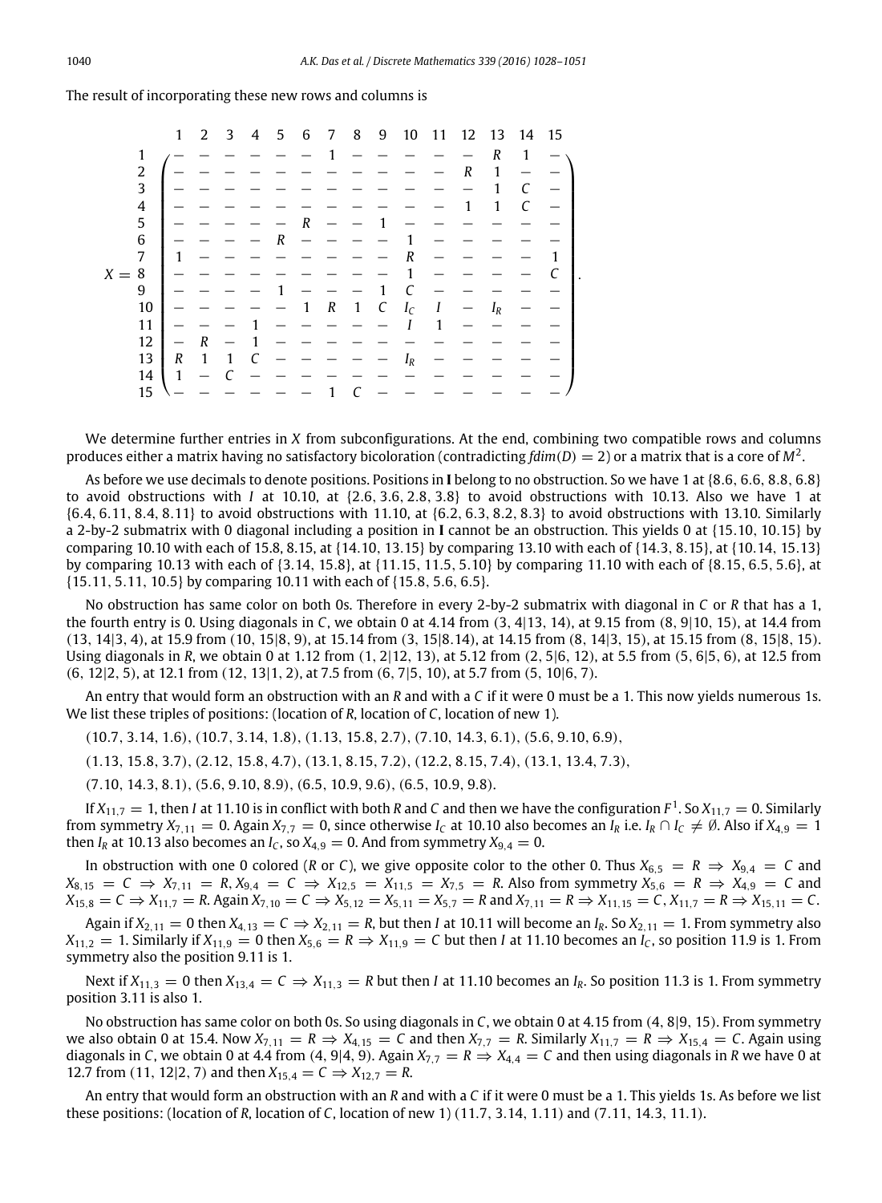The result of incorporating these new rows and columns is

$$
X = \begin{array}{c} \\ 1 \\ 2 \\ 3 \\ 4 \\ 5 \\ 6 \\ 7 \\ 8 \\ 9 \\ 10 \\ 11 \\ 12 \\ 13 \\ 14 \\ 15 \end{array}
\begin{array}{c}
\begin{array}{ccccccccccccccc} 1 & 2 & 3 & 4 & 5 & 6 & 7 & 8 & 9 & 10 & 11 & 12 & 13 & 14 & 15 \end{array} \\
\begin{pmatrix}
- & - & - & - & - & - & 1 & - & - & - & - & - & R & 1 & - \\
- & - & - & - & - & - & - & - & - & - & - & R & 1 & - & - \\
- & - & - & - & - & - & - & - & - & - & - & - & 1 & C & - \\
- & - & - & - & - & - & - & - & - & - & - & 1 & 1 & C & - \\
- & - & - & - & - & R & - & - & 1 & - & - & - & - & - & - \\
- & - & - & - & R & - & - & - & - & 1 & - & - & - & - & - \\
1 & - & - & - & - & - & - & - & - & R & - & - & - & - & 1 \\
- & - & - & - & - & - & - & - & - & 1 & - & - & - & - & C \\
- & - & - & - & 1 & - & - & - & 1 & C & - & - & - & - & - \\
- & - & - & - & - & 1 & R & 1 & C & I_C & I & - & I_R & - & - \\
- & - & - & 1 & - & - & - & - & - & I & 1 & - & - & - & - \\
- & R & - & 1 & - & - & - & - & - & - & - & - & - & - & - \\
R & 1 & 1 & C & - & - & - & - & - & I_R & - & - & - & - & - \\
1 & - & C & - & - & - & - & - & - & - & - & - & - & - & - \\
- & - & - & - & - & - & 1 & C & - & - & - & - & - & - & -
\end{pmatrix}
\end{array}.
$$

We determine further entries in $X$ from subconfigurations. At the end, combining two compatible rows and columns produces either a matrix having no satisfactory bicoloration (contradicting $fdim(D) = 2$) or a matrix that is a core of $M^2$.

As before we use decimals to denote positions. Positions in **I** belong to no obstruction. So we have 1 at {8.6, 6.6, 8.8, 6.8} to avoid obstructions with $I$ at 10.10, at {2.6, 3.6, 2.8, 3.8} to avoid obstructions with 10.13. Also we have 1 at {6.4, 6.11, 8.4, 8.11} to avoid obstructions with 11.10, at {6.2, 6.3, 8.2, 8.3} to avoid obstructions with 13.10. Similarly a 2-by-2 submatrix with 0 diagonal including a position in **I** cannot be an obstruction. This yields 0 at {15.10, 10.15} by comparing 10.10 with each of {15.8, 8.15}, at {14.10, 13.15} by comparing 13.10 with each of {14.3, 8.15}, at {10.14, 15.13} by comparing 10.13 with each of {3.14, 15.8}, at {11.15, 11.5, 5.10} by comparing 11.10 with each of {8.15, 6.5, 5.6}, at {15.11, 5.11, 10.5} by comparing 10.11 with each of {15.8, 5.6, 6.5}.

No obstruction has same color on both 0s. Therefore in every 2-by-2 submatrix with diagonal in $C$ or $R$ that has a 1, the fourth entry is 0. Using diagonals in $C$, we obtain 0 at 4.14 from (3, 4|13, 14), at 9.15 from (8, 9|10, 15), at 14.4 from (13, 14|3, 4), at 15.9 from (10, 15|8, 9), at 15.14 from (3, 15|8.14), at 14.15 from (8, 14|3, 15), at 15.15 from (8, 15|8, 15). Using diagonals in $R$, we obtain 0 at 1.12 from (1, 2|12, 13), at 5.12 from (2, 5|6, 12), at 5.5 from (5, 6|5, 6), at 12.5 from (6, 12|2, 5), at 12.1 from (12, 13|1, 2), at 7.5 from (6, 7|5, 10), at 5.7 from (5, 10|6, 7).

An entry that would form an obstruction with an $R$ and with a $C$ if it were 0 must be a 1. This now yields numerous 1s. We list these triples of positions: (location of $R$, location of $C$, location of new 1).

(10.7, 3.14, 1.6), (10.7, 3.14, 1.8), (1.13, 15.8, 2.7), (7.10, 14.3, 6.1), (5.6, 9.10, 6.9),

(1.13, 15.8, 3.7), (2.12, 15.8, 4.7), (13.1, 8.15, 7.2), (12.2, 8.15, 7.4), (13.1, 13.4, 7.3),

(7.10, 14.3, 8.1), (5.6, 9.10, 8.9), (6.5, 10.9, 9.6), (6.5, 10.9, 9.8).

If $X_{11,7} = 1$, then $I$ at 11.10 is in conflict with both $R$ and $C$ and then we have the configuration $F^1$. So $X_{11,7} = 0$. Similarly from symmetry $X_{7,11} = 0$. Again $X_{7,7} = 0$, since otherwise $I_C$ at 10.10 also becomes an $I_R$ i.e. $I_R \cap I_C \neq \emptyset$. Also if $X_{4,9} = 1$ then $I_R$ at 10.13 also becomes an $I_C$, so $X_{4,9} = 0$. And from symmetry $X_{9,4} = 0$.

In obstruction with one 0 colored ($R$ or $C$), we give opposite color to the other 0. Thus $X_{6,5} = R \Rightarrow X_{9,4} = C$ and $X_{8,15} = C \Rightarrow X_{7,11} = R, X_{9,4} = C \Rightarrow X_{12,5} = X_{11,5} = X_{7,5} = R$. Also from symmetry $X_{5,6} = R \Rightarrow X_{4,9} = C$ and $X_{15,8} = C \Rightarrow X_{11,7} = R$. Again $X_{7,10} = C \Rightarrow X_{5,12} = X_{5,11} = X_{5,7} = R$ and $X_{7,11} = R \Rightarrow X_{11,15} = C, X_{11,7} = R \Rightarrow X_{15,11} = C$.

Again if $X_{2,11} = 0$ then $X_{4,13} = C \Rightarrow X_{2,11} = R$, but then $I$ at 10.11 will become an $I_R$. So $X_{2,11} = 1$. From symmetry also $X_{11,2} = 1$. Similarly if $X_{11,9} = 0$ then $X_{5,6} = R \Rightarrow X_{11,9} = C$ but then $I$ at 11.10 becomes an $I_C$, so position 11.9 is 1. From symmetry also the position 9.11 is 1.

Next if $X_{11,3} = 0$ then $X_{13,4} = C \Rightarrow X_{11,3} = R$ but then $I$ at 11.10 becomes an $I_R$. So position 11.3 is 1. From symmetry position 3.11 is also 1.

No obstruction has same color on both 0s. So using diagonals in $C$, we obtain 0 at 4.15 from (4, 8|9, 15). From symmetry we also obtain 0 at 15.4. Now $X_{7,11} = R \Rightarrow X_{4,15} = C$ and then $X_{7,7} = R$. Similarly $X_{11,7} = R \Rightarrow X_{15,4} = C$. Again using diagonals in $C$, we obtain 0 at 4.4 from (4, 9|4, 9). Again $X_{7,7} = R \Rightarrow X_{4,4} = C$ and then using diagonals in $R$ we have 0 at 12.7 from (11, 12|2, 7) and then $X_{15,4} = C \Rightarrow X_{12,7} = R$.

An entry that would form an obstruction with an $R$ and with a $C$ if it were 0 must be a 1. This yields 1s. As before we list these positions: (location of $R$, location of $C$, location of new 1) (11.7, 3.14, 1.11) and (7.11, 14.3, 11.1).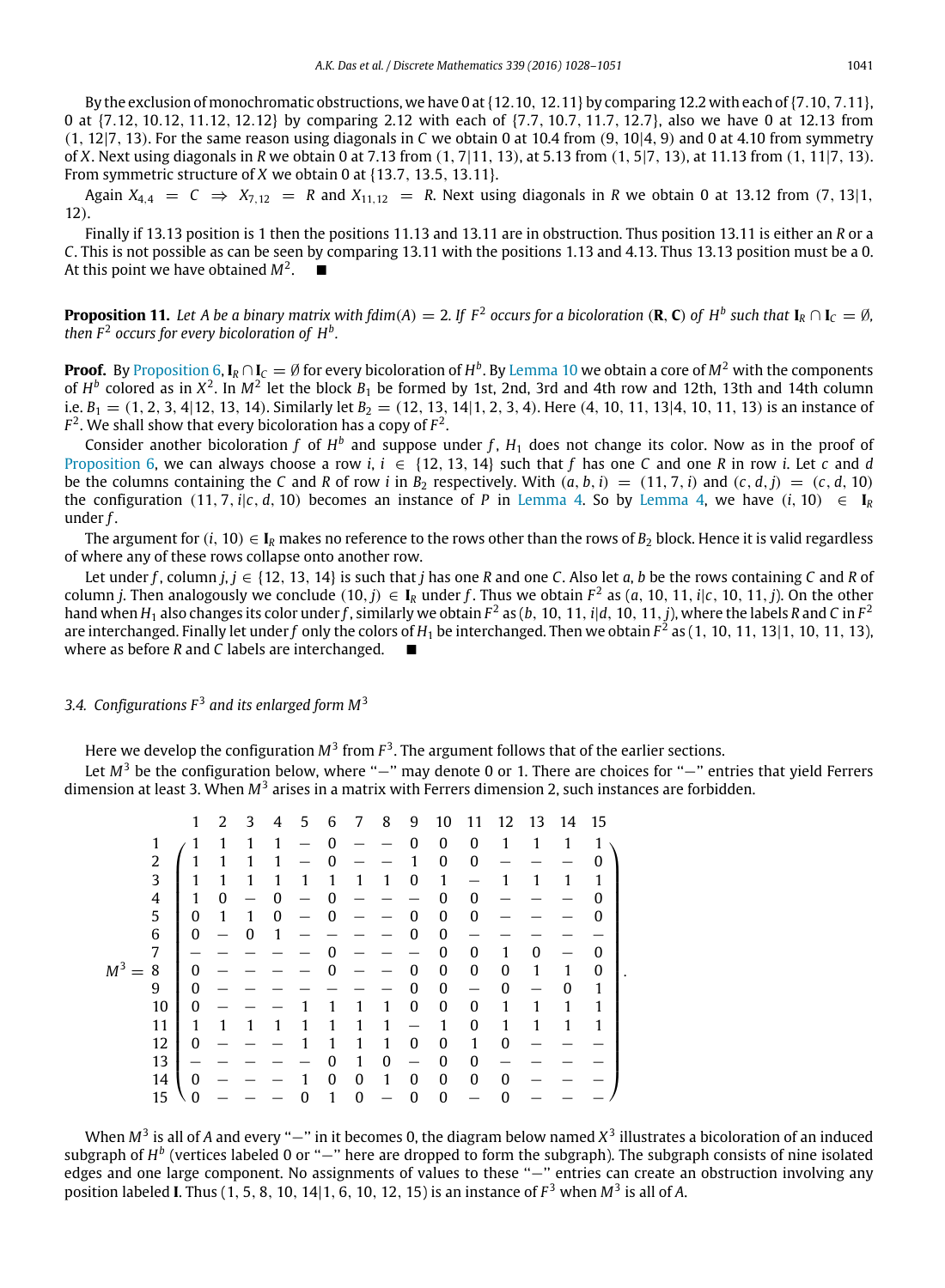By the exclusion of monochromatic obstructions, we have 0 at {12.10, 12.11} by comparing 12.2 with each of {7.10, 7.11}, 0 at {7.12, 10.12, 11.12, 12.12} by comparing 2.12 with each of {7.7, 10.7, 11.7, 12.7}, also we have 0 at 12.13 from (1, 12|7, 13). For the same reason using diagonals in $C$ we obtain 0 at 10.4 from (9, 10|4, 9) and 0 at 4.10 from symmetry of $X$. Next using diagonals in $R$ we obtain 0 at 7.13 from (1, 7|11, 13), at 5.13 from (1, 5|7, 13), at 11.13 from (1, 11|7, 13). From symmetric structure of $X$ we obtain 0 at {13.7, 13.5, 13.11}.

Again $X_{4,4} = C \Rightarrow X_{7,12} = R$ and $X_{11,12} = R$. Next using diagonals in $R$ we obtain 0 at 13.12 from (7, 13|1, 12).

Finally if 13.13 position is 1 then the positions 11.13 and 13.11 are in obstruction. Thus position 13.11 is either an $R$ or a $C$. This is not possible as can be seen by comparing 13.11 with the positions 1.13 and 4.13. Thus 13.13 position must be a 0. At this point we have obtained $M^2$. ■

**Proposition 11.** *Let A be a binary matrix with fdim(A) = 2. If $F^2$ occurs for a bicoloration $(\mathbf{R}, \mathbf{C})$ of $H^b$ such that $\mathbf{I}_R \cap \mathbf{I}_C = \emptyset$, then $F^2$ occurs for every bicoloration of $H^b$.*

**Proof.** By Proposition 6, $\mathbf{I}_R \cap \mathbf{I}_C = \emptyset$ for every bicoloration of $H^b$. By Lemma 10 we obtain a core of $M^2$ with the components of $H^b$ colored as in $X^2$. In $M^2$ let the block $B_1$ be formed by 1st, 2nd, 3rd and 4th row and 12th, 13th and 14th column i.e. $B_1 = (1, 2, 3, 4|12, 13, 14)$. Similarly let $B_2 = (12, 13, 14|1, 2, 3, 4)$. Here (4, 10, 11, 13|4, 10, 11, 13) is an instance of $F^2$. We shall show that every bicoloration has a copy of $F^2$.

Consider another bicoloration $f$ of $H^b$ and suppose under $f$, $H_1$ does not change its color. Now as in the proof of Proposition 6, we can always choose a row $i$, $i \in \{12, 13, 14\}$ such that $f$ has one $C$ and one $R$ in row $i$. Let $c$ and $d$ be the columns containing the $C$ and $R$ of row $i$ in $B_2$ respectively. With $(a, b, i) = (11, 7, i)$ and $(c, d, j) = (c, d, 10)$ the configuration $(11, 7, i|c, d, 10)$ becomes an instance of $P$ in Lemma 4. So by Lemma 4, we have $(i, 10) \in \mathbf{I}_R$ under $f$.

The argument for $(i, 10) \in \mathbf{I}_R$ makes no reference to the rows other than the rows of $B_2$ block. Hence it is valid regardless of where any of these rows collapse onto another row.

Let under $f$, column $j$, $j \in \{12, 13, 14\}$ is such that $j$ has one $R$ and one $C$. Also let $a, b$ be the rows containing $C$ and $R$ of column $j$. Then analogously we conclude $(10, j) \in \mathbf{I}_R$ under $f$. Thus we obtain $F^2$ as $(a, 10, 11, i|c, 10, 11, j)$. On the other hand when $H_1$ also changes its color under $f$, similarly we obtain $F^2$ as $(b, 10, 11, i|d, 10, 11, j)$, where the labels $R$ and $C$ in $F^2$ are interchanged. Finally let under $f$ only the colors of $H_1$ be interchanged. Then we obtain $F^2$ as (1, 10, 11, 13|1, 10, 11, 13), where as before $R$ and $C$ labels are interchanged. ■

### *3.4. Configurations $F^3$ and its enlarged form $M^3$*

Here we develop the configuration $M^3$ from $F^3$. The argument follows that of the earlier sections.

Let $M^3$ be the configuration below, where "−" may denote 0 or 1. There are choices for "−" entries that yield Ferrers dimension at least 3. When $M^3$ arises in a matrix with Ferrers dimension 2, such instances are forbidden.

$$M^3 = \begin{array}{c|ccccccccccccccc}
 & 1 & 2 & 3 & 4 & 5 & 6 & 7 & 8 & 9 & 10 & 11 & 12 & 13 & 14 & 15 \\
\hline
1 & 1 & 1 & 1 & 1 & - & 0 & - & - & 0 & 0 & 0 & 1 & 1 & 1 & 1 \\
2 & 1 & 1 & 1 & 1 & - & 0 & - & - & 1 & 0 & 0 & - & - & - & 0 \\
3 & 1 & 1 & 1 & 1 & 1 & 1 & 1 & 1 & 0 & 1 & - & 1 & 1 & 1 & 1 \\
4 & 1 & 0 & - & 0 & - & 0 & - & - & - & 0 & 0 & - & - & - & 0 \\
5 & 0 & 1 & 1 & 0 & - & 0 & - & - & 0 & 0 & 0 & - & - & - & 0 \\
6 & 0 & - & 0 & 1 & - & - & - & - & 0 & 0 & - & - & - & - & - \\
7 & - & - & - & - & - & 0 & - & - & - & 0 & 0 & 1 & 0 & - & 0 \\
8 & 0 & - & - & - & - & 0 & - & - & 0 & 0 & 0 & 0 & 1 & 1 & 0 \\
9 & 0 & - & - & - & - & - & - & - & 0 & 0 & - & 0 & - & 0 & 1 \\
10 & 0 & - & - & - & 1 & 1 & 1 & 1 & 0 & 0 & 0 & 1 & 1 & 1 & 1 \\
11 & 1 & 1 & 1 & 1 & 1 & 1 & 1 & 1 & - & 1 & 0 & 1 & 1 & 1 & 1 \\
12 & 0 & - & - & - & 1 & 1 & 1 & 1 & 0 & 0 & 1 & 0 & - & - & - \\
13 & - & - & - & - & - & 0 & 1 & 0 & - & 0 & 0 & - & - & - & - \\
14 & 0 & - & - & - & 1 & 0 & 0 & 1 & 0 & 0 & 0 & 0 & - & - & - \\
15 & 0 & - & - & - & 0 & 1 & 0 & - & 0 & 0 & - & 0 & - & - & -
\end{array}.$$

When $M^3$ is all of $A$ and every "−" in it becomes 0, the diagram below named $X^3$ illustrates a bicoloration of an induced subgraph of $H^b$ (vertices labeled 0 or "−" here are dropped to form the subgraph). The subgraph consists of nine isolated edges and one large component. No assignments of values to these "−" entries can create an obstruction involving any position labeled $\mathbf{I}$. Thus (1, 5, 8, 10, 14|1, 6, 10, 12, 15) is an instance of $F^3$ when $M^3$ is all of $A$.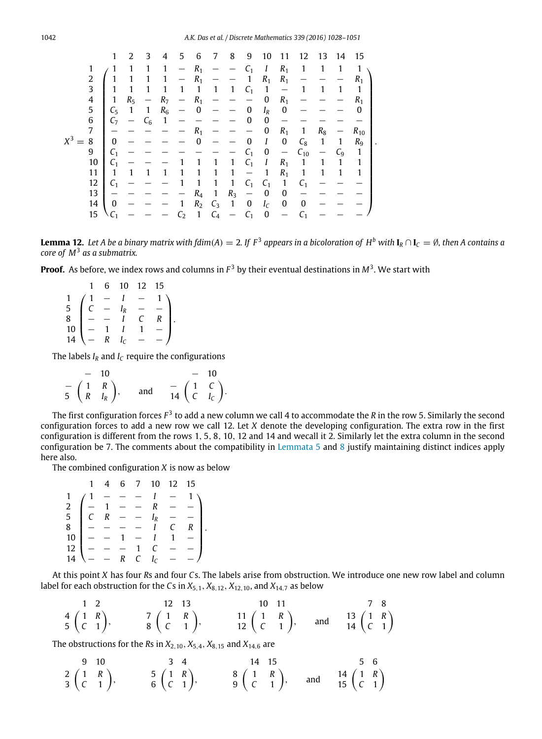$$
X^3 = \begin{array}{c} \\ 1 \\ 2 \\ 3 \\ 4 \\ 5 \\ 6 \\ 7 \\ 8 \\ 9 \\ 10 \\ 11 \\ 12 \\ 13 \\ 14 \\ 15 \end{array}
\begin{array}{c}
\begin{array}{ccccccccccccccc} 1 & 2 & 3 & 4 & 5 & 6 & 7 & 8 & 9 & 10 & 11 & 12 & 13 & 14 & 15 \end{array} \\
\left(\begin{array}{ccccccccccccccc}
1 & 1 & 1 & 1 & - & R_1 & - & - & C_1 & I & R_1 & 1 & 1 & 1 & 1 \\
1 & 1 & 1 & 1 & - & R_1 & - & - & 1 & R_1 & R_1 & - & - & - & R_1 \\
1 & 1 & 1 & 1 & 1 & 1 & 1 & 1 & C_1 & 1 & - & 1 & 1 & 1 & 1 \\
1 & R_5 & - & R_7 & - & R_1 & - & - & - & 0 & R_1 & - & - & - & R_1 \\
C_5 & 1 & 1 & R_6 & - & 0 & - & - & 0 & I_R & 0 & - & - & - & 0 \\
C_7 & - & C_6 & 1 & - & - & - & - & 0 & 0 & - & - & - & - & - \\
- & - & - & - & - & R_1 & - & - & - & 0 & R_1 & 1 & R_8 & - & R_{10} \\
0 & - & - & - & - & 0 & - & - & 0 & I & 0 & C_8 & 1 & 1 & R_9 \\
C_1 & - & - & - & - & - & - & - & C_1 & 0 & - & C_{10} & - & C_9 & 1 \\
C_1 & - & - & - & 1 & 1 & 1 & 1 & C_1 & I & R_1 & 1 & 1 & 1 & 1 \\
1 & 1 & 1 & 1 & 1 & 1 & 1 & 1 & - & 1 & R_1 & 1 & 1 & 1 & 1 \\
C_1 & - & - & - & 1 & 1 & 1 & 1 & C_1 & C_1 & 1 & C_1 & - & - & - \\
- & - & - & - & - & R_4 & 1 & R_3 & - & 0 & 0 & - & - & - & - \\
0 & - & - & - & 1 & R_2 & C_3 & 1 & 0 & I_C & 0 & 0 & - & - & - \\
C_1 & - & - & - & C_2 & 1 & C_4 & - & C_1 & 0 & - & C_1 & - & - & -
\end{array}\right)
\end{array}.
$$

**Lemma 12.** *Let $A$ be a binary matrix with $fdim(A) = 2$. If $F^3$ appears in a bicoloration of $H^b$ with $\mathbf{I}_R \cap \mathbf{I}_C = \emptyset$, then $A$ contains a core of $M^3$ as a submatrix.*

**Proof.** As before, we index rows and columns in $F^3$ by their eventual destinations in $M^3$. We start with

$$
\begin{array}{c} \\ 1 \\ 5 \\ 8 \\ 10 \\ 14 \end{array}
\begin{array}{c}
\begin{array}{ccccc} 1 & 6 & 10 & 12 & 15 \end{array} \\
\left(\begin{array}{ccccc}
1 & - & I & - & 1 \\
C & - & I_R & - & - \\
- & - & I & C & R \\
- & 1 & I & 1 & - \\
- & R & I_C & - & -
\end{array}\right)
\end{array}.
$$

The labels $I_R$ and $I_C$ require the configurations

$$
\begin{array}{c} \\ - \\ 5 \end{array}
\begin{array}{c} \begin{array}{cc} - & 10 \end{array} \\ \left(\begin{array}{cc} 1 & R \\ R & I_R \end{array}\right) \end{array},
\quad \text{and} \quad
\begin{array}{c} \\ - \\ 14 \end{array}
\begin{array}{c} \begin{array}{cc} - & 10 \end{array} \\ \left(\begin{array}{cc} 1 & C \\ C & I_C \end{array}\right) \end{array}.
$$

The first configuration forces $F^3$ to add a new column we call 4 to accommodate the $R$ in the row 5. Similarly the second configuration forces to add a new row we call 12. Let $X$ denote the developing configuration. The extra row in the first configuration is different from the rows 1, 5, 8, 10, 12 and 14 and wecall it 2. Similarly let the extra column in the second configuration be 7. The comments about the compatibility in Lemmata 5 and 8 justify maintaining distinct indices apply here also.

The combined configuration $X$ is now as below

$$
\begin{array}{c} \\ 1 \\ 2 \\ 5 \\ 8 \\ 10 \\ 12 \\ 14 \end{array}
\begin{array}{c}
\begin{array}{ccccccc} 1 & 4 & 6 & 7 & 10 & 12 & 15 \end{array} \\
\left(\begin{array}{ccccccc}
1 & - & - & - & I & - & 1 \\
- & 1 & - & - & R & - & - \\
C & R & - & - & I_R & - & - \\
- & - & - & - & I & C & R \\
- & - & 1 & - & I & 1 & - \\
- & - & - & 1 & C & - & - \\
- & - & R & C & I_C & - & -
\end{array}\right)
\end{array}.
$$

At this point $X$ has four $R$s and four $C$s. The labels arise from obstruction. We introduce one new row label and column label for each obstruction for the $C$s in $X_{5,1}$, $X_{8,12}$, $X_{12,10}$, and $X_{14,7}$ as below

$$
\begin{array}{c} \\ 4 \\ 5 \end{array}
\begin{array}{c} \begin{array}{cc} 1 & 2 \end{array} \\ \left(\begin{array}{cc} 1 & R \\ C & 1 \end{array}\right) \end{array},
\quad
\begin{array}{c} \\ 7 \\ 8 \end{array}
\begin{array}{c} \begin{array}{cc} 12 & 13 \end{array} \\ \left(\begin{array}{cc} 1 & R \\ C & 1 \end{array}\right) \end{array},
\quad
\begin{array}{c} \\ 11 \\ 12 \end{array}
\begin{array}{c} \begin{array}{cc} 10 & 11 \end{array} \\ \left(\begin{array}{cc} 1 & R \\ C & 1 \end{array}\right) \end{array},
\quad \text{and} \quad
\begin{array}{c} \\ 13 \\ 14 \end{array}
\begin{array}{c} \begin{array}{cc} 7 & 8 \end{array} \\ \left(\begin{array}{cc} 1 & R \\ C & 1 \end{array}\right) \end{array}
$$

The obstructions for the $R$s in $X_{2,10}$, $X_{5,4}$, $X_{8,15}$ and $X_{14,6}$ are

$$
\begin{array}{c} \\ 2 \\ 3 \end{array}
\begin{array}{c} \begin{array}{cc} 9 & 10 \end{array} \\ \left(\begin{array}{cc} 1 & R \\ C & 1 \end{array}\right) \end{array},
\quad
\begin{array}{c} \\ 5 \\ 6 \end{array}
\begin{array}{c} \begin{array}{cc} 3 & 4 \end{array} \\ \left(\begin{array}{cc} 1 & R \\ C & 1 \end{array}\right) \end{array},
\quad
\begin{array}{c} \\ 8 \\ 9 \end{array}
\begin{array}{c} \begin{array}{cc} 14 & 15 \end{array} \\ \left(\begin{array}{cc} 1 & R \\ C & 1 \end{array}\right) \end{array},
\quad \text{and} \quad
\begin{array}{c} \\ 14 \\ 15 \end{array}
\begin{array}{c} \begin{array}{cc} 5 & 6 \end{array} \\ \left(\begin{array}{cc} 1 & R \\ C & 1 \end{array}\right) \end{array}
$$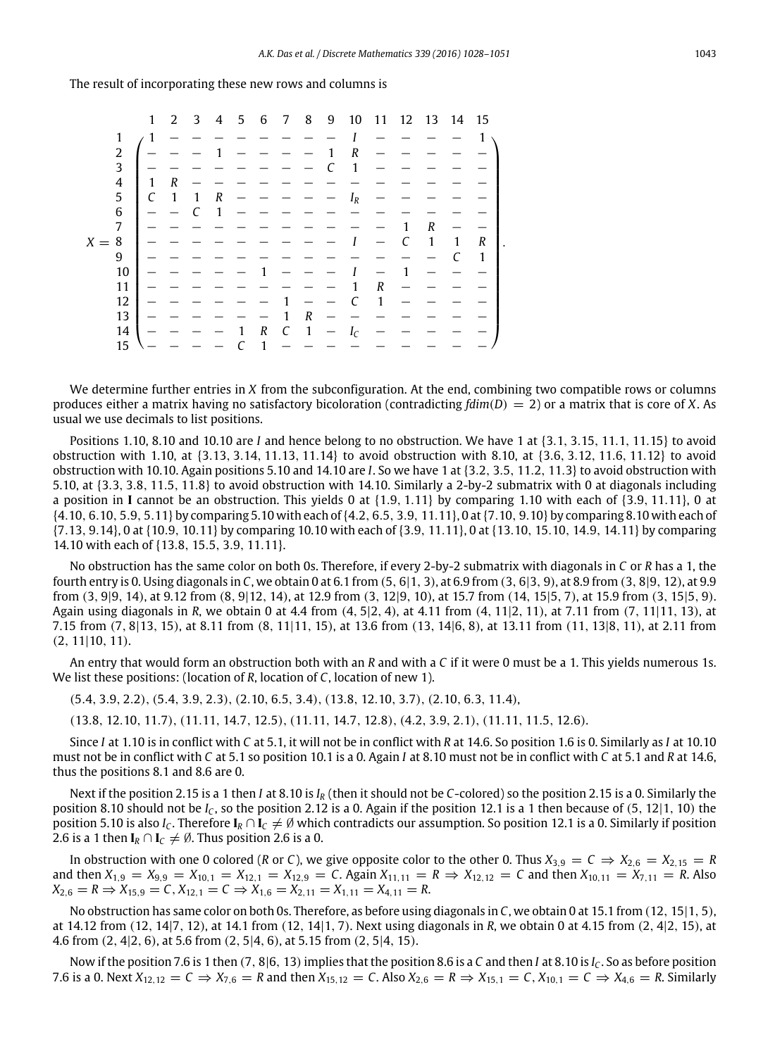The result of incorporating these new rows and columns is

$$
X = \begin{array}{c} \\ 1 \\ 2 \\ 3 \\ 4 \\ 5 \\ 6 \\ 7 \\ 8 \\ 9 \\ 10 \\ 11 \\ 12 \\ 13 \\ 14 \\ 15 \end{array}
\begin{array}{c}
\begin{array}{ccccccccccccccc} 1 & 2 & 3 & 4 & 5 & 6 & 7 & 8 & 9 & 10 & 11 & 12 & 13 & 14 & 15 \end{array} \\
\left(\begin{array}{ccccccccccccccc}
1 & - & - & - & - & - & - & - & - & I & - & - & - & - & 1 \\
- & - & - & 1 & - & - & - & - & 1 & R & - & - & - & - & - \\
- & - & - & - & - & - & - & - & C & 1 & - & - & - & - & - \\
1 & R & - & - & - & - & - & - & - & - & - & - & - & - & - \\
C & 1 & 1 & R & - & - & - & - & - & I_R & - & - & - & - & - \\
- & - & C & 1 & - & - & - & - & - & - & - & - & - & - & - \\
- & - & - & - & - & - & - & - & - & - & - & 1 & R & - & - \\
- & - & - & - & - & - & - & - & - & I & - & C & 1 & 1 & R \\
- & - & - & - & - & - & - & - & - & - & - & - & - & C & 1 \\
- & - & - & - & - & 1 & - & - & - & I & - & 1 & - & - & - \\
- & - & - & - & - & - & - & - & - & 1 & R & - & - & - & - \\
- & - & - & - & - & - & 1 & - & - & C & 1 & - & - & - & - \\
- & - & - & - & - & - & - & 1 & R & - & - & - & - & - & - \\
- & - & - & - & 1 & R & C & 1 & - & I_C & - & - & - & - & - \\
- & - & - & - & C & 1 & - & - & - & - & - & - & - & - & -
\end{array}\right)
\end{array}.
$$

We determine further entries in $X$ from the subconfiguration. At the end, combining two compatible rows or columns produces either a matrix having no satisfactory bicoloration (contradicting $fdim(D) = 2$) or a matrix that is core of $X$. As usual we use decimals to list positions.

Positions 1.10, 8.10 and 10.10 are $I$ and hence belong to no obstruction. We have 1 at {3.1, 3.15, 11.1, 11.15} to avoid obstruction with 1.10, at {3.13, 3.14, 11.13, 11.14} to avoid obstruction with 8.10, at {3.6, 3.12, 11.6, 11.12} to avoid obstruction with 10.10. Again positions 5.10 and 14.10 are $I$. So we have 1 at {3.2, 3.5, 11.2, 11.3} to avoid obstruction with 5.10, at {3.3, 3.8, 11.5, 11.8} to avoid obstruction with 14.10. Similarly a 2-by-2 submatrix with 0 at diagonals including a position in $\mathbf{I}$ cannot be an obstruction. This yields 0 at {1.9, 1.11} by comparing 1.10 with each of {3.9, 11.11}, 0 at {4.10, 6.10, 5.9, 5.11} by comparing 5.10 with each of {4.2, 6.5, 3.9, 11.11}, 0 at {7.10, 9.10} by comparing 8.10 with each of {7.13, 9.14}, 0 at {10.9, 10.11} by comparing 10.10 with each of {3.9, 11.11}, 0 at {13.10, 15.10, 14.9, 14.11} by comparing 14.10 with each of {13.8, 15.5, 3.9, 11.11}.

No obstruction has the same color on both 0s. Therefore, if every 2-by-2 submatrix with diagonals in $C$ or $R$ has a 1, the fourth entry is 0. Using diagonals in $C$, we obtain 0 at 6.1 from (5, 6|1, 3), at 6.9 from (3, 6|3, 9), at 8.9 from (3, 8|9, 12), at 9.9 from (3, 9|9, 14), at 9.12 from (8, 9|12, 14), at 12.9 from (3, 12|9, 10), at 15.7 from (14, 15|5, 7), at 15.9 from (3, 15|5, 9). Again using diagonals in $R$, we obtain 0 at 4.4 from (4, 5|2, 4), at 4.11 from (4, 11|2, 11), at 7.11 from (7, 11|11, 13), at 7.15 from (7, 8|13, 15), at 8.11 from (8, 11|11, 15), at 13.6 from (13, 14|6, 8), at 13.11 from (11, 13|8, 11), at 2.11 from (2, 11|10, 11).

An entry that would form an obstruction both with an $R$ and with a $C$ if it were 0 must be a 1. This yields numerous 1s. We list these positions: (location of $R$, location of $C$, location of new 1).

(5.4, 3.9, 2.2), (5.4, 3.9, 2.3), (2.10, 6.5, 3.4), (13.8, 12.10, 3.7), (2.10, 6.3, 11.4),

(13.8, 12.10, 11.7), (11.11, 14.7, 12.5), (11.11, 14.7, 12.8), (4.2, 3.9, 2.1), (11.11, 11.5, 12.6).

Since $I$ at 1.10 is in conflict with $C$ at 5.1, it will not be in conflict with $R$ at 14.6. So position 1.6 is 0. Similarly as $I$ at 10.10 must not be in conflict with $C$ at 5.1 so position 10.1 is a 0. Again $I$ at 8.10 must not be in conflict with $C$ at 5.1 and $R$ at 14.6, thus the positions 8.1 and 8.6 are 0.

Next if the position 2.15 is a 1 then $I$ at 8.10 is $I_R$ (then it should not be $C$-colored) so the position 2.15 is a 0. Similarly the position 8.10 should not be $I_C$, so the position 2.12 is a 0. Again if the position 12.1 is a 1 then because of (5, 12|1, 10) the position 5.10 is also $I_C$. Therefore $\mathbf{I}_R \cap \mathbf{I}_C \neq \emptyset$ which contradicts our assumption. So position 12.1 is a 0. Similarly if position 2.6 is a 1 then $\mathbf{I}_R \cap \mathbf{I}_C \neq \emptyset$. Thus position 2.6 is a 0.

In obstruction with one 0 colored ($R$ or $C$), we give opposite color to the other 0. Thus $X_{3,9} = C \Rightarrow X_{2,6} = X_{2,15} = R$ and then $X_{1,9} = X_{9,9} = X_{10,1} = X_{12,1} = X_{12,9} = C$. Again $X_{11,11} = R \Rightarrow X_{12,12} = C$ and then $X_{10,11} = X_{7,11} = R$. Also $X_{2,6} = R \Rightarrow X_{15,9} = C$, $X_{12,1} = C \Rightarrow X_{1,6} = X_{2,11} = X_{1,11} = X_{4,11} = R$.

No obstruction has same color on both 0s. Therefore, as before using diagonals in $C$, we obtain 0 at 15.1 from (12, 15|1, 5), at 14.12 from (12, 14|7, 12), at 14.1 from (12, 14|1, 7). Next using diagonals in $R$, we obtain 0 at 4.15 from (2, 4|2, 15), at 4.6 from (2, 4|2, 6), at 5.6 from (2, 5|4, 6), at 5.15 from (2, 5|4, 15).

Now if the position 7.6 is 1 then (7, 8|6, 13) implies that the position 8.6 is a $C$ and then $I$ at 8.10 is $I_C$. So as before position 7.6 is a 0. Next $X_{12,12} = C \Rightarrow X_{7,6} = R$ and then $X_{15,12} = C$. Also $X_{2,6} = R \Rightarrow X_{15,1} = C$, $X_{10,1} = C \Rightarrow X_{4,6} = R$. Similarly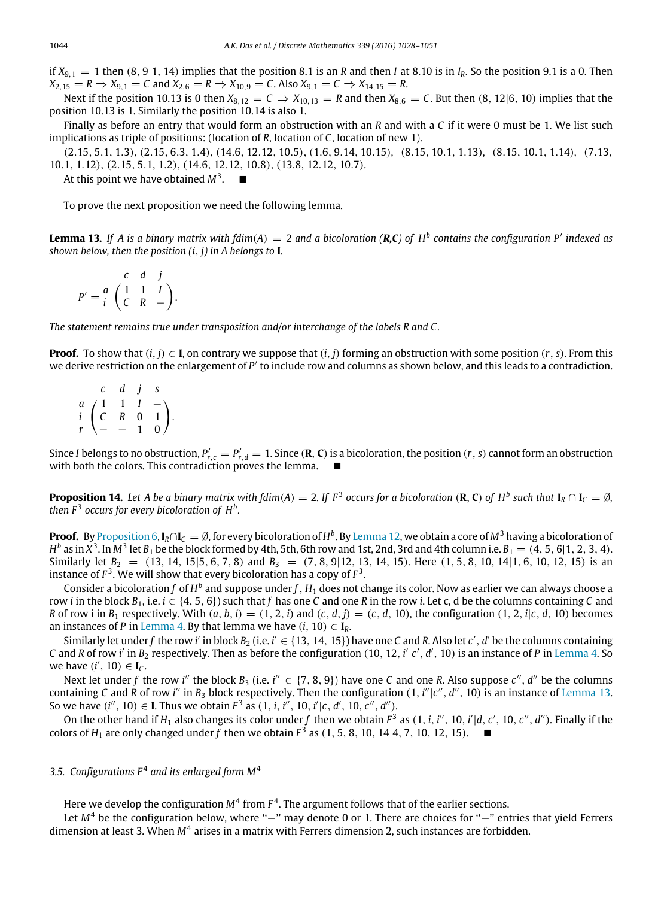if $X_{9,1} = 1$ then $(8, 9|1, 14)$ implies that the position 8.1 is an $R$ and then $I$ at 8.10 is in $I_R$. So the position 9.1 is a 0. Then $X_{2,15} = R \Rightarrow X_{9,1} = C$ and $X_{2,6} = R \Rightarrow X_{10,9} = C$. Also $X_{9,1} = C \Rightarrow X_{14,15} = R$.

Next if the position 10.13 is 0 then $X_{8,12} = C \Rightarrow X_{10,13} = R$ and then $X_{8,6} = C$. But then $(8, 12|6, 10)$ implies that the position 10.13 is 1. Similarly the position 10.14 is also 1.

Finally as before an entry that would form an obstruction with an $R$ and with a $C$ if it were 0 must be 1. We list such implications as triple of positions: (location of $R$, location of $C$, location of new 1).

(2.15, 5.1, 1.3), (2.15, 6.3, 1.4), (14.6, 12.12, 10.5), (1.6, 9.14, 10.15), (8.15, 10.1, 1.13), (8.15, 10.1, 1.14), (7.13, 10.1, 1.12), (2.15, 5.1, 1.2), (14.6, 12.12, 10.8), (13.8, 12.12, 10.7).

At this point we have obtained $M^3$. ∎

To prove the next proposition we need the following lemma.

**Lemma 13.** *If $A$ is a binary matrix with $fdim(A) = 2$ and a bicoloration ($\mathbf{R}$,$\mathbf{C}$) of $H^b$ contains the configuration $P'$ indexed as shown below, then the position $(i, j)$ in $A$ belongs to $\mathbf{I}$.*

$$P' = \begin{array}{c} \\ a \\ i \end{array}\begin{array}{c} \begin{array}{ccc} c & d & j \end{array} \\ \begin{pmatrix} 1 & 1 & I \\ C & R & - \end{pmatrix} \end{array}.$$

*The statement remains true under transposition and/or interchange of the labels $R$ and $C$.*

**Proof.** To show that $(i, j) \in \mathbf{I}$, on contrary we suppose that $(i, j)$ forming an obstruction with some position $(r, s)$. From this we derive restriction on the enlargement of $P'$ to include row and columns as shown below, and this leads to a contradiction.

$$\begin{array}{c} \\ a \\ i \\ r \end{array}\begin{array}{c} \begin{array}{cccc} c & d & j & s \end{array} \\ \begin{pmatrix} 1 & 1 & I & - \\ C & R & 0 & 1 \\ - & - & 1 & 0 \end{pmatrix} \end{array}.$$

Since $I$ belongs to no obstruction, $P'_{r,c} = P'_{r,d} = 1$. Since ($\mathbf{R}$, $\mathbf{C}$) is a bicoloration, the position $(r, s)$ cannot form an obstruction with both the colors. This contradiction proves the lemma. ∎

**Proposition 14.** *Let $A$ be a binary matrix with $fdim(A) = 2$. If $F^3$ occurs for a bicoloration ($\mathbf{R}$, $\mathbf{C}$) of $H^b$ such that $\mathbf{I}_R \cap \mathbf{I}_C = \emptyset$, then $F^3$ occurs for every bicoloration of $H^b$.*

**Proof.** By Proposition 6, $\mathbf{I}_R \cap \mathbf{I}_C = \emptyset$, for every bicoloration of $H^b$. By Lemma 12, we obtain a core of $M^3$ having a bicoloration of $H^b$ as in $X^3$. In $M^3$ let $B_1$ be the block formed by 4th, 5th, 6th row and 1st, 2nd, 3rd and 4th column i.e. $B_1 = (4, 5, 6|1, 2, 3, 4)$. Similarly let $B_2 = (13, 14, 15|5, 6, 7, 8)$ and $B_3 = (7, 8, 9|12, 13, 14, 15)$. Here $(1, 5, 8, 10, 14|1, 6, 10, 12, 15)$ is an instance of $F^3$. We will show that every bicoloration has a copy of $F^3$.

Consider a bicoloration $f$ of $H^b$ and suppose under $f$, $H_1$ does not change its color. Now as earlier we can always choose a row $i$ in the block $B_1$, i.e. $i \in \{4, 5, 6\}$) such that $f$ has one $C$ and one $R$ in the row $i$. Let c, d be the columns containing $C$ and $R$ of row i in $B_1$ respectively. With $(a, b, i) = (1, 2, i)$ and $(c, d, j) = (c, d, 10)$, the configuration $(1, 2, i|c, d, 10)$ becomes an instances of $P$ in Lemma 4. By that lemma we have $(i, 10) \in \mathbf{I}_R$.

Similarly let under $f$ the row $i'$ in block $B_2$ (i.e. $i' \in \{13, 14, 15\}$) have one $C$ and $R$. Also let $c'$, $d'$ be the columns containing $C$ and $R$ of row $i'$ in $B_2$ respectively. Then as before the configuration $(10, 12, i'|c', d', 10)$ is an instance of $P$ in Lemma 4. So we have $(i', 10) \in \mathbf{I}_C$.

Next let under $f$ the row $i''$ the block $B_3$ (i.e. $i'' \in \{7, 8, 9\}$) have one $C$ and one $R$. Also suppose $c''$, $d''$ be the columns containing $C$ and $R$ of row $i''$ in $B_3$ block respectively. Then the configuration $(1, i''|c'', d'', 10)$ is an instance of Lemma 13. So we have $(i'', 10) \in \mathbf{I}$. Thus we obtain $F^3$ as $(1, i, i'', 10, i'|c, d', 10, c'', d'')$.

On the other hand if $H_1$ also changes its color under $f$ then we obtain $F^3$ as $(1, i, i'', 10, i'|d, c', 10, c'', d'')$. Finally if the colors of $H_1$ are only changed under $f$ then we obtain $F^3$ as $(1, 5, 8, 10, 14|4, 7, 10, 12, 15)$. ∎

### 3.5. Configurations $F^4$ and its enlarged form $M^4$

Here we develop the configuration $M^4$ from $F^4$. The argument follows that of the earlier sections.

Let $M^4$ be the configuration below, where "−" may denote 0 or 1. There are choices for "−" entries that yield Ferrers dimension at least 3. When $M^4$ arises in a matrix with Ferrers dimension 2, such instances are forbidden.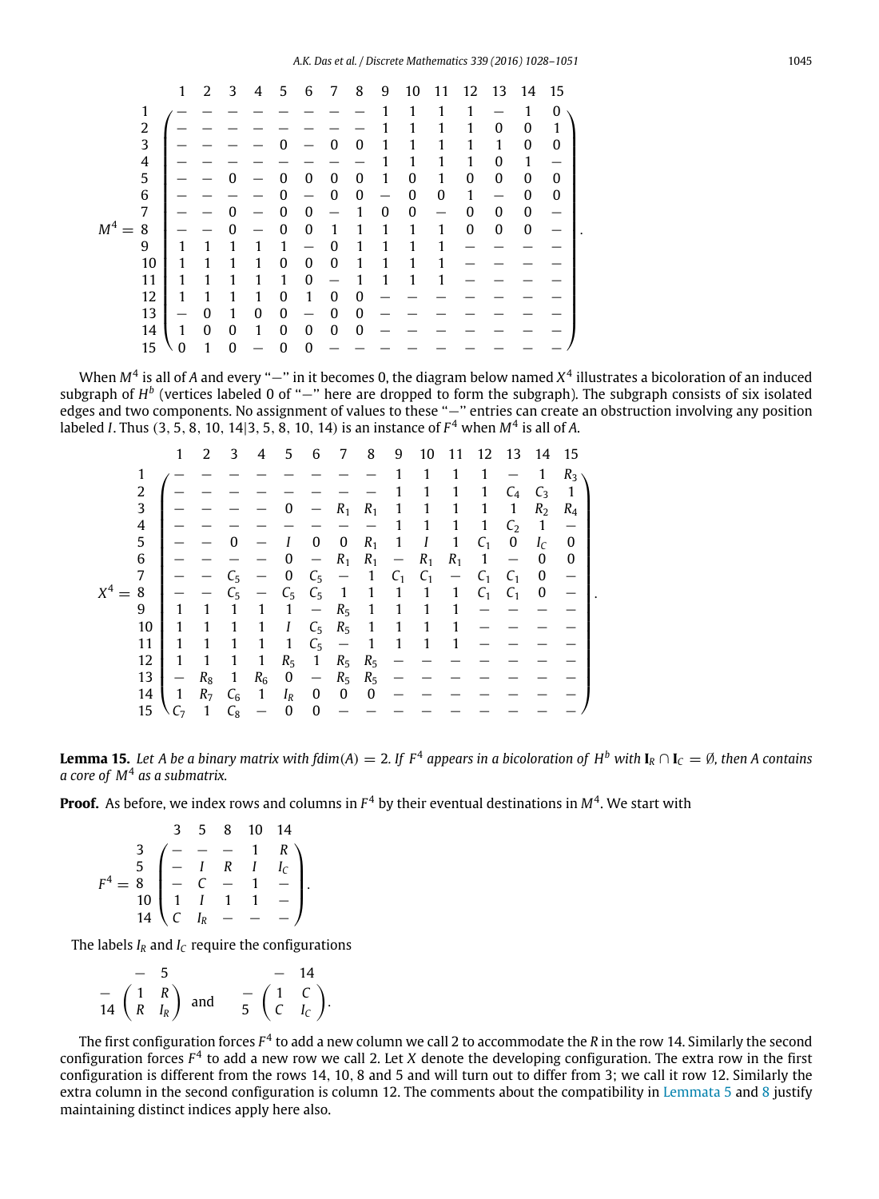$$
M^4 = \begin{array}{c} \\ 1 \\ 2 \\ 3 \\ 4 \\ 5 \\ 6 \\ 7 \\ 8 \\ 9 \\ 10 \\ 11 \\ 12 \\ 13 \\ 14 \\ 15 \end{array}
\begin{array}{c}
\begin{array}{ccccccccccccccc} 1 & 2 & 3 & 4 & 5 & 6 & 7 & 8 & 9 & 10 & 11 & 12 & 13 & 14 & 15 \end{array} \\
\left(\begin{array}{ccccccccccccccc}
- & - & - & - & - & - & - & - & 1 & 1 & 1 & 1 & - & 1 & 0 \\
- & - & - & - & - & - & - & - & 1 & 1 & 1 & 1 & 0 & 0 & 1 \\
- & - & - & - & 0 & - & 0 & 0 & 1 & 1 & 1 & 1 & 1 & 0 & 0 \\
- & - & - & - & - & - & - & - & 1 & 1 & 1 & 1 & 0 & 1 & - \\
- & - & 0 & - & 0 & 0 & 0 & 0 & 1 & 0 & 1 & 0 & 0 & 0 & 0 \\
- & - & - & - & 0 & - & 0 & 0 & - & 0 & 0 & 1 & - & 0 & 0 \\
- & - & 0 & - & 0 & 0 & - & 1 & 0 & 0 & - & 0 & 0 & 0 & - \\
- & - & 0 & - & 0 & 0 & 1 & 1 & 1 & 1 & 1 & 0 & 0 & 0 & - \\
1 & 1 & 1 & 1 & 1 & - & 0 & 1 & 1 & 1 & 1 & - & - & - & - \\
1 & 1 & 1 & 1 & 0 & 0 & 0 & 1 & 1 & 1 & 1 & - & - & - & - \\
1 & 1 & 1 & 1 & 1 & 0 & - & 1 & 1 & 1 & 1 & - & - & - & - \\
1 & 1 & 1 & 1 & 0 & 1 & 0 & 0 & - & - & - & - & - & - & - \\
- & 0 & 1 & 0 & 0 & - & 0 & 0 & - & - & - & - & - & - & - \\
1 & 0 & 0 & 1 & 0 & 0 & 0 & 0 & - & - & - & - & - & - & - \\
0 & 1 & 0 & - & 0 & 0 & - & - & - & - & - & - & - & - & -
\end{array}\right)
\end{array}.
$$

When $M^4$ is all of $A$ and every "$-$" in it becomes 0, the diagram below named $X^4$ illustrates a bicoloration of an induced subgraph of $H^b$ (vertices labeled 0 of "$-$" here are dropped to form the subgraph). The subgraph consists of six isolated edges and two components. No assignment of values to these "$-$" entries can create an obstruction involving any position labeled $I$. Thus $(3, 5, 8, 10, 14|3, 5, 8, 10, 14)$ is an instance of $F^4$ when $M^4$ is all of $A$.

$$
X^4 = \begin{array}{c} \\ 1 \\ 2 \\ 3 \\ 4 \\ 5 \\ 6 \\ 7 \\ 8 \\ 9 \\ 10 \\ 11 \\ 12 \\ 13 \\ 14 \\ 15 \end{array}
\begin{array}{c}
\begin{array}{ccccccccccccccc} 1 & 2 & 3 & 4 & 5 & 6 & 7 & 8 & 9 & 10 & 11 & 12 & 13 & 14 & 15 \end{array} \\
\left(\begin{array}{ccccccccccccccc}
- & - & - & - & - & - & - & - & 1 & 1 & 1 & 1 & - & 1 & R_3 \\
- & - & - & - & - & - & - & - & 1 & 1 & 1 & 1 & C_4 & C_3 & 1 \\
- & - & - & - & 0 & - & R_1 & R_1 & 1 & 1 & 1 & 1 & 1 & R_2 & R_4 \\
- & - & - & - & - & - & - & - & 1 & 1 & 1 & 1 & C_2 & 1 & - \\
- & - & 0 & - & I & 0 & 0 & R_1 & 1 & I & 1 & C_1 & 0 & I_C & 0 \\
- & - & - & - & 0 & - & R_1 & R_1 & - & R_1 & R_1 & 1 & - & 0 & 0 \\
- & - & C_5 & - & 0 & C_5 & - & 1 & C_1 & C_1 & - & C_1 & C_1 & 0 & - \\
- & - & C_5 & - & C_5 & C_5 & 1 & 1 & 1 & 1 & 1 & C_1 & C_1 & 0 & - \\
1 & 1 & 1 & 1 & 1 & - & R_5 & 1 & 1 & 1 & 1 & - & - & - & - \\
1 & 1 & 1 & 1 & I & C_5 & R_5 & 1 & 1 & 1 & 1 & - & - & - & - \\
1 & 1 & 1 & 1 & 1 & C_5 & - & 1 & 1 & 1 & 1 & - & - & - & - \\
1 & 1 & 1 & 1 & R_5 & 1 & R_5 & R_5 & - & - & - & - & - & - & - \\
- & R_8 & 1 & R_6 & 0 & - & R_5 & R_5 & - & - & - & - & - & - & - \\
1 & R_7 & C_6 & 1 & I_R & 0 & 0 & 0 & - & - & - & - & - & - & - \\
C_7 & 1 & C_8 & - & 0 & 0 & - & - & - & - & - & - & - & - & -
\end{array}\right)
\end{array}.
$$

**Lemma 15.** *Let $A$ be a binary matrix with $fdim(A) = 2$. If $F^4$ appears in a bicoloration of $H^b$ with $\mathbf{I}_R \cap \mathbf{I}_C = \emptyset$, then $A$ contains a core of $M^4$ as a submatrix.*

**Proof.** As before, we index rows and columns in $F^4$ by their eventual destinations in $M^4$. We start with

$$
F^4 = \begin{array}{c} \\ 3 \\ 5 \\ 8 \\ 10 \\ 14 \end{array}
\begin{array}{c}
\begin{array}{ccccc} 3 & 5 & 8 & 10 & 14 \end{array} \\
\left(\begin{array}{ccccc}
- & - & - & 1 & R \\
- & I & R & I & I_C \\
- & C & - & 1 & - \\
1 & I & 1 & 1 & - \\
C & I_R & - & - & -
\end{array}\right)
\end{array}.
$$

The labels $I_R$ and $I_C$ require the configurations

$$
\begin{array}{c} \\ - \\ 14 \end{array}
\begin{array}{c}
\begin{array}{cc} - & 5 \end{array} \\
\left(\begin{array}{cc} 1 & R \\ R & I_R \end{array}\right)
\end{array}
\quad \text{and} \quad
\begin{array}{c} \\ - \\ 5 \end{array}
\begin{array}{c}
\begin{array}{cc} - & 14 \end{array} \\
\left(\begin{array}{cc} 1 & C \\ C & I_C \end{array}\right)
\end{array}.
$$

The first configuration forces $F^4$ to add a new column we call 2 to accommodate the $R$ in the row 14. Similarly the second configuration forces $F^4$ to add a new row we call 2. Let $X$ denote the developing configuration. The extra row in the first configuration is different from the rows 14, 10, 8 and 5 and will turn out to differ from 3; we call it row 12. Similarly the extra column in the second configuration is column 12. The comments about the compatibility in Lemmata 5 and 8 justify maintaining distinct indices apply here also.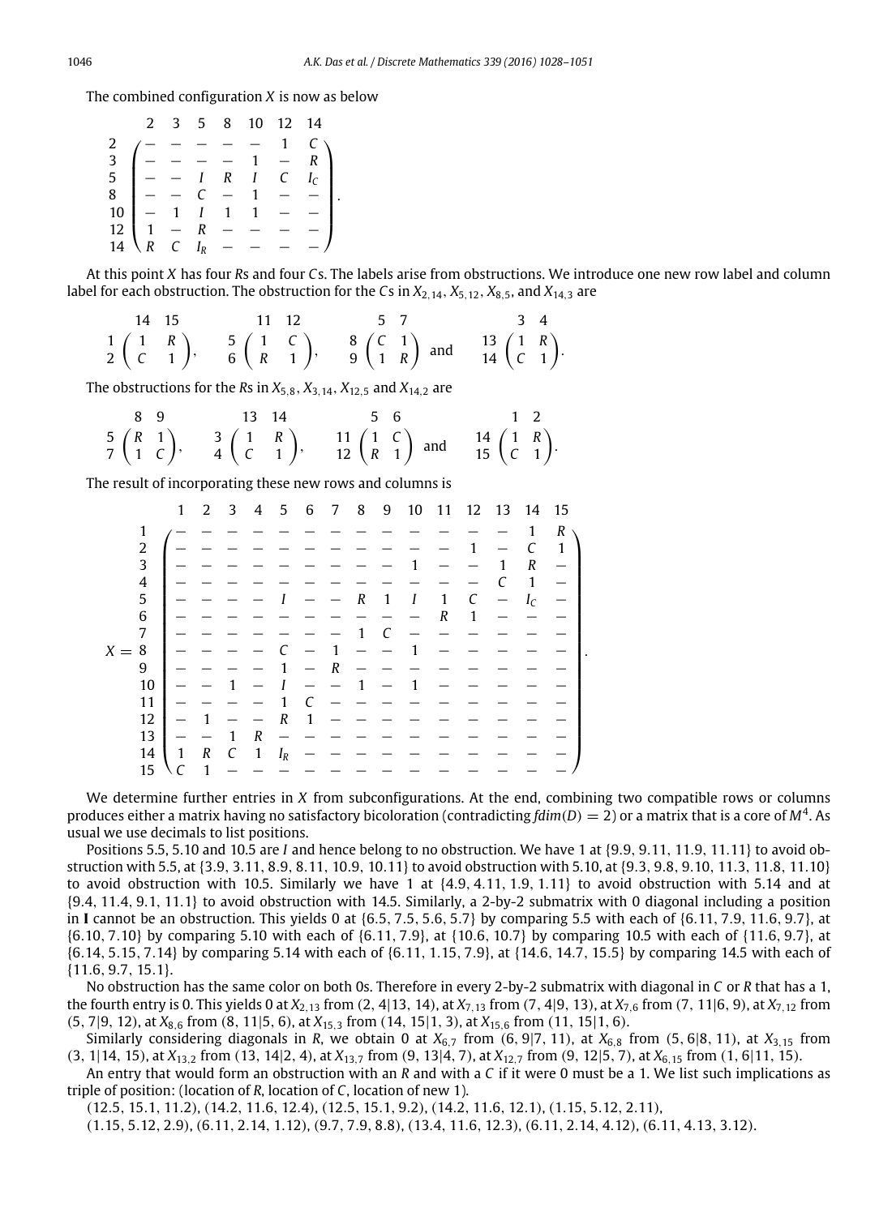The combined configuration $X$ is now as below

$$
\begin{array}{c|ccccccc}
 & 2 & 3 & 5 & 8 & 10 & 12 & 14 \\
\hline
2 & - & - & - & - & - & 1 & C \\
3 & - & - & - & - & 1 & - & R \\
5 & - & - & I & R & I & C & I_C \\
8 & - & - & C & - & 1 & - & - \\
10 & - & 1 & I & 1 & 1 & - & - \\
12 & 1 & - & R & - & - & - & - \\
14 & R & C & I_R & - & - & - & -
\end{array}.
$$

At this point $X$ has four $R$s and four $C$s. The labels arise from obstructions. We introduce one new row label and column label for each obstruction. The obstruction for the $C$s in $X_{2,14}$, $X_{5,12}$, $X_{8,5}$, and $X_{14,3}$ are

$$
\begin{array}{c|cc}
 & 14 & 15 \\
\hline
1 & 1 & R \\
2 & C & 1
\end{array}, \qquad
\begin{array}{c|cc}
 & 11 & 12 \\
\hline
5 & 1 & C \\
6 & R & 1
\end{array}, \qquad
\begin{array}{c|cc}
 & 5 & 7 \\
\hline
8 & C & 1 \\
9 & 1 & R
\end{array} \quad \text{and} \quad
\begin{array}{c|cc}
 & 3 & 4 \\
\hline
13 & 1 & R \\
14 & C & 1
\end{array}.
$$

The obstructions for the $R$s in $X_{5,8}$, $X_{3,14}$, $X_{12,5}$ and $X_{14,2}$ are

$$
\begin{array}{c|cc}
 & 8 & 9 \\
\hline
5 & R & 1 \\
7 & 1 & C
\end{array}, \qquad
\begin{array}{c|cc}
 & 13 & 14 \\
\hline
3 & 1 & R \\
4 & C & 1
\end{array}, \qquad
\begin{array}{c|cc}
 & 5 & 6 \\
\hline
11 & 1 & C \\
12 & R & 1
\end{array} \quad \text{and} \quad
\begin{array}{c|cc}
 & 1 & 2 \\
\hline
14 & 1 & R \\
15 & C & 1
\end{array}.
$$

The result of incorporating these new rows and columns is

$$
X = \begin{array}{c|ccccccccccccccc}
 & 1 & 2 & 3 & 4 & 5 & 6 & 7 & 8 & 9 & 10 & 11 & 12 & 13 & 14 & 15 \\
\hline
1 & - & - & - & - & - & - & - & - & - & - & - & - & - & 1 & R \\
2 & - & - & - & - & - & - & - & - & - & - & - & 1 & - & C & 1 \\
3 & - & - & - & - & - & - & - & - & - & 1 & - & - & 1 & R & - \\
4 & - & - & - & - & - & - & - & - & - & - & - & - & C & 1 & - \\
5 & - & - & - & - & I & - & - & R & 1 & I & 1 & C & - & I_C & - \\
6 & - & - & - & - & - & - & - & - & - & - & R & 1 & - & - & - \\
7 & - & - & - & - & - & - & - & 1 & C & - & - & - & - & - & - \\
8 & - & - & - & - & C & - & 1 & - & - & 1 & - & - & - & - & - \\
9 & - & - & - & - & 1 & - & R & - & - & - & - & - & - & - & - \\
10 & - & - & 1 & - & I & - & - & 1 & - & 1 & - & - & - & - & - \\
11 & - & - & - & - & 1 & C & - & - & - & - & - & - & - & - & - \\
12 & - & 1 & - & - & R & 1 & - & - & - & - & - & - & - & - & - \\
13 & - & - & 1 & R & - & - & - & - & - & - & - & - & - & - & - \\
14 & 1 & R & C & 1 & I_R & - & - & - & - & - & - & - & - & - & - \\
15 & C & 1 & - & - & - & - & - & - & - & - & - & - & - & - & -
\end{array}.
$$

We determine further entries in $X$ from subconfigurations. At the end, combining two compatible rows or columns produces either a matrix having no satisfactory bicoloration (contradicting $fdim(D) = 2$) or a matrix that is a core of $M^4$. As usual we use decimals to list positions.

Positions 5.5, 5.10 and 10.5 are $I$ and hence belong to no obstruction. We have 1 at {9.9, 9.11, 11.9, 11.11} to avoid obstruction with 5.5, at {3.9, 3.11, 8.9, 8.11, 10.9, 10.11} to avoid obstruction with 5.10, at {9.3, 9.8, 9.10, 11.3, 11.8, 11.10} to avoid obstruction with 10.5. Similarly we have 1 at {4.9, 4.11, 1.9, 1.11} to avoid obstruction with 5.14 and at {9.4, 11.4, 9.1, 11.1} to avoid obstruction with 14.5. Similarly, a 2-by-2 submatrix with 0 diagonal including a position in **I** cannot be an obstruction. This yields 0 at {6.5, 7.5, 5.6, 5.7} by comparing 5.5 with each of {6.11, 7.9, 11.6, 9.7}, at {6.10, 7.10} by comparing 5.10 with each of {6.11, 7.9}, at {10.6, 10.7} by comparing 10.5 with each of {11.6, 9.7}, at {6.14, 5.15, 7.14} by comparing 5.14 with each of {6.11, 1.15, 7.9}, at {14.6, 14.7, 15.5} by comparing 14.5 with each of {11.6, 9.7, 15.1}.

No obstruction has the same color on both 0s. Therefore in every 2-by-2 submatrix with diagonal in $C$ or $R$ that has a 1, the fourth entry is 0. This yields 0 at $X_{2,13}$ from $(2, 4|13, 14)$, at $X_{7,13}$ from $(7, 4|9, 13)$, at $X_{7,6}$ from $(7, 11|6, 9)$, at $X_{7,12}$ from $(5, 7|9, 12)$, at $X_{8,6}$ from $(8, 11|5, 6)$, at $X_{15,3}$ from $(14, 15|1, 3)$, at $X_{15,6}$ from $(11, 15|1, 6)$.

Similarly considering diagonals in $R$, we obtain 0 at $X_{6,7}$ from $(6, 9|7, 11)$, at $X_{6,8}$ from $(5, 6|8, 11)$, at $X_{3,15}$ from $(3, 1|14, 15)$, at $X_{13,2}$ from $(13, 14|2, 4)$, at $X_{13,7}$ from $(9, 13|4, 7)$, at $X_{12,7}$ from $(9, 12|5, 7)$, at $X_{6,15}$ from $(1, 6|11, 15)$.

An entry that would form an obstruction with an $R$ and with a $C$ if it were 0 must be a 1. We list such implications as triple of position: (location of $R$, location of $C$, location of new 1).

(12.5, 15.1, 11.2), (14.2, 11.6, 12.4), (12.5, 15.1, 9.2), (14.2, 11.6, 12.1), (1.15, 5.12, 2.11),

(1.15, 5.12, 2.9), (6.11, 2.14, 1.12), (9.7, 7.9, 8.8), (13.4, 11.6, 12.3), (6.11, 2.14, 4.12), (6.11, 4.13, 3.12).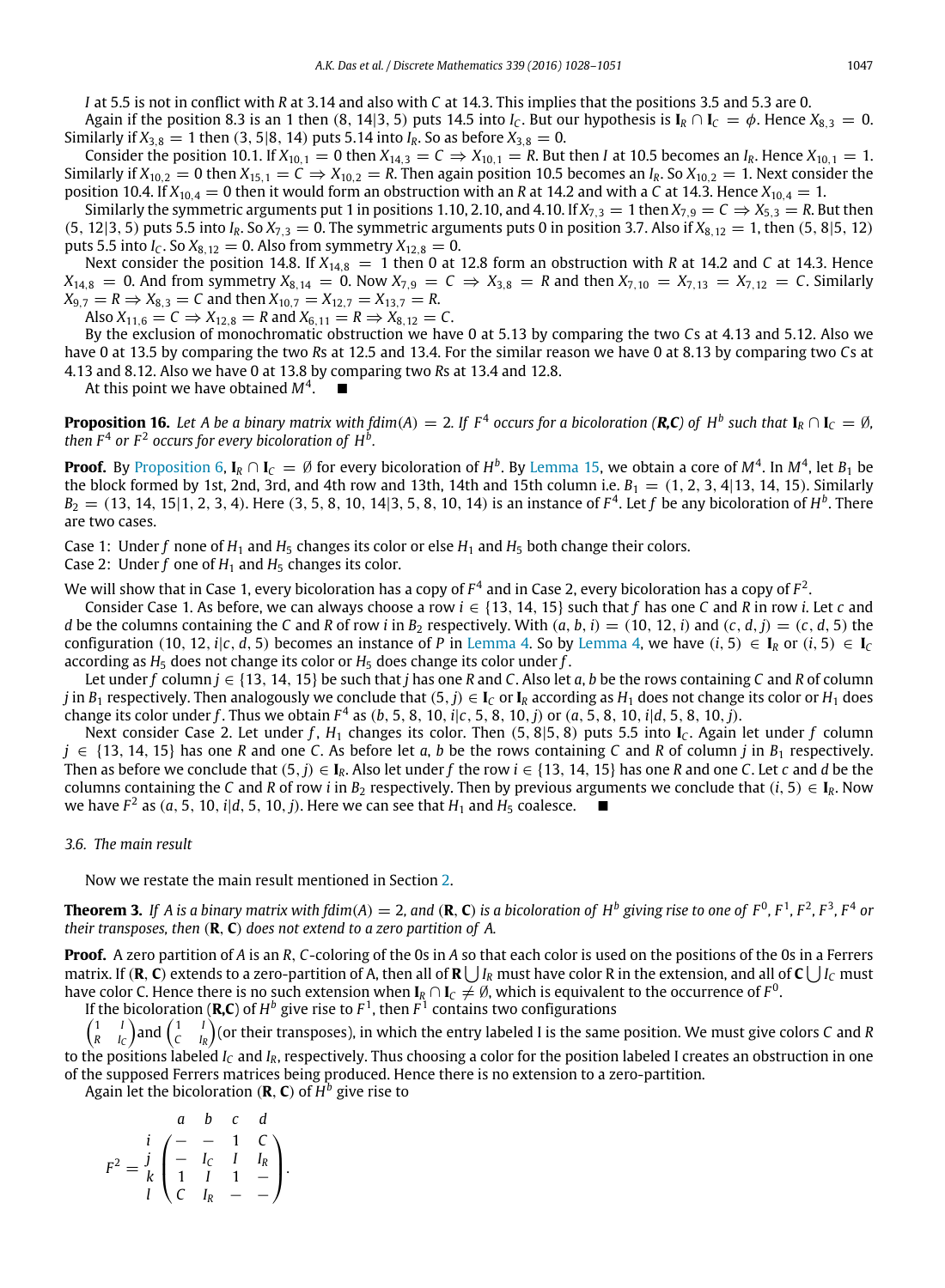$I$ at 5.5 is not in conflict with $R$ at 3.14 and also with $C$ at 14.3. This implies that the positions 3.5 and 5.3 are 0.

Again if the position 8.3 is an 1 then $(8, 14|3, 5)$ puts 14.5 into $I_C$. But our hypothesis is $\mathbf{I}_R \cap \mathbf{I}_C = \phi$. Hence $X_{8,3} = 0$. Similarly if $X_{3,8} = 1$ then $(3, 5|8, 14)$ puts 5.14 into $I_R$. So as before $X_{3,8} = 0$.

Consider the position 10.1. If $X_{10,1} = 0$ then $X_{14,3} = C \Rightarrow X_{10,1} = R$. But then $I$ at 10.5 becomes an $I_R$. Hence $X_{10,1} = 1$. Similarly if $X_{10,2} = 0$ then $X_{15,1} = C \Rightarrow X_{10,2} = R$. Then again position 10.5 becomes an $I_R$. So $X_{10,2} = 1$. Next consider the position 10.4. If $X_{10,4} = 0$ then it would form an obstruction with an $R$ at 14.2 and with a $C$ at 14.3. Hence $X_{10,4} = 1$.

Similarly the symmetric arguments put 1 in positions 1.10, 2.10, and 4.10. If $X_{7,3} = 1$ then $X_{7,9} = C \Rightarrow X_{5,3} = R$. But then $(5, 12|3, 5)$ puts 5.5 into $I_R$. So $X_{7,3} = 0$. The symmetric arguments puts 0 in position 3.7. Also if $X_{8,12} = 1$, then $(5, 8|5, 12)$ puts 5.5 into $I_C$. So $X_{8,12} = 0$. Also from symmetry $X_{12,8} = 0$.

Next consider the position 14.8. If $X_{14,8} = 1$ then 0 at 12.8 form an obstruction with $R$ at 14.2 and $C$ at 14.3. Hence $X_{14,8} = 0$. And from symmetry $X_{8,14} = 0$. Now $X_{7,9} = C \Rightarrow X_{3,8} = R$ and then $X_{7,10} = X_{7,13} = X_{7,12} = C$. Similarly $X_{9,7} = R \Rightarrow X_{8,3} = C$ and then $X_{10,7} = X_{12,7} = X_{13,7} = R$.

Also $X_{11,6} = C \Rightarrow X_{12,8} = R$ and $X_{6,11} = R \Rightarrow X_{8,12} = C$.

By the exclusion of monochromatic obstruction we have 0 at 5.13 by comparing the two $C$s at 4.13 and 5.12. Also we have 0 at 13.5 by comparing the two $R$s at 12.5 and 13.4. For the similar reason we have 0 at 8.13 by comparing two $C$s at 4.13 and 8.12. Also we have 0 at 13.8 by comparing two $R$s at 13.4 and 12.8.

At this point we have obtained $M^4$. ■

**Proposition 16.** *Let $A$ be a binary matrix with $fdim(A) = 2$. If $F^4$ occurs for a bicoloration $(\boldsymbol{R}, \boldsymbol{C})$ of $H^b$ such that $\mathbf{I}_R \cap \mathbf{I}_C = \emptyset$, then $F^4$ or $F^2$ occurs for every bicoloration of $H^b$.*

**Proof.** By Proposition 6, $\mathbf{I}_R \cap \mathbf{I}_C = \emptyset$ for every bicoloration of $H^b$. By Lemma 15, we obtain a core of $M^4$. In $M^4$, let $B_1$ be the block formed by 1st, 2nd, 3rd, and 4th row and 13th, 14th and 15th column i.e. $B_1 = (1, 2, 3, 4|13, 14, 15)$. Similarly $B_2 = (13, 14, 15|1, 2, 3, 4)$. Here $(3, 5, 8, 10, 14|3, 5, 8, 10, 14)$ is an instance of $F^4$. Let $f$ be any bicoloration of $H^b$. There are two cases.

Case 1: Under $f$ none of $H_1$ and $H_5$ changes its color or else $H_1$ and $H_5$ both change their colors.
Case 2: Under $f$ one of $H_1$ and $H_5$ changes its color.

We will show that in Case 1, every bicoloration has a copy of $F^4$ and in Case 2, every bicoloration has a copy of $F^2$.

Consider Case 1. As before, we can always choose a row $i \in \{13, 14, 15\}$ such that $f$ has one $C$ and $R$ in row $i$. Let $c$ and $d$ be the columns containing the $C$ and $R$ of row $i$ in $B_2$ respectively. With $(a, b, i) = (10, 12, i)$ and $(c, d, j) = (c, d, 5)$ the configuration $(10, 12, i|c, d, 5)$ becomes an instance of $P$ in Lemma 4. So by Lemma 4, we have $(i, 5) \in \mathbf{I}_R$ or $(i, 5) \in \mathbf{I}_C$ according as $H_5$ does not change its color or $H_5$ does change its color under $f$.

Let under $f$ column $j \in \{13, 14, 15\}$ be such that $j$ has one $R$ and $C$. Also let $a, b$ be the rows containing $C$ and $R$ of column $j$ in $B_1$ respectively. Then analogously we conclude that $(5, j) \in \mathbf{I}_C$ or $\mathbf{I}_R$ according as $H_1$ does not change its color or $H_1$ does change its color under $f$. Thus we obtain $F^4$ as $(b, 5, 8, 10, i|c, 5, 8, 10, j)$ or $(a, 5, 8, 10, i|d, 5, 8, 10, j)$.

Next consider Case 2. Let under $f$, $H_1$ changes its color. Then $(5, 8|5, 8)$ puts 5.5 into $\mathbf{I}_C$. Again let under $f$ column $j \in \{13, 14, 15\}$ has one $R$ and one $C$. Let $a, b$ be the rows containing $C$ and $R$ of column $j$ in $B_1$ respectively. Then as before we conclude that $(5, j) \in \mathbf{I}_R$. Also let under $f$ the row $i \in \{13, 14, 15\}$ has one $R$ and one $C$. Let $c$ and $d$ be the columns containing the $C$ and $R$ of row $i$ in $B_2$ respectively. Then by previous arguments we conclude that $(i, 5) \in \mathbf{I}_R$. Now we have $F^2$ as $(a, 5, 10, i|d, 5, 10, j)$. Here we can see that $H_1$ and $H_5$ coalesce. ■

### 3.6. The main result

Now we restate the main result mentioned in Section 2.

**Theorem 3.** *If $A$ is a binary matrix with $fdim(A) = 2$, and $(\mathbf{R}, \mathbf{C})$ is a bicoloration of $H^b$ giving rise to one of $F^0, F^1, F^2, F^3, F^4$ or their transposes, then $(\mathbf{R}, \mathbf{C})$ does not extend to a zero partition of $A$.*

**Proof.** A zero partition of $A$ is an $R, C$-coloring of the 0s in $A$ so that each color is used on the positions of the 0s in a Ferrers matrix. If $(\mathbf{R}, \mathbf{C})$ extends to a zero-partition of A, then all of $\mathbf{R} \bigcup I_R$ must have color R in the extension, and all of $\mathbf{C} \bigcup I_C$ must have color C. Hence there is no such extension when $\mathbf{I}_R \cap \mathbf{I}_C \neq \emptyset$, which is equivalent to the occurrence of $F^0$.

If the bicoloration $(\mathbf{R}, \mathbf{C})$ of $H^b$ give rise to $F^1$, then $F^1$ contains two configurations $\begin{pmatrix} 1 & I \\ R & I_C \end{pmatrix}$ and $\begin{pmatrix} 1 & I \\ C & I_R \end{pmatrix}$ (or their transposes), in which the entry labeled I is the same position. We must give colors $C$ and $R$ to the positions labeled $I_C$ and $I_R$, respectively. Thus choosing a color for the position labeled I creates an obstruction in one of the supposed Ferrers matrices being produced. Hence there is no extension to a zero-partition.

Again let the bicoloration $(\mathbf{R}, \mathbf{C})$ of $H^b$ give rise to

$$F^2 = \begin{array}{c} \\ i \\ j \\ k \\ l \end{array} \begin{array}{c} \begin{array}{cccc} a & b & c & d \end{array} \\ \begin{pmatrix} - & - & 1 & C \\ - & I_C & I & I_R \\ 1 & I & 1 & - \\ C & I_R & - & - \end{pmatrix} \end{array}.$$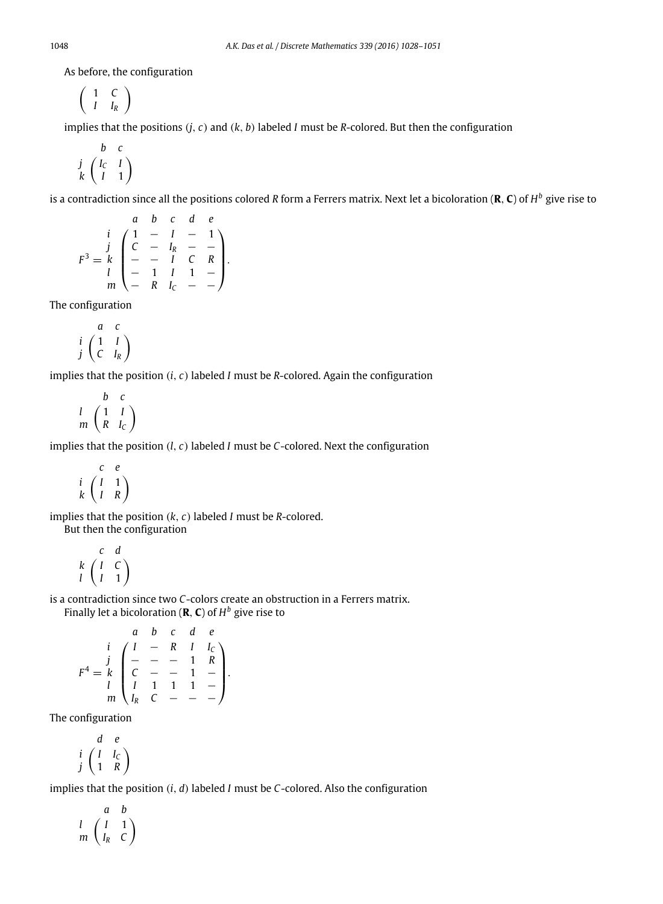As before, the configuration

$$\begin{pmatrix} 1 & C \\ I & I_R \end{pmatrix}$$

implies that the positions $(j, c)$ and $(k, b)$ labeled $I$ must be $R$-colored. But then the configuration

$$\begin{array}{c} \\ j \\ k \end{array} \begin{array}{c} \begin{array}{cc} b & c \end{array} \\ \begin{pmatrix} I_C & I \\ I & 1 \end{pmatrix} \end{array}$$

is a contradiction since all the positions colored $R$ form a Ferrers matrix. Next let a bicoloration $(\mathbf{R}, \mathbf{C})$ of $H^b$ give rise to

$$F^3 = \begin{array}{c} \\ i \\ j \\ k \\ l \\ m \end{array} \begin{array}{c} \begin{array}{ccccc} a & b & c & d & e \end{array} \\ \begin{pmatrix} 1 & - & I & - & 1 \\ C & - & I_R & - & - \\ - & - & I & C & R \\ - & 1 & I & 1 & - \\ - & R & I_C & - & - \end{pmatrix} \end{array}.$$

The configuration

$$\begin{array}{c} \\ i \\ j \end{array} \begin{array}{c} \begin{array}{cc} a & c \end{array} \\ \begin{pmatrix} 1 & I \\ C & I_R \end{pmatrix} \end{array}$$

implies that the position $(i, c)$ labeled $I$ must be $R$-colored. Again the configuration

$$\begin{array}{c} \\ l \\ m \end{array} \begin{array}{c} \begin{array}{cc} b & c \end{array} \\ \begin{pmatrix} 1 & I \\ R & I_C \end{pmatrix} \end{array}$$

implies that the position $(l, c)$ labeled $I$ must be $C$-colored. Next the configuration

$$\begin{array}{c} \\ i \\ k \end{array} \begin{array}{c} \begin{array}{cc} c & e \end{array} \\ \begin{pmatrix} I & 1 \\ I & R \end{pmatrix} \end{array}$$

implies that the position $(k, c)$ labeled $I$ must be $R$-colored.

But then the configuration

$$\begin{array}{c} \\ k \\ l \end{array} \begin{array}{c} \begin{array}{cc} c & d \end{array} \\ \begin{pmatrix} I & C \\ I & 1 \end{pmatrix} \end{array}$$

is a contradiction since two $C$-colors create an obstruction in a Ferrers matrix.

Finally let a bicoloration $(\mathbf{R}, \mathbf{C})$ of $H^b$ give rise to

$$F^4 = \begin{array}{c} \\ i \\ j \\ k \\ l \\ m \end{array} \begin{array}{c} \begin{array}{ccccc} a & b & c & d & e \end{array} \\ \begin{pmatrix} I & - & R & I & I_C \\ - & - & - & 1 & R \\ C & - & - & 1 & - \\ I & 1 & 1 & 1 & - \\ I_R & C & - & - & - \end{pmatrix} \end{array}.$$

The configuration

$$\begin{array}{c} \\ i \\ j \end{array} \begin{array}{c} \begin{array}{cc} d & e \end{array} \\ \begin{pmatrix} I & I_C \\ 1 & R \end{pmatrix} \end{array}$$

implies that the position $(i, d)$ labeled $I$ must be $C$-colored. Also the configuration

$$\begin{array}{c} \\ l \\ m \end{array} \begin{array}{c} \begin{array}{cc} a & b \end{array} \\ \begin{pmatrix} I & 1 \\ I_R & C \end{pmatrix} \end{array}$$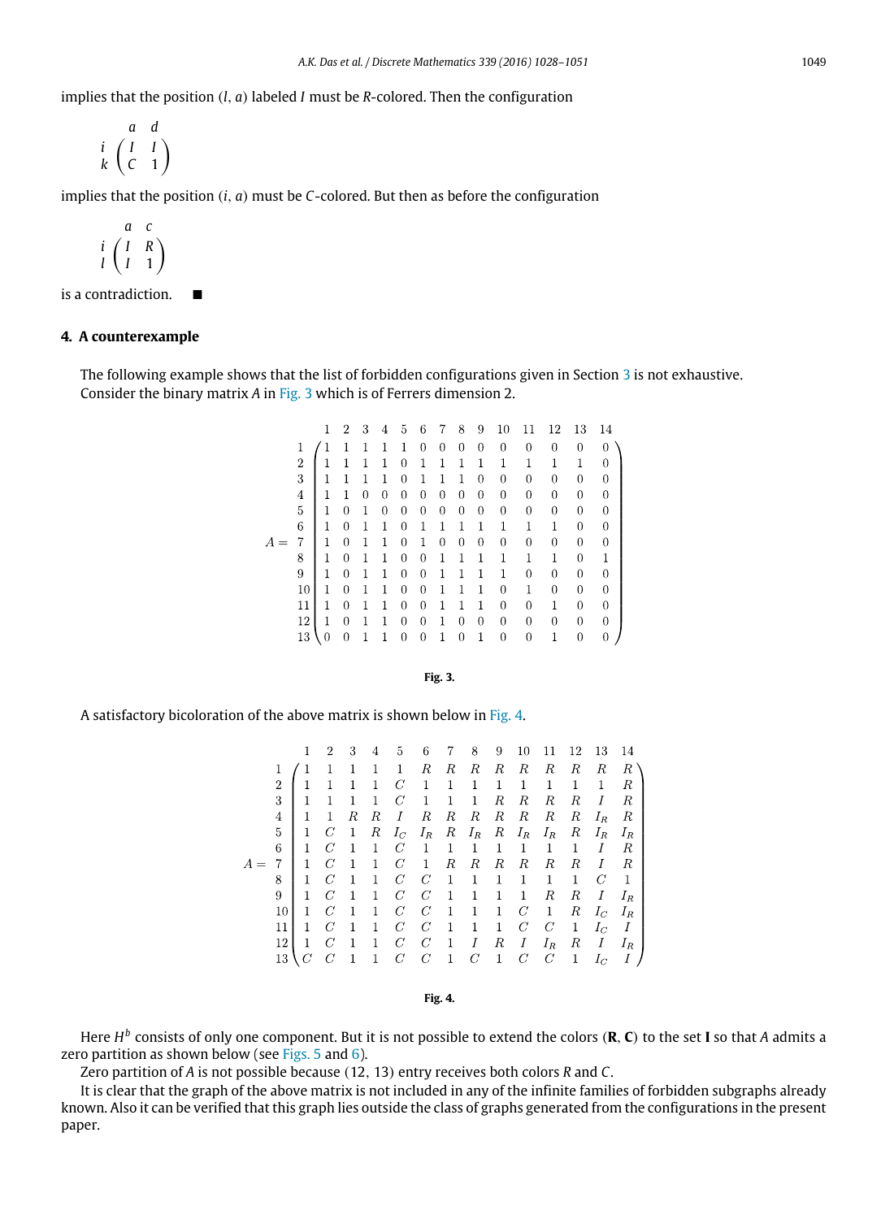implies that the position $(l, a)$ labeled $I$ must be $R$-colored. Then the configuration

$$\begin{array}{c} \\ i \\ k \end{array}\begin{array}{c} \begin{array}{cc} a & d \end{array} \\ \begin{pmatrix} I & I \\ C & 1 \end{pmatrix} \end{array}$$

implies that the position $(i, a)$ must be $C$-colored. But then as before the configuration

$$\begin{array}{c} \\ i \\ l \end{array}\begin{array}{c} \begin{array}{cc} a & c \end{array} \\ \begin{pmatrix} I & R \\ I & 1 \end{pmatrix} \end{array}$$

is a contradiction. ■

## 4. A counterexample

The following example shows that the list of forbidden configurations given in Section 3 is not exhaustive. Consider the binary matrix $A$ in Fig. 3 which is of Ferrers dimension 2.

$$A = \begin{array}{c|cccccccccccccc}
 & 1 & 2 & 3 & 4 & 5 & 6 & 7 & 8 & 9 & 10 & 11 & 12 & 13 & 14 \\ \hline
1 & 1 & 1 & 1 & 1 & 1 & 0 & 0 & 0 & 0 & 0 & 0 & 0 & 0 & 0 \\
2 & 1 & 1 & 1 & 1 & 0 & 1 & 1 & 1 & 1 & 1 & 1 & 1 & 1 & 0 \\
3 & 1 & 1 & 1 & 1 & 0 & 1 & 1 & 1 & 0 & 0 & 0 & 0 & 0 & 0 \\
4 & 1 & 1 & 0 & 0 & 0 & 0 & 0 & 0 & 0 & 0 & 0 & 0 & 0 & 0 \\
5 & 1 & 0 & 1 & 0 & 0 & 0 & 0 & 0 & 0 & 0 & 0 & 0 & 0 & 0 \\
6 & 1 & 0 & 1 & 1 & 0 & 1 & 1 & 1 & 1 & 1 & 1 & 1 & 0 & 0 \\
7 & 1 & 0 & 1 & 1 & 0 & 1 & 0 & 0 & 0 & 0 & 0 & 0 & 0 & 0 \\
8 & 1 & 0 & 1 & 1 & 0 & 0 & 1 & 1 & 1 & 1 & 1 & 1 & 0 & 1 \\
9 & 1 & 0 & 1 & 1 & 0 & 0 & 1 & 1 & 1 & 1 & 0 & 0 & 0 & 0 \\
10 & 1 & 0 & 1 & 1 & 0 & 0 & 1 & 1 & 1 & 0 & 1 & 0 & 0 & 0 \\
11 & 1 & 0 & 1 & 1 & 0 & 0 & 1 & 1 & 1 & 0 & 0 & 1 & 0 & 0 \\
12 & 1 & 0 & 1 & 1 & 0 & 0 & 1 & 0 & 0 & 0 & 0 & 0 & 0 & 0 \\
13 & 0 & 0 & 1 & 1 & 0 & 0 & 1 & 0 & 1 & 0 & 0 & 1 & 0 & 0
\end{array}$$

**Fig. 3.**

A satisfactory bicoloration of the above matrix is shown below in Fig. 4.

$$A = \begin{array}{c|cccccccccccccc}
 & 1 & 2 & 3 & 4 & 5 & 6 & 7 & 8 & 9 & 10 & 11 & 12 & 13 & 14 \\ \hline
1 & 1 & 1 & 1 & 1 & 1 & R & R & R & R & R & R & R & R & R \\
2 & 1 & 1 & 1 & 1 & C & 1 & 1 & 1 & 1 & 1 & 1 & 1 & 1 & R \\
3 & 1 & 1 & 1 & 1 & C & 1 & 1 & 1 & R & R & R & R & I & R \\
4 & 1 & 1 & R & R & I & R & R & R & R & R & R & R & I_R & R \\
5 & 1 & C & 1 & R & I_C & I_R & R & I_R & R & I_R & I_R & R & I_R & I_R \\
6 & 1 & C & 1 & 1 & C & 1 & 1 & 1 & 1 & 1 & 1 & 1 & I & R \\
7 & 1 & C & 1 & 1 & C & 1 & R & R & R & R & R & R & I & R \\
8 & 1 & C & 1 & 1 & C & C & 1 & 1 & 1 & 1 & 1 & 1 & C & 1 \\
9 & 1 & C & 1 & 1 & C & C & 1 & 1 & 1 & 1 & R & R & I & I_R \\
10 & 1 & C & 1 & 1 & C & C & 1 & 1 & 1 & C & 1 & R & I_C & I_R \\
11 & 1 & C & 1 & 1 & C & C & 1 & 1 & 1 & C & C & 1 & I_C & I \\
12 & 1 & C & 1 & 1 & C & C & 1 & I & R & I & I_R & R & I & I_R \\
13 & C & C & 1 & 1 & C & C & 1 & C & 1 & C & C & 1 & I_C & I
\end{array}$$

**Fig. 4.**

Here $H^b$ consists of only one component. But it is not possible to extend the colors ($\mathbf{R}$, $\mathbf{C}$) to the set $\mathbf{I}$ so that $A$ admits a zero partition as shown below (see Figs. 5 and 6).

Zero partition of $A$ is not possible because $(12, 13)$ entry receives both colors $R$ and $C$.

It is clear that the graph of the above matrix is not included in any of the infinite families of forbidden subgraphs already known. Also it can be verified that this graph lies outside the class of graphs generated from the configurations in the present paper.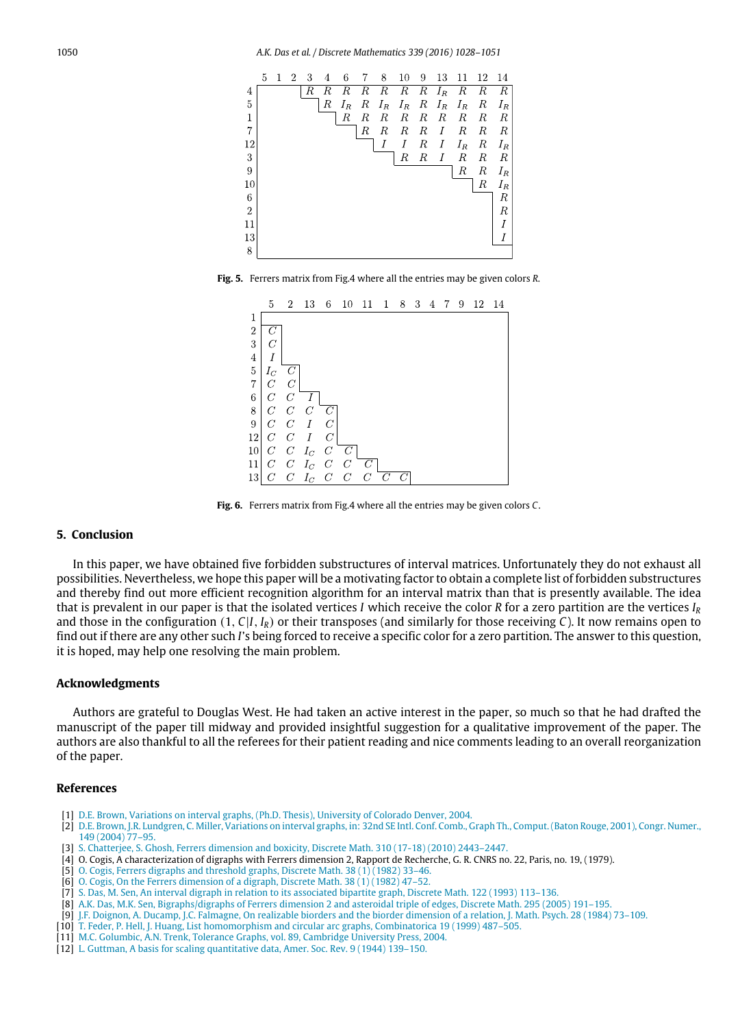| | 5 | 1 | 2 | 3 | 4 | 6 | 7 | 8 | 10 | 9 | 13 | 11 | 12 | 14 |
|---|---|---|---|---|---|---|---|---|---|---|---|---|---|---|
| 4 | | | | $R$ | $R$ | $R$ | $R$ | $R$ | $R$ | $R$ | $I_R$ | $R$ | $R$ | $R$ |
| 5 | | | | | $R$ | $I_R$ | $R$ | $I_R$ | $I_R$ | $R$ | $I_R$ | $I_R$ | $R$ | $I_R$ |
| 1 | | | | | | $R$ | $R$ | $R$ | $R$ | $R$ | $R$ | $R$ | $R$ | $R$ |
| 7 | | | | | | | $R$ | $R$ | $R$ | $R$ | $I$ | $R$ | $R$ | $R$ |
| 12 | | | | | | | | $I$ | $I$ | $R$ | $I$ | $I_R$ | $R$ | $I_R$ |
| 3 | | | | | | | | | $R$ | $R$ | $I$ | $R$ | $R$ | $R$ |
| 9 | | | | | | | | | | | | $R$ | $R$ | $I_R$ |
| 10 | | | | | | | | | | | | | $R$ | $I_R$ |
| 6 | | | | | | | | | | | | | | $R$ |
| 2 | | | | | | | | | | | | | | $R$ |
| 11 | | | | | | | | | | | | | | $I$ |
| 13 | | | | | | | | | | | | | | $I$ |
| 8 | | | | | | | | | | | | | | |

**Fig. 5.** Ferrers matrix from Fig.4 where all the entries may be given colors $R$.

| | 5 | 2 | 13 | 6 | 10 | 11 | 1 | 8 | 3 | 4 | 7 | 9 | 12 | 14 |
|---|---|---|---|---|---|---|---|---|---|---|---|---|---|---|
| 1 | | | | | | | | | | | | | | |
| 2 | $C$ | | | | | | | | | | | | | |
| 3 | $C$ | | | | | | | | | | | | | |
| 4 | $I$ | | | | | | | | | | | | | |
| 5 | $I_C$ | $C$ | | | | | | | | | | | | |
| 7 | $C$ | $C$ | | | | | | | | | | | | |
| 6 | $C$ | $C$ | $I$ | | | | | | | | | | | |
| 8 | $C$ | $C$ | $C$ | $C$ | | | | | | | | | | |
| 9 | $C$ | $C$ | $I$ | $C$ | | | | | | | | | | |
| 12 | $C$ | $C$ | $I$ | $C$ | | | | | | | | | | |
| 10 | $C$ | $C$ | $I_C$ | $C$ | $C$ | | | | | | | | | |
| 11 | $C$ | $C$ | $I_C$ | $C$ | $C$ | $C$ | | | | | | | | |
| 13 | $C$ | $C$ | $I_C$ | $C$ | $C$ | $C$ | $C$ | $C$ | | | | | | |

**Fig. 6.** Ferrers matrix from Fig.4 where all the entries may be given colors $C$.

## 5. Conclusion

In this paper, we have obtained five forbidden substructures of interval matrices. Unfortunately they do not exhaust all possibilities. Nevertheless, we hope this paper will be a motivating factor to obtain a complete list of forbidden substructures and thereby find out more efficient recognition algorithm for an interval matrix than that is presently available. The idea that is prevalent in our paper is that the isolated vertices $I$ which receive the color $R$ for a zero partition are the vertices $I_R$ and those in the configuration $(1, C|I, I_R)$ or their transposes (and similarly for those receiving $C$). It now remains open to find out if there are any other such $I$'s being forced to receive a specific color for a zero partition. The answer to this question, it is hoped, may help one resolving the main problem.

## Acknowledgments

Authors are grateful to Douglas West. He had taken an active interest in the paper, so much so that he had drafted the manuscript of the paper till midway and provided insightful suggestion for a qualitative improvement of the paper. The authors are also thankful to all the referees for their patient reading and nice comments leading to an overall reorganization of the paper.

## References

[1] D.E. Brown, Variations on interval graphs, (Ph.D. Thesis), University of Colorado Denver, 2004.

[2] D.E. Brown, J.R. Lundgren, C. Miller, Variations on interval graphs, in: 32nd SE Intl. Conf. Comb., Graph Th., Comput. (Baton Rouge, 2001), Congr. Numer., 149 (2004) 77–95.

[3] S. Chatterjee, S. Ghosh, Ferrers dimension and boxicity, Discrete Math. 310 (17-18) (2010) 2443–2447.

[4] O. Cogis, A characterization of digraphs with Ferrers dimension 2, Rapport de Recherche, G. R. CNRS no. 22, Paris, no. 19, (1979).

[5] O. Cogis, Ferrers digraphs and threshold graphs, Discrete Math. 38 (1) (1982) 33–46.

[6] O. Cogis, On the Ferrers dimension of a digraph, Discrete Math. 38 (1) (1982) 47–52.

[7] S. Das, M. Sen, An interval digraph in relation to its associated bipartite graph, Discrete Math. 122 (1993) 113–136.

[8] A.K. Das, M.K. Sen, Bigraphs/digraphs of Ferrers dimension 2 and asteroidal triple of edges, Discrete Math. 295 (2005) 191–195.

[9] J.F. Doignon, A. Ducamp, J.C. Falmagne, On realizable biorders and the biorder dimension of a relation, J. Math. Psych. 28 (1984) 73–109.

[10] T. Feder, P. Hell, J. Huang, List homomorphism and circular arc graphs, Combinatorica 19 (1999) 487–505.

[11] M.C. Golumbic, A.N. Trenk, Tolerance Graphs, vol. 89, Cambridge University Press, 2004.

[12] L. Guttman, A basis for scaling quantitative data, Amer. Soc. Rev. 9 (1944) 139–150.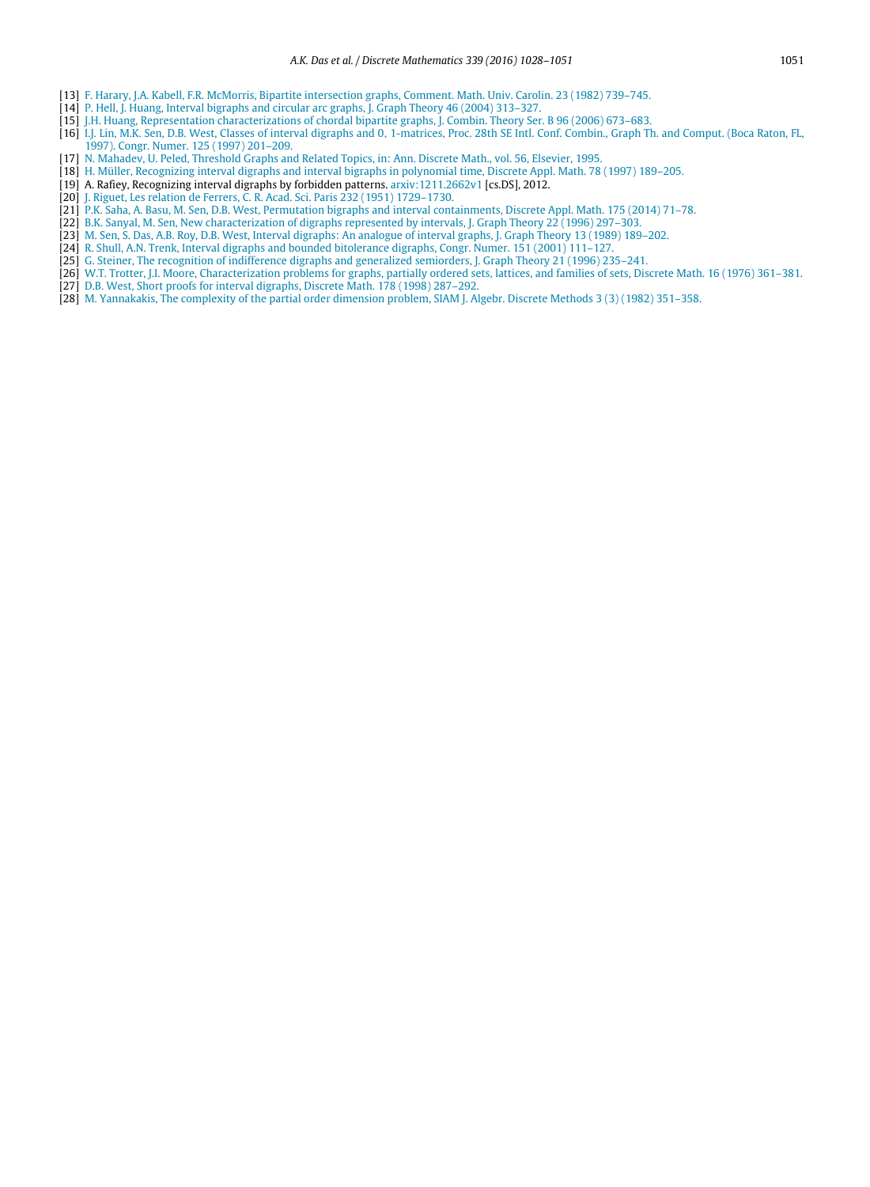[13] F. Harary, J.A. Kabell, F.R. McMorris, Bipartite intersection graphs, Comment. Math. Univ. Carolin. 23 (1982) 739–745.
[14] P. Hell, J. Huang, Interval bigraphs and circular arc graphs, J. Graph Theory 46 (2004) 313–327.
[15] J.H. Huang, Representation characterizations of chordal bipartite graphs, J. Combin. Theory Ser. B 96 (2006) 673–683.
[16] I.J. Lin, M.K. Sen, D.B. West, Classes of interval digraphs and 0, 1-matrices, Proc. 28th SE Intl. Conf. Combin., Graph Th. and Comput. (Boca Raton, FL, 1997). Congr. Numer. 125 (1997) 201–209.
[17] N. Mahadev, U. Peled, Threshold Graphs and Related Topics, in: Ann. Discrete Math., vol. 56, Elsevier, 1995.
[18] H. Müller, Recognizing interval digraphs and interval bigraphs in polynomial time, Discrete Appl. Math. 78 (1997) 189–205.
[19] A. Rafiey, Recognizing interval digraphs by forbidden patterns. arxiv:1211.2662v1 [cs.DS], 2012.
[20] J. Riguet, Les relation de Ferrers, C. R. Acad. Sci. Paris 232 (1951) 1729–1730.
[21] P.K. Saha, A. Basu, M. Sen, D.B. West, Permutation bigraphs and interval containments, Discrete Appl. Math. 175 (2014) 71–78.
[22] B.K. Sanyal, M. Sen, New characterization of digraphs represented by intervals, J. Graph Theory 22 (1996) 297–303.
[23] M. Sen, S. Das, A.B. Roy, D.B. West, Interval digraphs: An analogue of interval graphs, J. Graph Theory 13 (1989) 189–202.
[24] R. Shull, A.N. Trenk, Interval digraphs and bounded bitolerance digraphs, Congr. Numer. 151 (2001) 111–127.
[25] G. Steiner, The recognition of indifference digraphs and generalized semiorders, J. Graph Theory 21 (1996) 235–241.
[26] W.T. Trotter, J.I. Moore, Characterization problems for graphs, partially ordered sets, lattices, and families of sets, Discrete Math. 16 (1976) 361–381.
[27] D.B. West, Short proofs for interval digraphs, Discrete Math. 178 (1998) 287–292.
[28] M. Yannakakis, The complexity of the partial order dimension problem, SIAM J. Algebr. Discrete Methods 3 (3) (1982) 351–358.